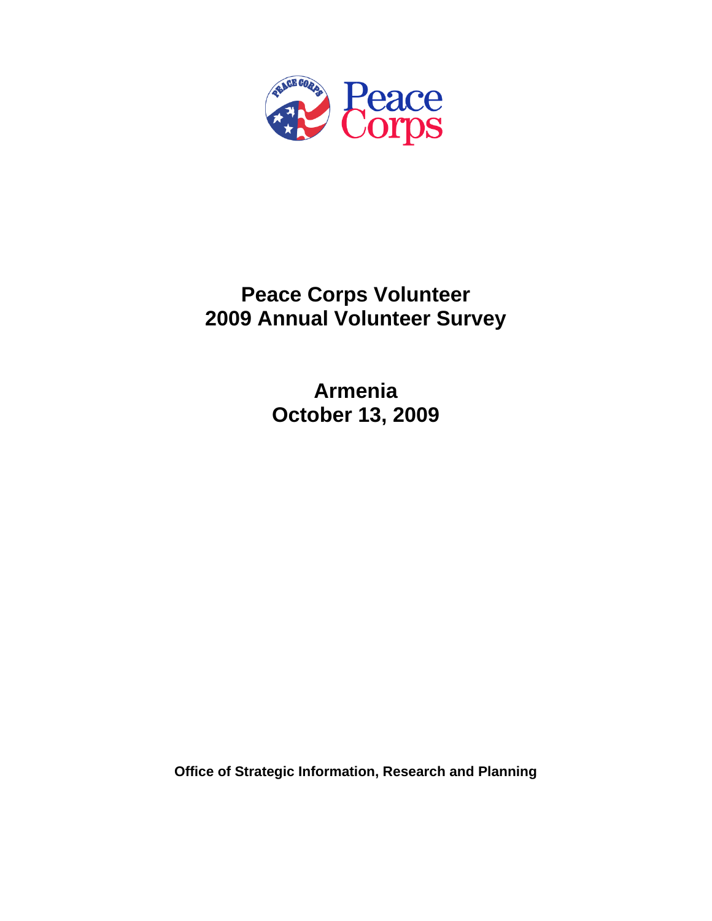# Peace Corps Volunteer
# 2009 Annual Volunteer Survey

## Armenia
## October 13, 2009

**Office of Strategic Information, Research and Planning**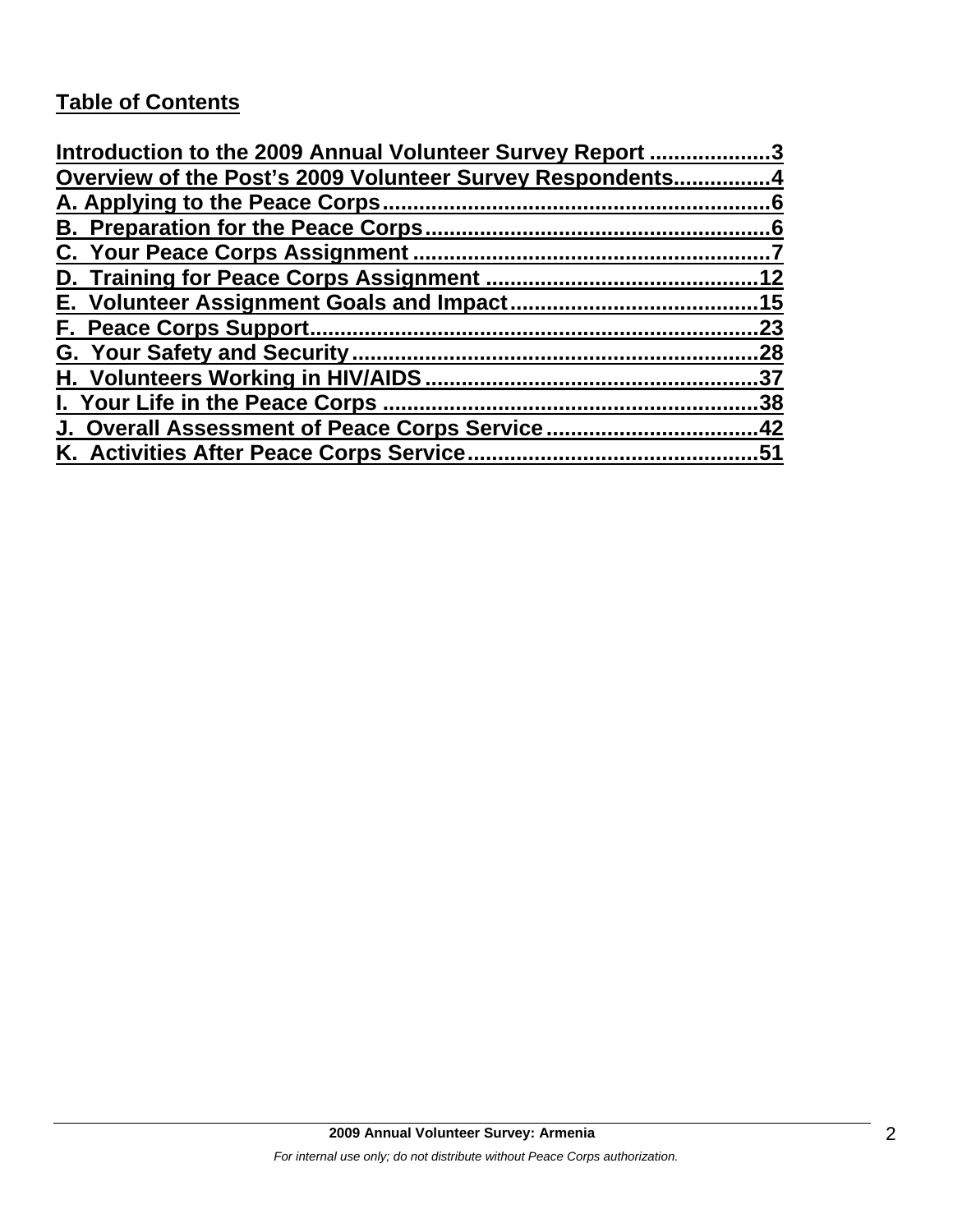## Table of Contents

Introduction to the 2009 Annual Volunteer Survey Report ....................3
Overview of the Post's 2009 Volunteer Survey Respondents...............4
A. Applying to the Peace Corps...............................................................6
B. Preparation for the Peace Corps.........................................................6
C. Your Peace Corps Assignment ...........................................................7
D. Training for Peace Corps Assignment ............................................12
E. Volunteer Assignment Goals and Impact........................................15
F. Peace Corps Support.........................................................................23
G. Your Safety and Security..................................................................28
H. Volunteers Working in HIV/AIDS.......................................................37
I. Your Life in the Peace Corps .............................................................38
J. Overall Assessment of Peace Corps Service ..................................42
K. Activities After Peace Corps Service................................................51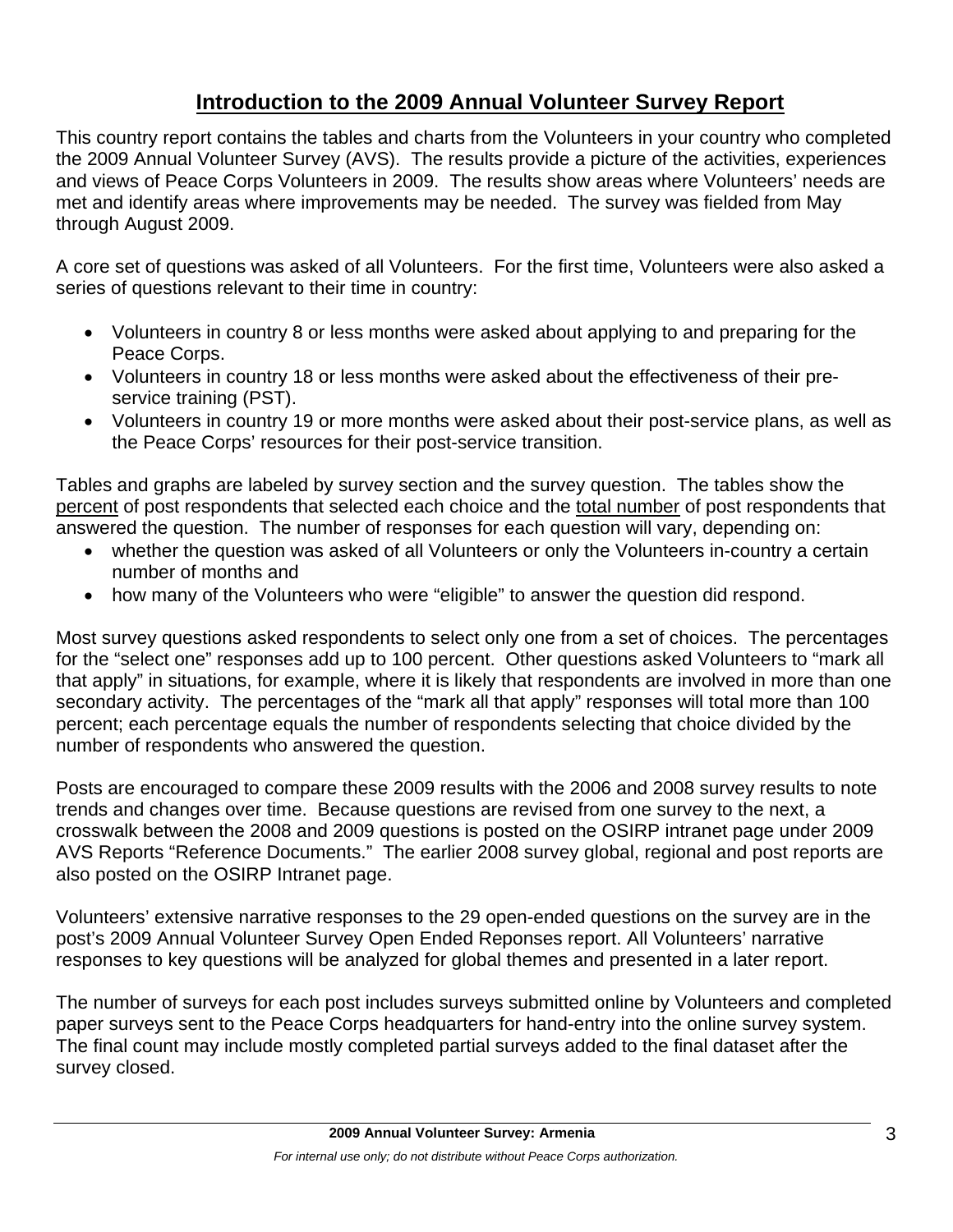# Introduction to the 2009 Annual Volunteer Survey Report

This country report contains the tables and charts from the Volunteers in your country who completed the 2009 Annual Volunteer Survey (AVS). The results provide a picture of the activities, experiences and views of Peace Corps Volunteers in 2009. The results show areas where Volunteers' needs are met and identify areas where improvements may be needed. The survey was fielded from May through August 2009.

A core set of questions was asked of all Volunteers. For the first time, Volunteers were also asked a series of questions relevant to their time in country:

- Volunteers in country 8 or less months were asked about applying to and preparing for the Peace Corps.
- Volunteers in country 18 or less months were asked about the effectiveness of their pre-service training (PST).
- Volunteers in country 19 or more months were asked about their post-service plans, as well as the Peace Corps' resources for their post-service transition.

Tables and graphs are labeled by survey section and the survey question. The tables show the percent of post respondents that selected each choice and the total number of post respondents that answered the question. The number of responses for each question will vary, depending on:

- whether the question was asked of all Volunteers or only the Volunteers in-country a certain number of months and
- how many of the Volunteers who were "eligible" to answer the question did respond.

Most survey questions asked respondents to select only one from a set of choices. The percentages for the "select one" responses add up to 100 percent. Other questions asked Volunteers to "mark all that apply" in situations, for example, where it is likely that respondents are involved in more than one secondary activity. The percentages of the "mark all that apply" responses will total more than 100 percent; each percentage equals the number of respondents selecting that choice divided by the number of respondents who answered the question.

Posts are encouraged to compare these 2009 results with the 2006 and 2008 survey results to note trends and changes over time. Because questions are revised from one survey to the next, a crosswalk between the 2008 and 2009 questions is posted on the OSIRP intranet page under 2009 AVS Reports "Reference Documents." The earlier 2008 survey global, regional and post reports are also posted on the OSIRP Intranet page.

Volunteers' extensive narrative responses to the 29 open-ended questions on the survey are in the post's 2009 Annual Volunteer Survey Open Ended Reponses report. All Volunteers' narrative responses to key questions will be analyzed for global themes and presented in a later report.

The number of surveys for each post includes surveys submitted online by Volunteers and completed paper surveys sent to the Peace Corps headquarters for hand-entry into the online survey system. The final count may include mostly completed partial surveys added to the final dataset after the survey closed.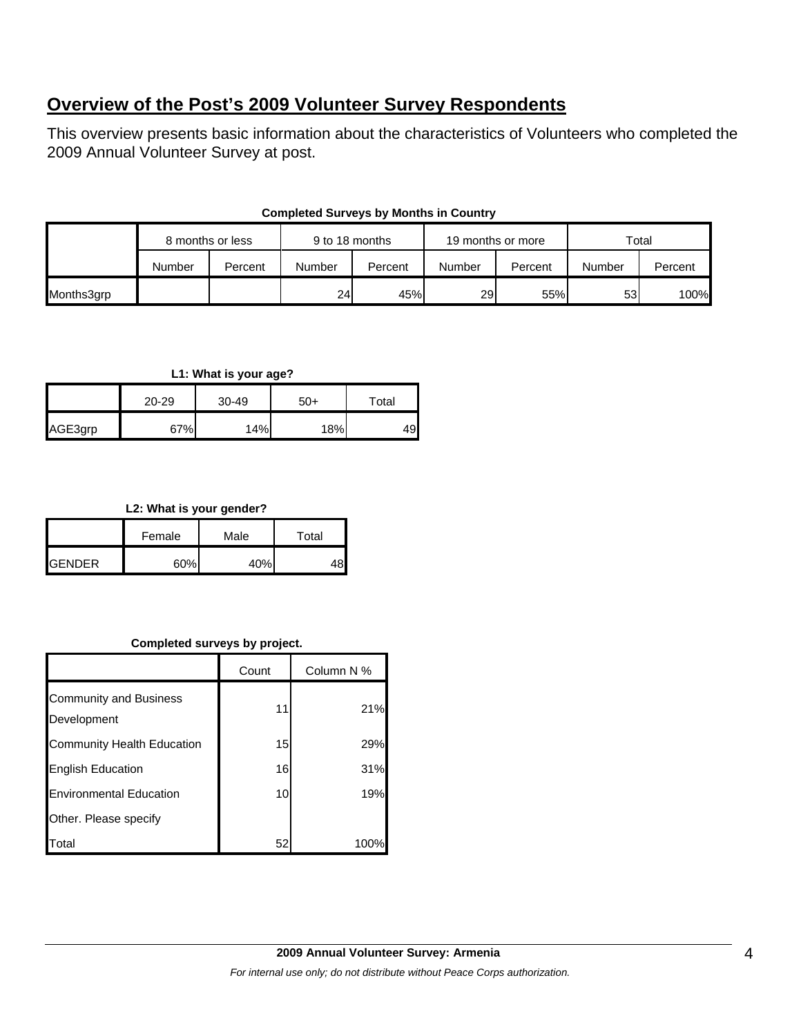## Overview of the Post's 2009 Volunteer Survey Respondents

This overview presents basic information about the characteristics of Volunteers who completed the 2009 Annual Volunteer Survey at post.

**Completed Surveys by Months in Country**

| | 8 months or less | | 9 to 18 months | | 19 months or more | | Total | |
|---|---|---|---|---|---|---|---|---|
| | Number | Percent | Number | Percent | Number | Percent | Number | Percent |
| Months3grp | | | 24 | 45% | 29 | 55% | 53 | 100% |

**L1: What is your age?**

| | 20-29 | 30-49 | 50+ | Total |
|---|---|---|---|---|
| AGE3grp | 67% | 14% | 18% | 49 |

**L2: What is your gender?**

| | Female | Male | Total |
|---|---|---|---|
| GENDER | 60% | 40% | 48 |

**Completed surveys by project.**

| | Count | Column N % |
|---|---|---|
| Community and Business Development | 11 | 21% |
| Community Health Education | 15 | 29% |
| English Education | 16 | 31% |
| Environmental Education | 10 | 19% |
| Other. Please specify | | |
| Total | 52 | 100% |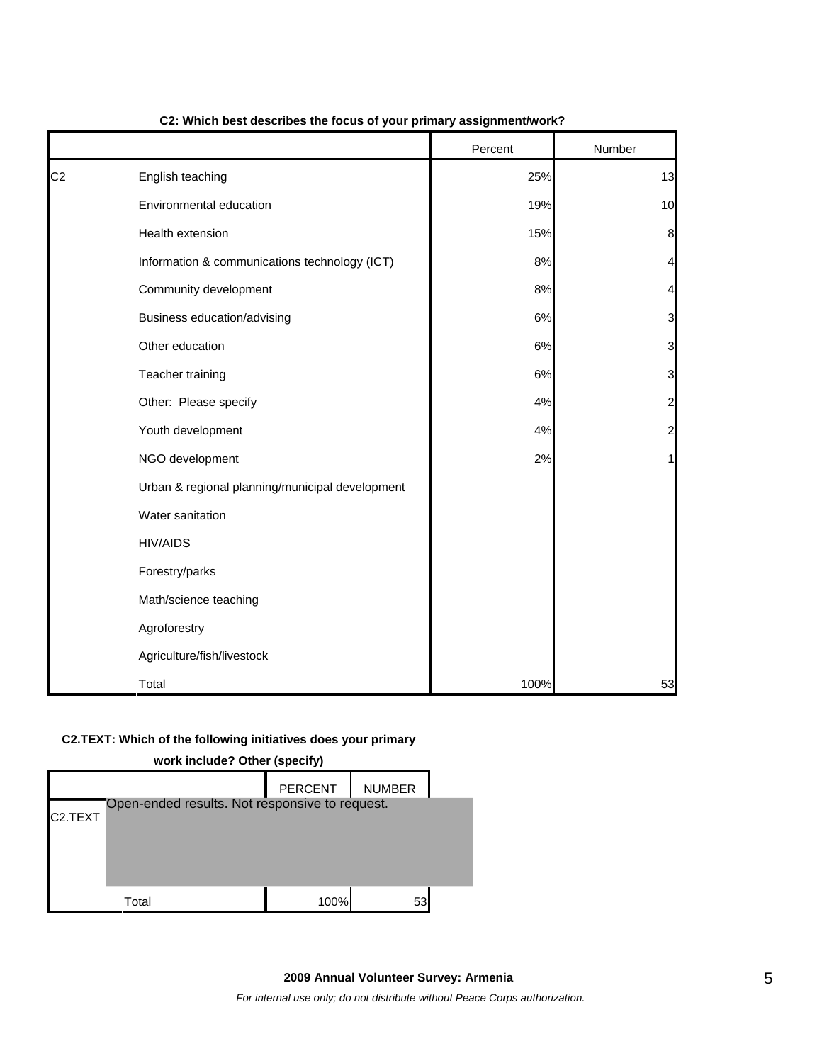**C2: Which best describes the focus of your primary assignment/work?**

| | | Percent | Number |
|---|---|---|---|
| C2 | English teaching | 25% | 13 |
| | Environmental education | 19% | 10 |
| | Health extension | 15% | 8 |
| | Information & communications technology (ICT) | 8% | 4 |
| | Community development | 8% | 4 |
| | Business education/advising | 6% | 3 |
| | Other education | 6% | 3 |
| | Teacher training | 6% | 3 |
| | Other: Please specify | 4% | 2 |
| | Youth development | 4% | 2 |
| | NGO development | 2% | 1 |
| | Urban & regional planning/municipal development | | |
| | Water sanitation | | |
| | HIV/AIDS | | |
| | Forestry/parks | | |
| | Math/science teaching | | |
| | Agroforestry | | |
| | Agriculture/fish/livestock | | |
| | Total | 100% | 53 |

**C2.TEXT: Which of the following initiatives does your primary work include? Other (specify)**

| | | PERCENT | NUMBER |
|---|---|---|---|
| C2.TEXT | Open-ended results. Not responsive to request. | | |
| | Total | 100% | 53 |

**2009 Annual Volunteer Survey: Armenia**

*For internal use only; do not distribute without Peace Corps authorization.*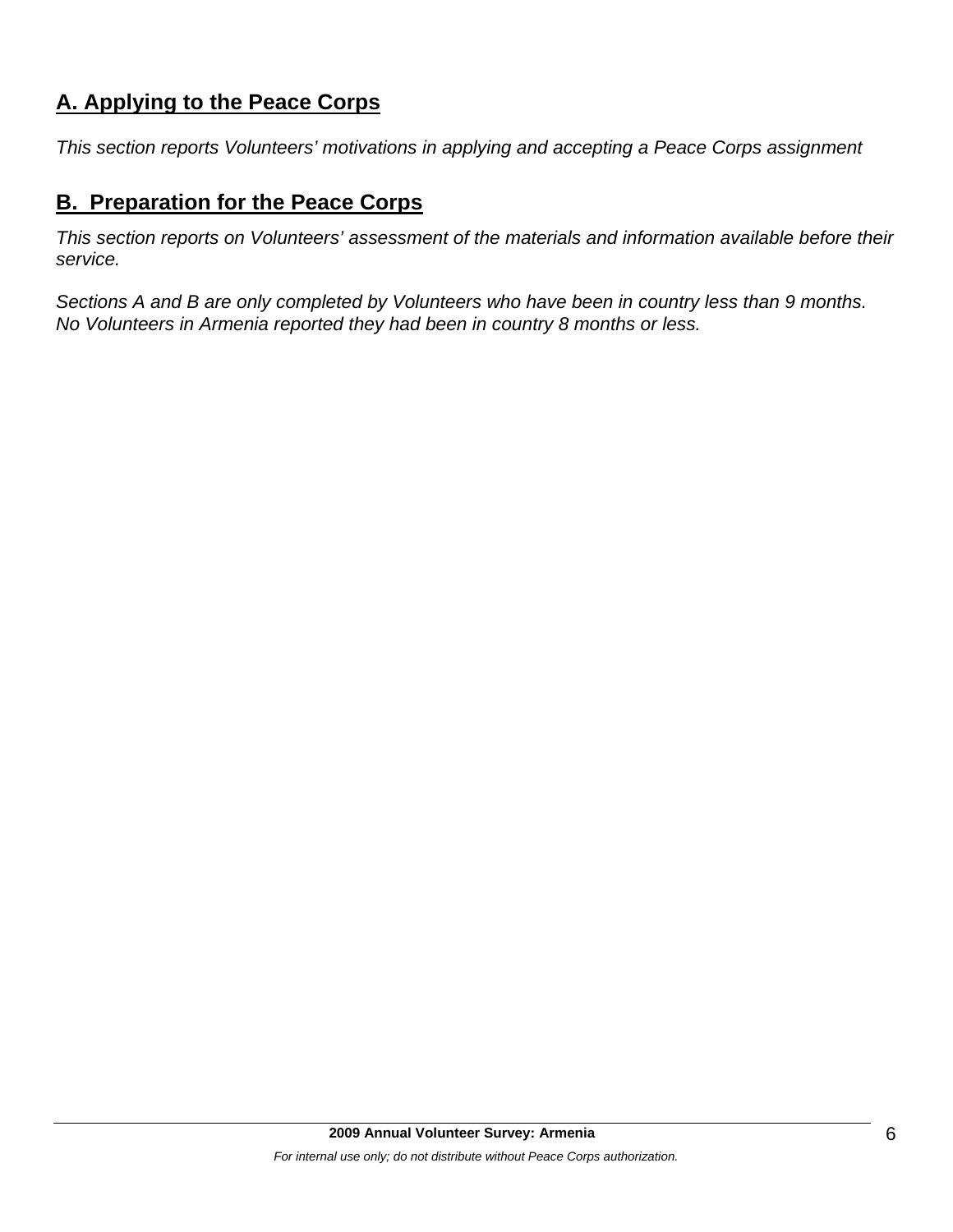## A. Applying to the Peace Corps

*This section reports Volunteers' motivations in applying and accepting a Peace Corps assignment*

## B. Preparation for the Peace Corps

*This section reports on Volunteers' assessment of the materials and information available before their service.*

*Sections A and B are only completed by Volunteers who have been in country less than 9 months. No Volunteers in Armenia reported they had been in country 8 months or less.*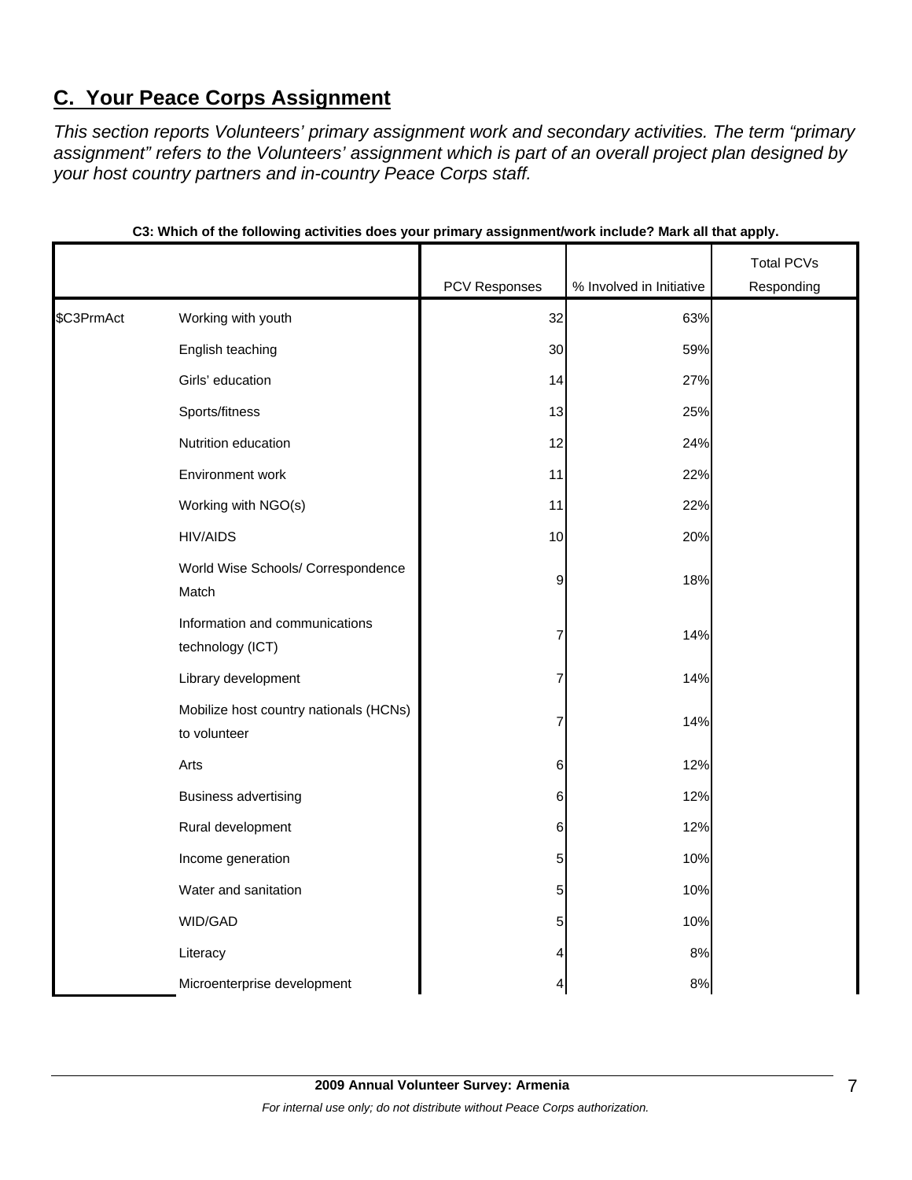## C. Your Peace Corps Assignment

*This section reports Volunteers' primary assignment work and secondary activities. The term "primary assignment" refers to the Volunteers' assignment which is part of an overall project plan designed by your host country partners and in-country Peace Corps staff.*

**C3: Which of the following activities does your primary assignment/work include? Mark all that apply.**

| | | PCV Responses | % Involved in Initiative | Total PCVs Responding |
|---|---|---|---|---|
| $C3PrmAct | Working with youth | 32 | 63% | |
| | English teaching | 30 | 59% | |
| | Girls' education | 14 | 27% | |
| | Sports/fitness | 13 | 25% | |
| | Nutrition education | 12 | 24% | |
| | Environment work | 11 | 22% | |
| | Working with NGO(s) | 11 | 22% | |
| | HIV/AIDS | 10 | 20% | |
| | World Wise Schools/ Correspondence Match | 9 | 18% | |
| | Information and communications technology (ICT) | 7 | 14% | |
| | Library development | 7 | 14% | |
| | Mobilize host country nationals (HCNs) to volunteer | 7 | 14% | |
| | Arts | 6 | 12% | |
| | Business advertising | 6 | 12% | |
| | Rural development | 6 | 12% | |
| | Income generation | 5 | 10% | |
| | Water and sanitation | 5 | 10% | |
| | WID/GAD | 5 | 10% | |
| | Literacy | 4 | 8% | |
| | Microenterprise development | 4 | 8% | |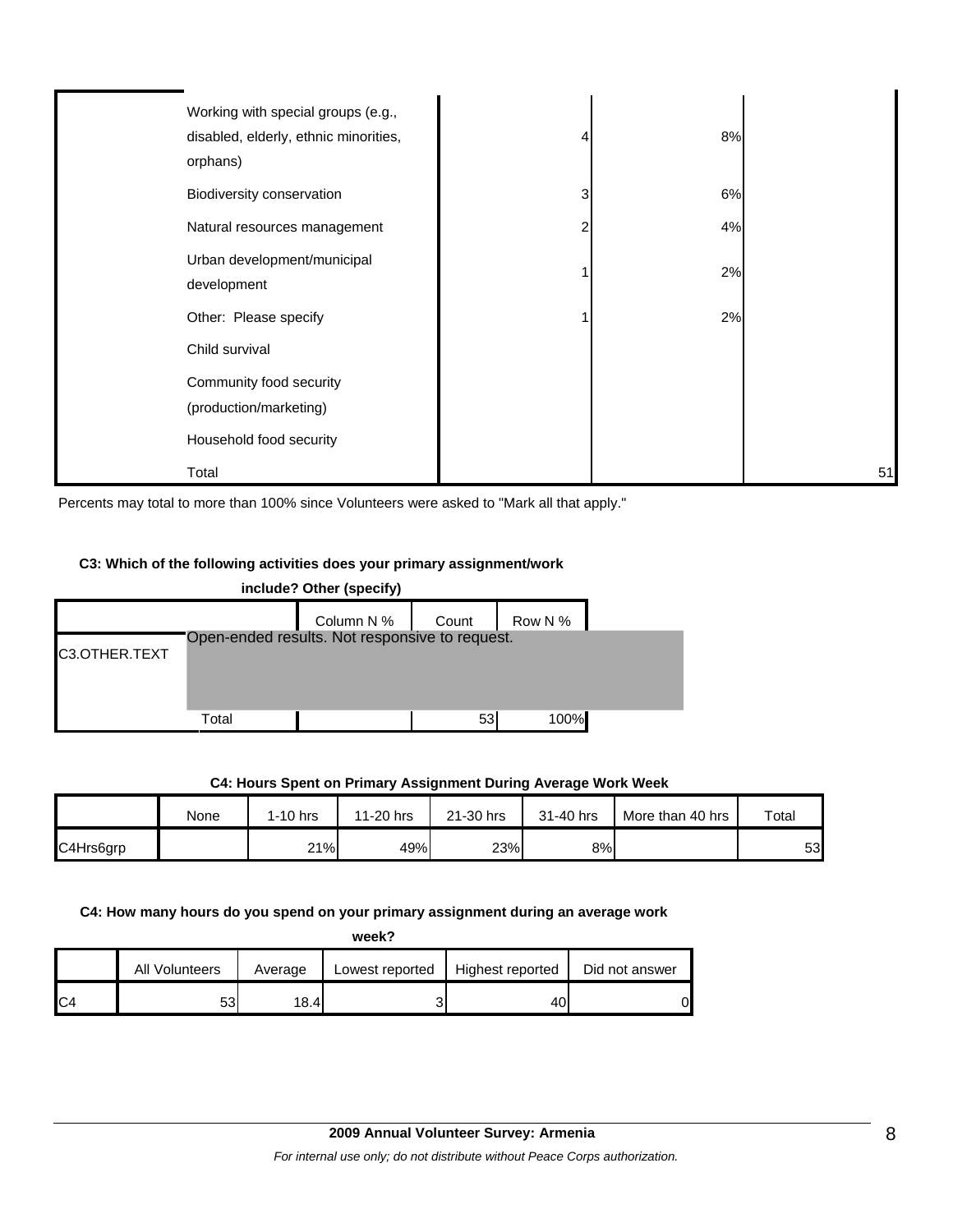| | | | | |
|---|---|---|---|---|
| | Working with special groups (e.g., disabled, elderly, ethnic minorities, orphans) | 4 | 8% | |
| | Biodiversity conservation | 3 | 6% | |
| | Natural resources management | 2 | 4% | |
| | Urban development/municipal development | 1 | 2% | |
| | Other: Please specify | 1 | 2% | |
| | Child survival | | | |
| | Community food security (production/marketing) | | | |
| | Household food security | | | |
| | Total | | | 51 |

Percents may total to more than 100% since Volunteers were asked to "Mark all that apply."

**C3: Which of the following activities does your primary assignment/work include? Other (specify)**

| | | Column N % | Count | Row N % |
|---|---|---|---|---|
| C3.OTHER.TEXT | Open-ended results. Not responsive to request. | | | |
| | Total | | 53 | 100% |

**C4: Hours Spent on Primary Assignment During Average Work Week**

| | None | 1-10 hrs | 11-20 hrs | 21-30 hrs | 31-40 hrs | More than 40 hrs | Total |
|---|---|---|---|---|---|---|---|
| C4Hrs6grp | | 21% | 49% | 23% | 8% | | 53 |

**C4: How many hours do you spend on your primary assignment during an average work week?**

| | All Volunteers | Average | Lowest reported | Highest reported | Did not answer |
|---|---|---|---|---|---|
| C4 | 53 | 18.4 | 3 | 40 | 0 |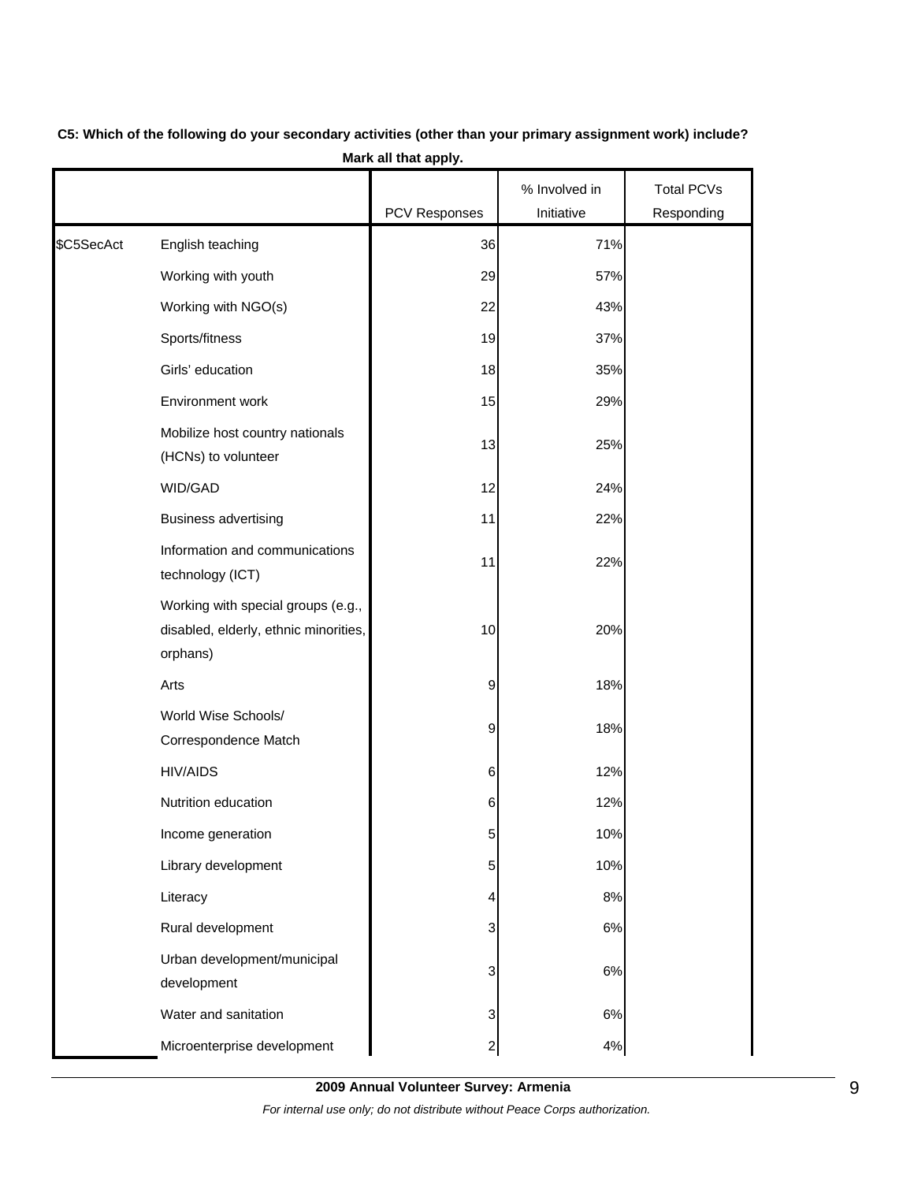**C5: Which of the following do your secondary activities (other than your primary assignment work) include? Mark all that apply.**

| | | PCV Responses | % Involved in Initiative | Total PCVs Responding |
|---|---|---|---|---|
| $C5SecAct | English teaching | 36 | 71% | |
| | Working with youth | 29 | 57% | |
| | Working with NGO(s) | 22 | 43% | |
| | Sports/fitness | 19 | 37% | |
| | Girls' education | 18 | 35% | |
| | Environment work | 15 | 29% | |
| | Mobilize host country nationals (HCNs) to volunteer | 13 | 25% | |
| | WID/GAD | 12 | 24% | |
| | Business advertising | 11 | 22% | |
| | Information and communications technology (ICT) | 11 | 22% | |
| | Working with special groups (e.g., disabled, elderly, ethnic minorities, orphans) | 10 | 20% | |
| | Arts | 9 | 18% | |
| | World Wise Schools/ Correspondence Match | 9 | 18% | |
| | HIV/AIDS | 6 | 12% | |
| | Nutrition education | 6 | 12% | |
| | Income generation | 5 | 10% | |
| | Library development | 5 | 10% | |
| | Literacy | 4 | 8% | |
| | Rural development | 3 | 6% | |
| | Urban development/municipal development | 3 | 6% | |
| | Water and sanitation | 3 | 6% | |
| | Microenterprise development | 2 | 4% | |

**2009 Annual Volunteer Survey: Armenia**

*For internal use only; do not distribute without Peace Corps authorization.*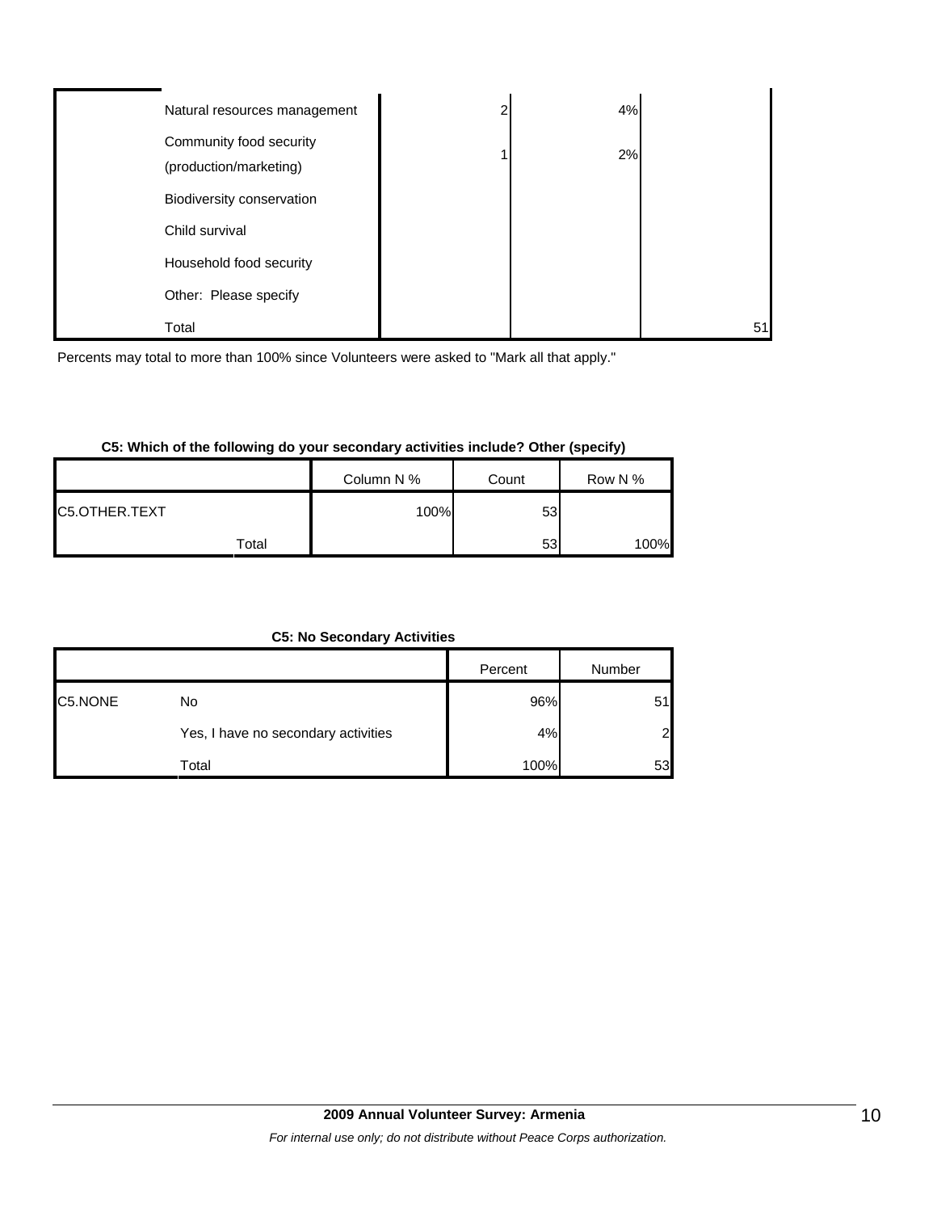| | | | | |
|---|---|---|---|---|
| | Natural resources management | 2 | 4% | |
| | Community food security (production/marketing) | 1 | 2% | |
| | Biodiversity conservation | | | |
| | Child survival | | | |
| | Household food security | | | |
| | Other: Please specify | | | |
| | Total | | | 51 |

Percents may total to more than 100% since Volunteers were asked to "Mark all that apply."

**C5: Which of the following do your secondary activities include? Other (specify)**

| | | Column N % | Count | Row N % |
|---|---|---|---|---|
| C5.OTHER.TEXT | | 100% | 53 | |
| | Total | | 53 | 100% |

**C5: No Secondary Activities**

| | | Percent | Number |
|---|---|---|---|
| C5.NONE | No | 96% | 51 |
| | Yes, I have no secondary activities | 4% | 2 |
| | Total | 100% | 53 |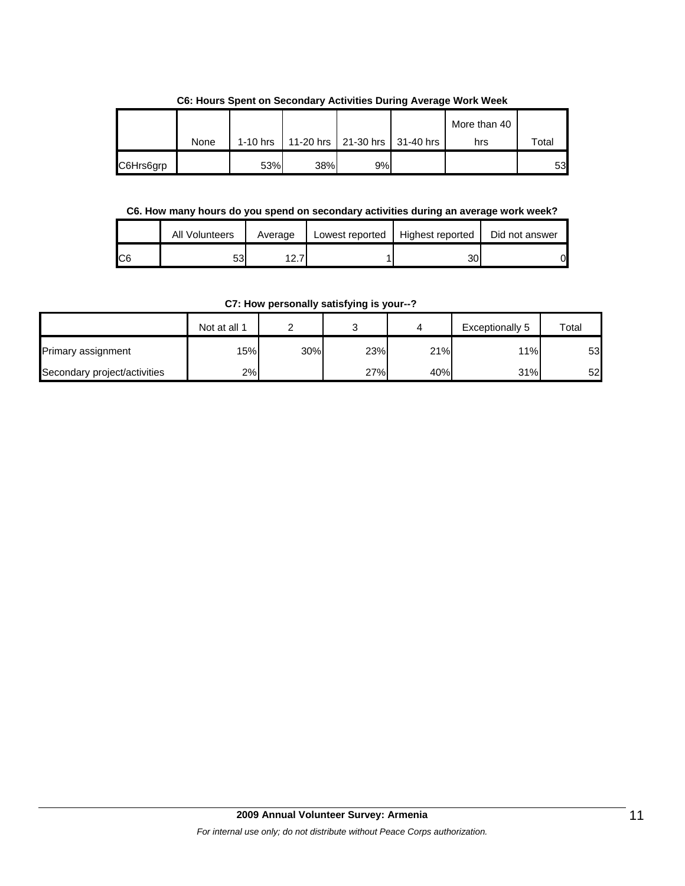**C6: Hours Spent on Secondary Activities During Average Work Week**

| | None | 1-10 hrs | 11-20 hrs | 21-30 hrs | 31-40 hrs | More than 40 hrs | Total |
|---|---|---|---|---|---|---|---|
| C6Hrs6grp | | 53% | 38% | 9% | | | 53 |

**C6. How many hours do you spend on secondary activities during an average work week?**

| | All Volunteers | Average | Lowest reported | Highest reported | Did not answer |
|---|---|---|---|---|---|
| C6 | 53 | 12.7 | 1 | 30 | 0 |

**C7: How personally satisfying is your--?**

| | Not at all 1 | 2 | 3 | 4 | Exceptionally 5 | Total |
|---|---|---|---|---|---|---|
| Primary assignment | 15% | 30% | 23% | 21% | 11% | 53 |
| Secondary project/activities | 2% | | 27% | 40% | 31% | 52 |

**2009 Annual Volunteer Survey: Armenia**

*For internal use only; do not distribute without Peace Corps authorization.*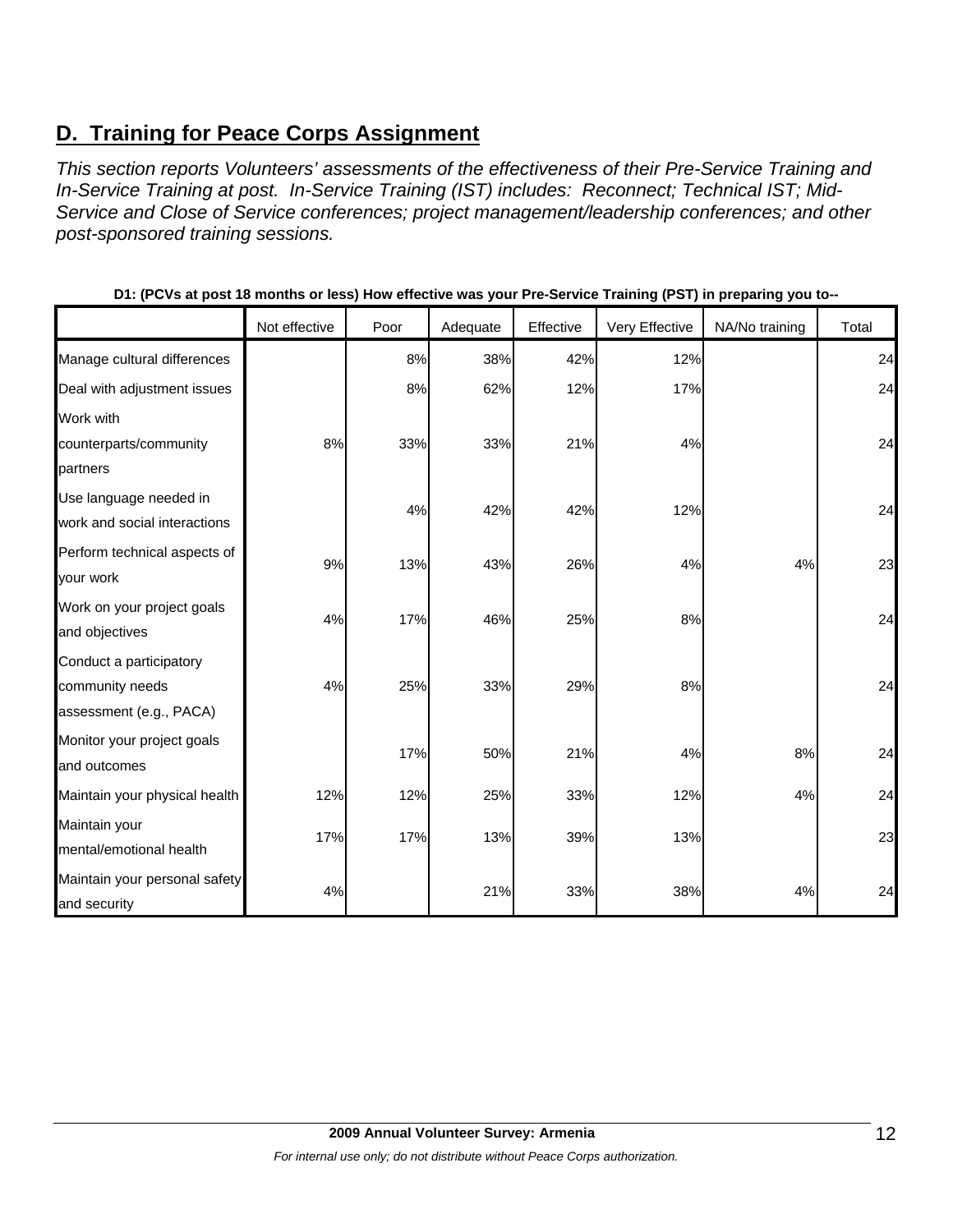## D. Training for Peace Corps Assignment

*This section reports Volunteers' assessments of the effectiveness of their Pre-Service Training and In-Service Training at post. In-Service Training (IST) includes: Reconnect; Technical IST; Mid-Service and Close of Service conferences; project management/leadership conferences; and other post-sponsored training sessions.*

**D1: (PCVs at post 18 months or less) How effective was your Pre-Service Training (PST) in preparing you to--**

| | Not effective | Poor | Adequate | Effective | Very Effective | NA/No training | Total |
|---|---|---|---|---|---|---|---|
| Manage cultural differences | | 8% | 38% | 42% | 12% | | 24 |
| Deal with adjustment issues | | 8% | 62% | 12% | 17% | | 24 |
| Work with counterparts/community partners | 8% | 33% | 33% | 21% | 4% | | 24 |
| Use language needed in work and social interactions | | 4% | 42% | 42% | 12% | | 24 |
| Perform technical aspects of your work | 9% | 13% | 43% | 26% | 4% | 4% | 23 |
| Work on your project goals and objectives | 4% | 17% | 46% | 25% | 8% | | 24 |
| Conduct a participatory community needs assessment (e.g., PACA) | 4% | 25% | 33% | 29% | 8% | | 24 |
| Monitor your project goals and outcomes | | 17% | 50% | 21% | 4% | 8% | 24 |
| Maintain your physical health | 12% | 12% | 25% | 33% | 12% | 4% | 24 |
| Maintain your mental/emotional health | 17% | 17% | 13% | 39% | 13% | | 23 |
| Maintain your personal safety and security | 4% | | 21% | 33% | 38% | 4% | 24 |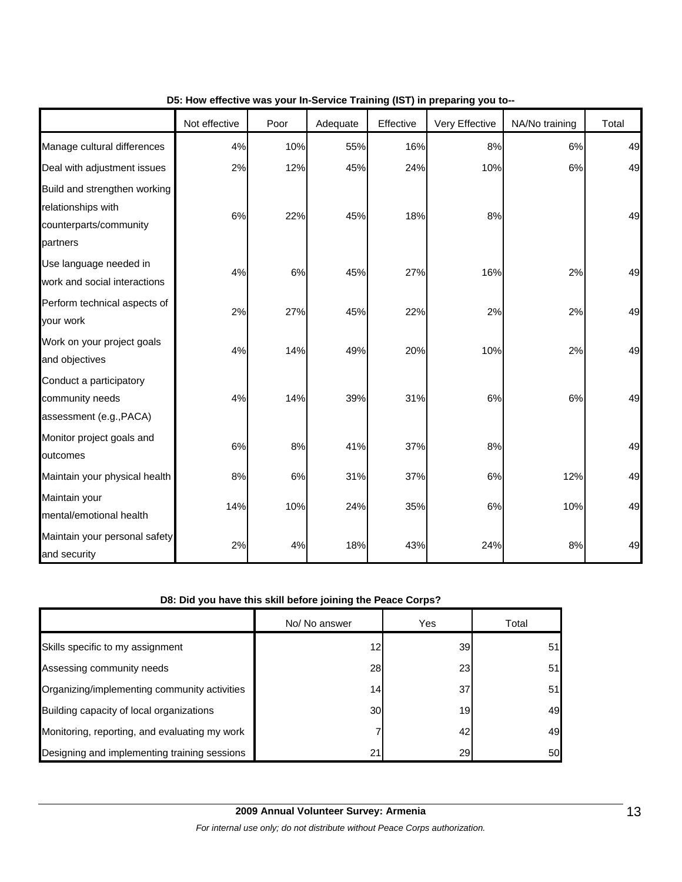**D5: How effective was your In-Service Training (IST) in preparing you to--**

| | Not effective | Poor | Adequate | Effective | Very Effective | NA/No training | Total |
|---|---|---|---|---|---|---|---|
| Manage cultural differences | 4% | 10% | 55% | 16% | 8% | 6% | 49 |
| Deal with adjustment issues | 2% | 12% | 45% | 24% | 10% | 6% | 49 |
| Build and strengthen working relationships with counterparts/community partners | 6% | 22% | 45% | 18% | 8% | | 49 |
| Use language needed in work and social interactions | 4% | 6% | 45% | 27% | 16% | 2% | 49 |
| Perform technical aspects of your work | 2% | 27% | 45% | 22% | 2% | 2% | 49 |
| Work on your project goals and objectives | 4% | 14% | 49% | 20% | 10% | 2% | 49 |
| Conduct a participatory community needs assessment (e.g.,PACA) | 4% | 14% | 39% | 31% | 6% | 6% | 49 |
| Monitor project goals and outcomes | 6% | 8% | 41% | 37% | 8% | | 49 |
| Maintain your physical health | 8% | 6% | 31% | 37% | 6% | 12% | 49 |
| Maintain your mental/emotional health | 14% | 10% | 24% | 35% | 6% | 10% | 49 |
| Maintain your personal safety and security | 2% | 4% | 18% | 43% | 24% | 8% | 49 |

**D8: Did you have this skill before joining the Peace Corps?**

| | No/ No answer | Yes | Total |
|---|---|---|---|
| Skills specific to my assignment | 12 | 39 | 51 |
| Assessing community needs | 28 | 23 | 51 |
| Organizing/implementing community activities | 14 | 37 | 51 |
| Building capacity of local organizations | 30 | 19 | 49 |
| Monitoring, reporting, and evaluating my work | 7 | 42 | 49 |
| Designing and implementing training sessions | 21 | 29 | 50 |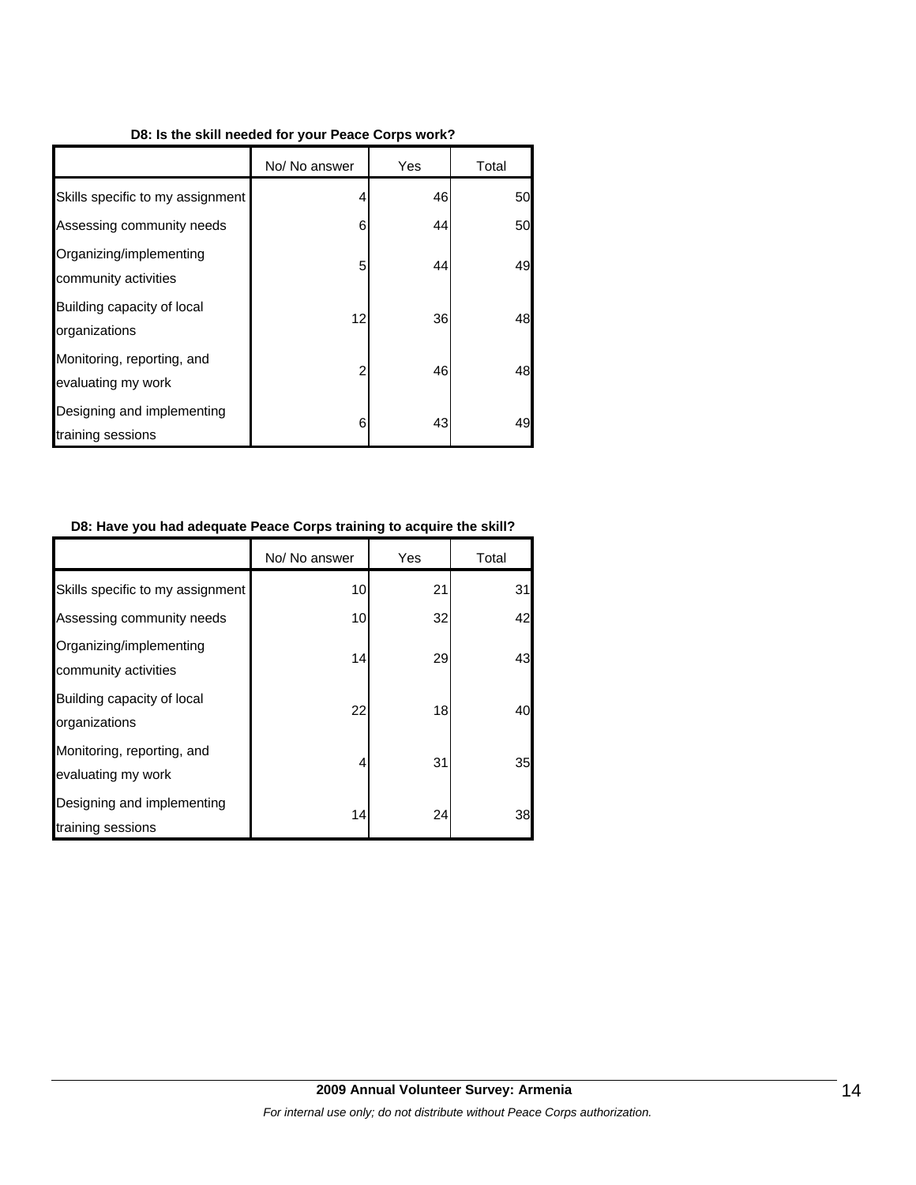**D8: Is the skill needed for your Peace Corps work?**

| | No/ No answer | Yes | Total |
|---|---|---|---|
| Skills specific to my assignment | 4 | 46 | 50 |
| Assessing community needs | 6 | 44 | 50 |
| Organizing/implementing community activities | 5 | 44 | 49 |
| Building capacity of local organizations | 12 | 36 | 48 |
| Monitoring, reporting, and evaluating my work | 2 | 46 | 48 |
| Designing and implementing training sessions | 6 | 43 | 49 |

**D8: Have you had adequate Peace Corps training to acquire the skill?**

| | No/ No answer | Yes | Total |
|---|---|---|---|
| Skills specific to my assignment | 10 | 21 | 31 |
| Assessing community needs | 10 | 32 | 42 |
| Organizing/implementing community activities | 14 | 29 | 43 |
| Building capacity of local organizations | 22 | 18 | 40 |
| Monitoring, reporting, and evaluating my work | 4 | 31 | 35 |
| Designing and implementing training sessions | 14 | 24 | 38 |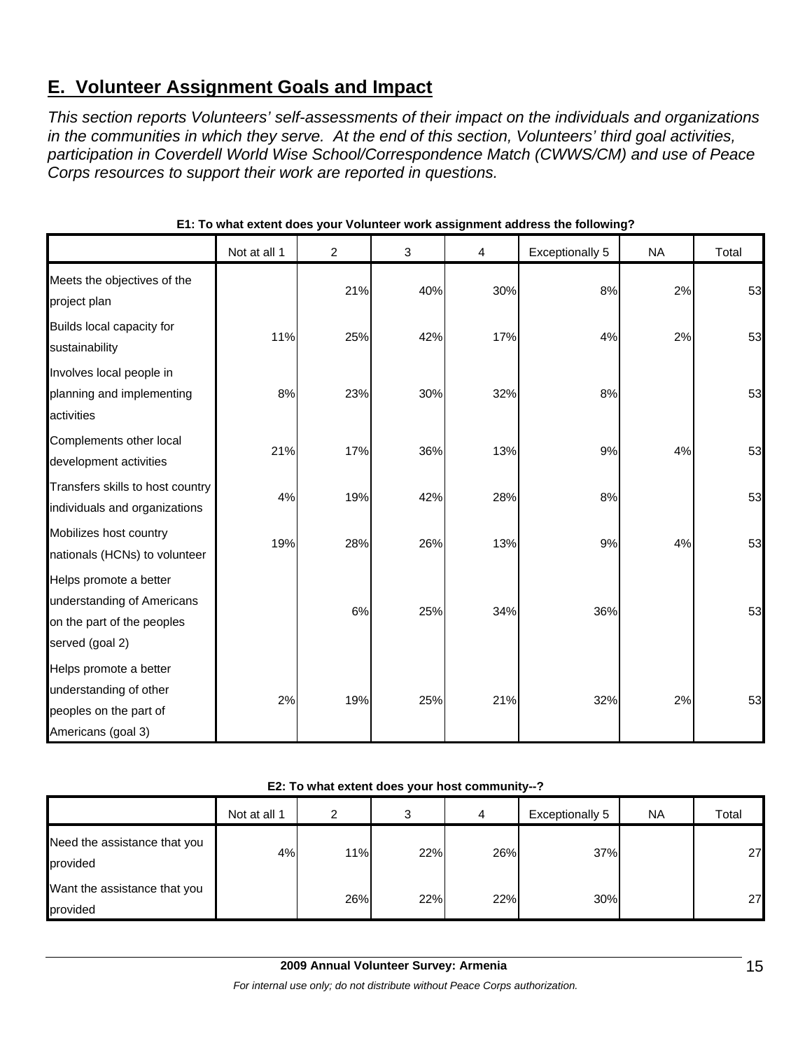## E. Volunteer Assignment Goals and Impact

*This section reports Volunteers' self-assessments of their impact on the individuals and organizations in the communities in which they serve. At the end of this section, Volunteers' third goal activities, participation in Coverdell World Wise School/Correspondence Match (CWWS/CM) and use of Peace Corps resources to support their work are reported in questions.*

**E1: To what extent does your Volunteer work assignment address the following?**

| | Not at all 1 | 2 | 3 | 4 | Exceptionally 5 | NA | Total |
|---|---|---|---|---|---|---|---|
| Meets the objectives of the project plan | | 21% | 40% | 30% | 8% | 2% | 53 |
| Builds local capacity for sustainability | 11% | 25% | 42% | 17% | 4% | 2% | 53 |
| Involves local people in planning and implementing activities | 8% | 23% | 30% | 32% | 8% | | 53 |
| Complements other local development activities | 21% | 17% | 36% | 13% | 9% | 4% | 53 |
| Transfers skills to host country individuals and organizations | 4% | 19% | 42% | 28% | 8% | | 53 |
| Mobilizes host country nationals (HCNs) to volunteer | 19% | 28% | 26% | 13% | 9% | 4% | 53 |
| Helps promote a better understanding of Americans on the part of the peoples served (goal 2) | | 6% | 25% | 34% | 36% | | 53 |
| Helps promote a better understanding of other peoples on the part of Americans (goal 3) | 2% | 19% | 25% | 21% | 32% | 2% | 53 |

**E2: To what extent does your host community--?**

| | Not at all 1 | 2 | 3 | 4 | Exceptionally 5 | NA | Total |
|---|---|---|---|---|---|---|---|
| Need the assistance that you provided | 4% | 11% | 22% | 26% | 37% | | 27 |
| Want the assistance that you provided | | 26% | 22% | 22% | 30% | | 27 |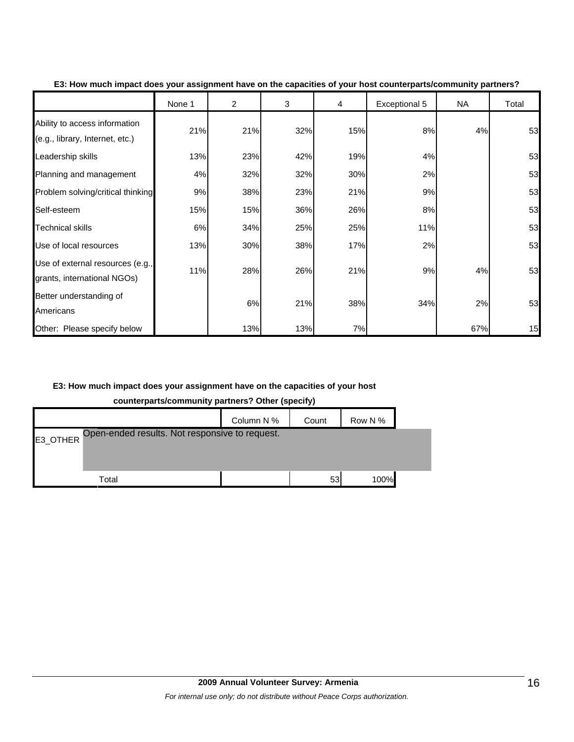**E3: How much impact does your assignment have on the capacities of your host counterparts/community partners?**

| | None 1 | 2 | 3 | 4 | Exceptional 5 | NA | Total |
|---|---|---|---|---|---|---|---|
| Ability to access information (e.g., library, Internet, etc.) | 21% | 21% | 32% | 15% | 8% | 4% | 53 |
| Leadership skills | 13% | 23% | 42% | 19% | 4% | | 53 |
| Planning and management | 4% | 32% | 32% | 30% | 2% | | 53 |
| Problem solving/critical thinking | 9% | 38% | 23% | 21% | 9% | | 53 |
| Self-esteem | 15% | 15% | 36% | 26% | 8% | | 53 |
| Technical skills | 6% | 34% | 25% | 25% | 11% | | 53 |
| Use of local resources | 13% | 30% | 38% | 17% | 2% | | 53 |
| Use of external resources (e.g., grants, international NGOs) | 11% | 28% | 26% | 21% | 9% | 4% | 53 |
| Better understanding of Americans | | 6% | 21% | 38% | 34% | 2% | 53 |
| Other: Please specify below | | 13% | 13% | 7% | | 67% | 15 |

**E3: How much impact does your assignment have on the capacities of your host counterparts/community partners? Other (specify)**

| | Column N % | Count | Row N % |
|---|---|---|---|
| E3_OTHER Open-ended results. Not responsive to request. | | | |
| Total | | 53 | 100% |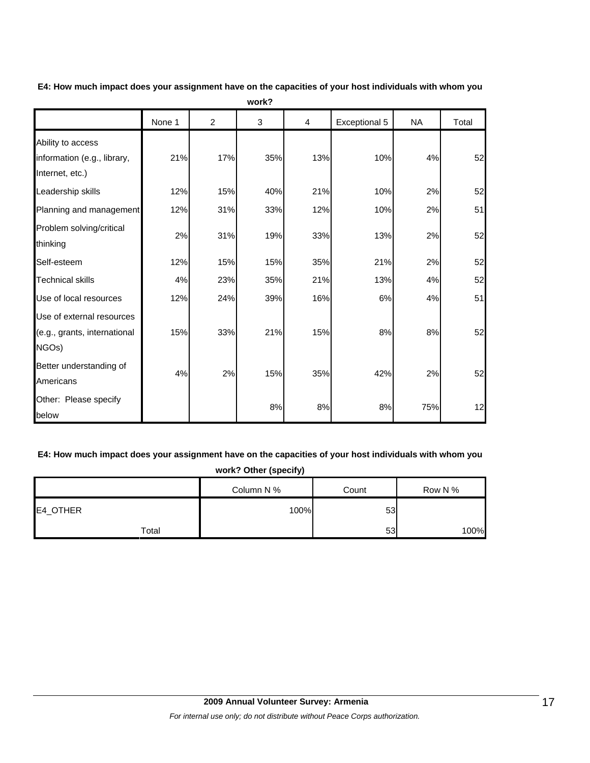**E4: How much impact does your assignment have on the capacities of your host individuals with whom you work?**

| | None 1 | 2 | 3 | 4 | Exceptional 5 | NA | Total |
|---|---|---|---|---|---|---|---|
| Ability to access information (e.g., library, Internet, etc.) | 21% | 17% | 35% | 13% | 10% | 4% | 52 |
| Leadership skills | 12% | 15% | 40% | 21% | 10% | 2% | 52 |
| Planning and management | 12% | 31% | 33% | 12% | 10% | 2% | 51 |
| Problem solving/critical thinking | 2% | 31% | 19% | 33% | 13% | 2% | 52 |
| Self-esteem | 12% | 15% | 15% | 35% | 21% | 2% | 52 |
| Technical skills | 4% | 23% | 35% | 21% | 13% | 4% | 52 |
| Use of local resources | 12% | 24% | 39% | 16% | 6% | 4% | 51 |
| Use of external resources (e.g., grants, international NGOs) | 15% | 33% | 21% | 15% | 8% | 8% | 52 |
| Better understanding of Americans | 4% | 2% | 15% | 35% | 42% | 2% | 52 |
| Other: Please specify below | | | 8% | 8% | 8% | 75% | 12 |

**E4: How much impact does your assignment have on the capacities of your host individuals with whom you work? Other (specify)**

| | | Column N % | Count | Row N % |
|---|---|---|---|---|
| E4_OTHER | | 100% | 53 | |
| | Total | | 53 | 100% |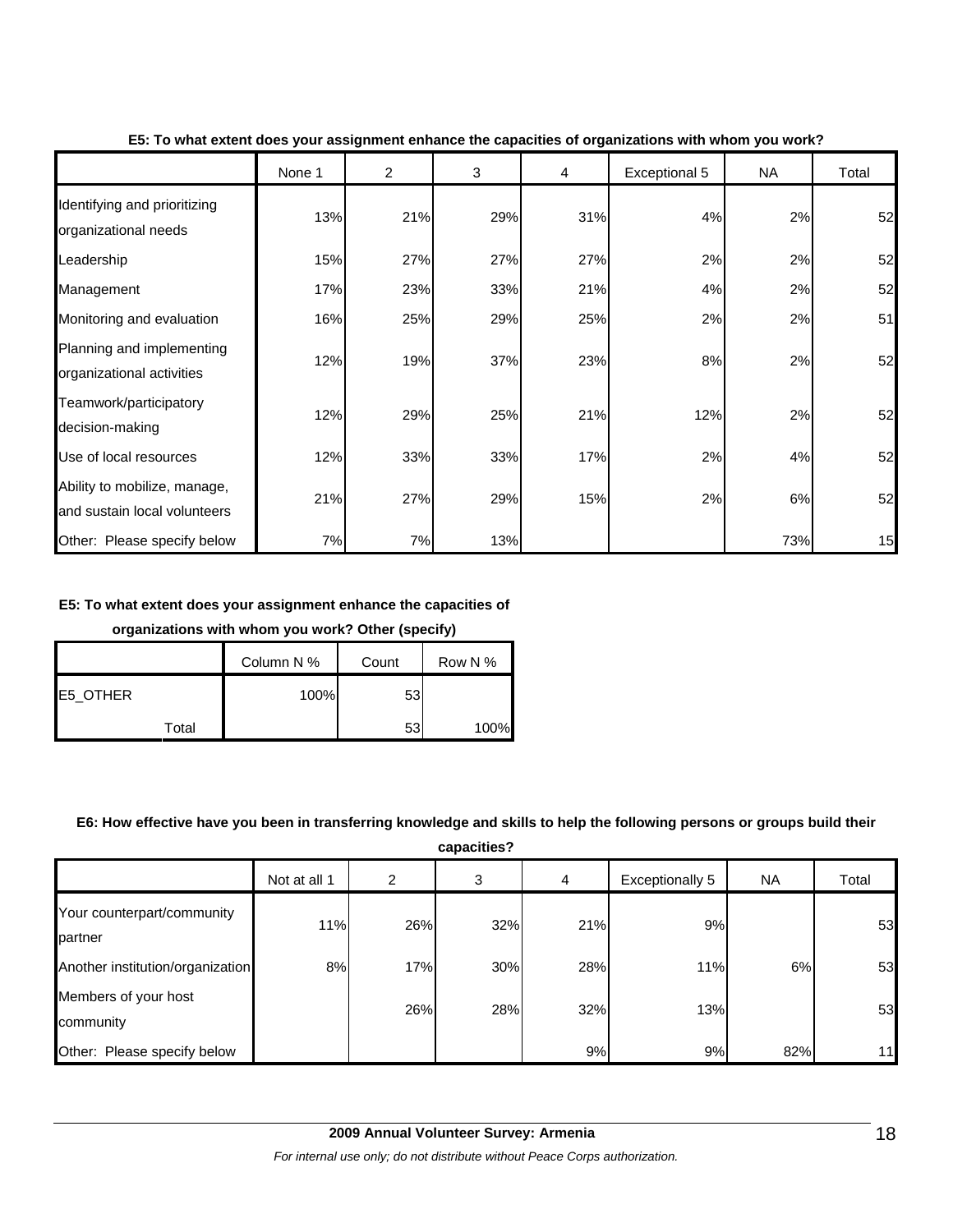**E5: To what extent does your assignment enhance the capacities of organizations with whom you work?**

| | None 1 | 2 | 3 | 4 | Exceptional 5 | NA | Total |
|---|---|---|---|---|---|---|---|
| Identifying and prioritizing organizational needs | 13% | 21% | 29% | 31% | 4% | 2% | 52 |
| Leadership | 15% | 27% | 27% | 27% | 2% | 2% | 52 |
| Management | 17% | 23% | 33% | 21% | 4% | 2% | 52 |
| Monitoring and evaluation | 16% | 25% | 29% | 25% | 2% | 2% | 51 |
| Planning and implementing organizational activities | 12% | 19% | 37% | 23% | 8% | 2% | 52 |
| Teamwork/participatory decision-making | 12% | 29% | 25% | 21% | 12% | 2% | 52 |
| Use of local resources | 12% | 33% | 33% | 17% | 2% | 4% | 52 |
| Ability to mobilize, manage, and sustain local volunteers | 21% | 27% | 29% | 15% | 2% | 6% | 52 |
| Other: Please specify below | 7% | 7% | 13% | | | 73% | 15 |

**E5: To what extent does your assignment enhance the capacities of organizations with whom you work? Other (specify)**

| | | Column N % | Count | Row N % |
|---|---|---|---|---|
| E5_OTHER | | 100% | 53 | |
| | Total | | 53 | 100% |

**E6: How effective have you been in transferring knowledge and skills to help the following persons or groups build their capacities?**

| | Not at all 1 | 2 | 3 | 4 | Exceptionally 5 | NA | Total |
|---|---|---|---|---|---|---|---|
| Your counterpart/community partner | 11% | 26% | 32% | 21% | 9% | | 53 |
| Another institution/organization | 8% | 17% | 30% | 28% | 11% | 6% | 53 |
| Members of your host community | | 26% | 28% | 32% | 13% | | 53 |
| Other: Please specify below | | | | 9% | 9% | 82% | 11 |

**2009 Annual Volunteer Survey: Armenia**

*For internal use only; do not distribute without Peace Corps authorization.*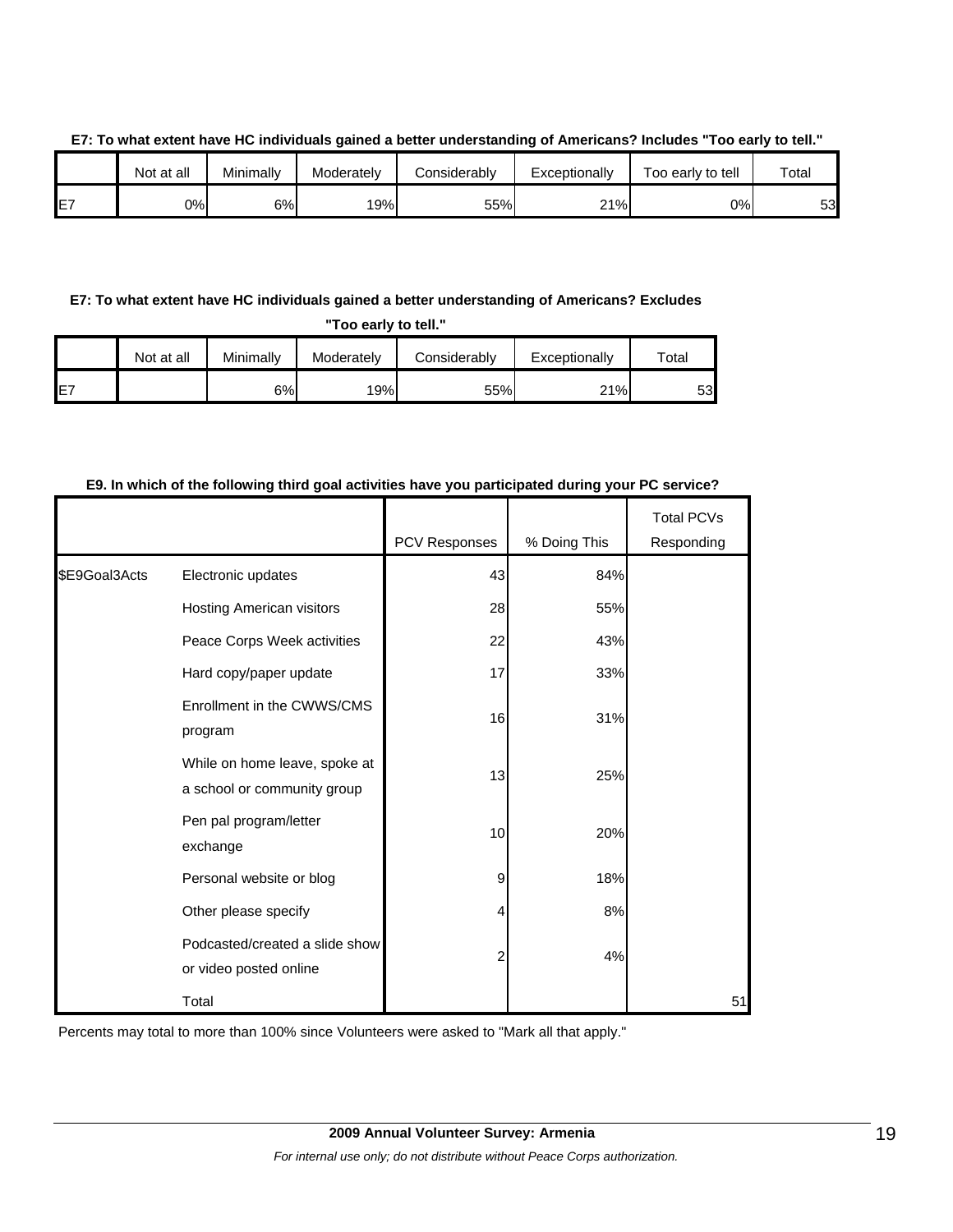**E7: To what extent have HC individuals gained a better understanding of Americans? Includes "Too early to tell."**

| | Not at all | Minimally | Moderately | Considerably | Exceptionally | Too early to tell | Total |
|---|---|---|---|---|---|---|---|
| E7 | 0% | 6% | 19% | 55% | 21% | 0% | 53 |

**E7: To what extent have HC individuals gained a better understanding of Americans? Excludes "Too early to tell."**

| | Not at all | Minimally | Moderately | Considerably | Exceptionally | Total |
|---|---|---|---|---|---|---|
| E7 | | 6% | 19% | 55% | 21% | 53 |

**E9. In which of the following third goal activities have you participated during your PC service?**

| | | PCV Responses | % Doing This | Total PCVs Responding |
|---|---|---|---|---|
| $E9Goal3Acts | Electronic updates | 43 | 84% | |
| | Hosting American visitors | 28 | 55% | |
| | Peace Corps Week activities | 22 | 43% | |
| | Hard copy/paper update | 17 | 33% | |
| | Enrollment in the CWWS/CMS program | 16 | 31% | |
| | While on home leave, spoke at a school or community group | 13 | 25% | |
| | Pen pal program/letter exchange | 10 | 20% | |
| | Personal website or blog | 9 | 18% | |
| | Other please specify | 4 | 8% | |
| | Podcasted/created a slide show or video posted online | 2 | 4% | |
| | Total | | | 51 |

Percents may total to more than 100% since Volunteers were asked to "Mark all that apply."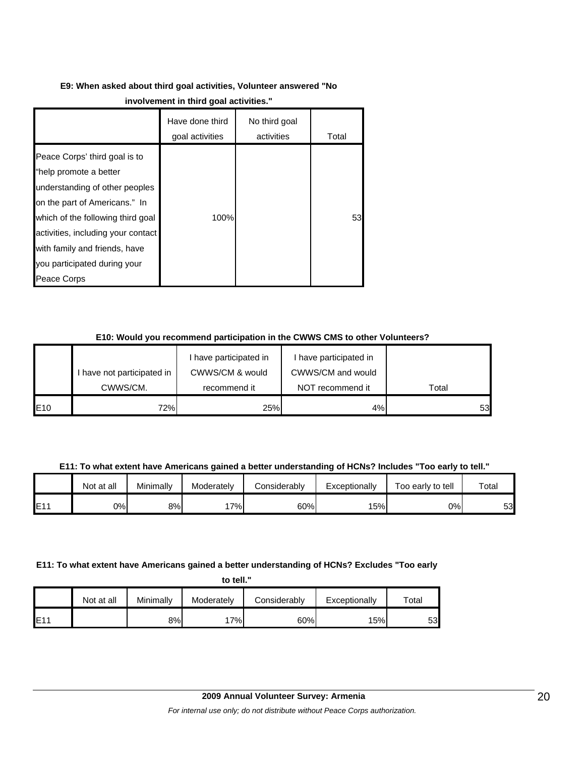**E9: When asked about third goal activities, Volunteer answered "No involvement in third goal activities."**

| | Have done third goal activities | No third goal activities | Total |
|---|---|---|---|
| Peace Corps' third goal is to "help promote a better understanding of other peoples on the part of Americans." In which of the following third goal activities, including your contact with family and friends, have you participated during your Peace Corps | 100% | | 53 |

**E10: Would you recommend participation in the CWWS CMS to other Volunteers?**

| | I have not participated in CWWS/CM. | I have participated in CWWS/CM & would recommend it | I have participated in CWWS/CM and would NOT recommend it | Total |
|---|---|---|---|---|
| E10 | 72% | 25% | 4% | 53 |

**E11: To what extent have Americans gained a better understanding of HCNs? Includes "Too early to tell."**

| | Not at all | Minimally | Moderately | Considerably | Exceptionally | Too early to tell | Total |
|---|---|---|---|---|---|---|---|
| E11 | 0% | 8% | 17% | 60% | 15% | 0% | 53 |

**E11: To what extent have Americans gained a better understanding of HCNs? Excludes "Too early to tell."**

| | Not at all | Minimally | Moderately | Considerably | Exceptionally | Total |
|---|---|---|---|---|---|---|
| E11 | | 8% | 17% | 60% | 15% | 53 |

**2009 Annual Volunteer Survey: Armenia**

*For internal use only; do not distribute without Peace Corps authorization.*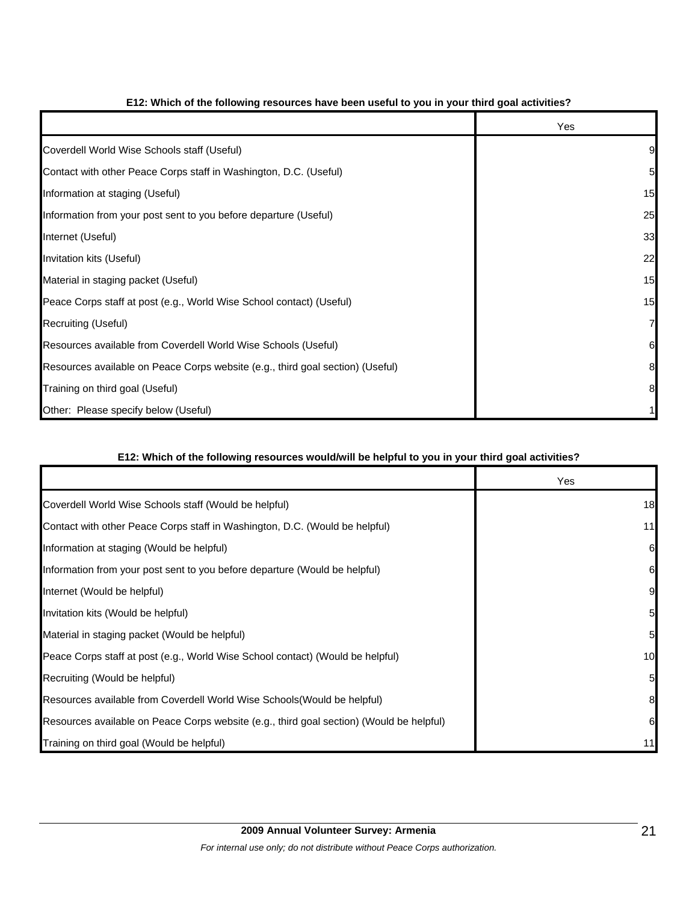**E12: Which of the following resources have been useful to you in your third goal activities?**

| | Yes |
|---|---|
| Coverdell World Wise Schools staff (Useful) | 9 |
| Contact with other Peace Corps staff in Washington, D.C. (Useful) | 5 |
| Information at staging (Useful) | 15 |
| Information from your post sent to you before departure (Useful) | 25 |
| Internet (Useful) | 33 |
| Invitation kits (Useful) | 22 |
| Material in staging packet (Useful) | 15 |
| Peace Corps staff at post (e.g., World Wise School contact) (Useful) | 15 |
| Recruiting (Useful) | 7 |
| Resources available from Coverdell World Wise Schools (Useful) | 6 |
| Resources available on Peace Corps website (e.g., third goal section) (Useful) | 8 |
| Training on third goal (Useful) | 8 |
| Other: Please specify below (Useful) | 1 |

**E12: Which of the following resources would/will be helpful to you in your third goal activities?**

| | Yes |
|---|---|
| Coverdell World Wise Schools staff (Would be helpful) | 18 |
| Contact with other Peace Corps staff in Washington, D.C. (Would be helpful) | 11 |
| Information at staging (Would be helpful) | 6 |
| Information from your post sent to you before departure (Would be helpful) | 6 |
| Internet (Would be helpful) | 9 |
| Invitation kits (Would be helpful) | 5 |
| Material in staging packet (Would be helpful) | 5 |
| Peace Corps staff at post (e.g., World Wise School contact) (Would be helpful) | 10 |
| Recruiting (Would be helpful) | 5 |
| Resources available from Coverdell World Wise Schools(Would be helpful) | 8 |
| Resources available on Peace Corps website (e.g., third goal section) (Would be helpful) | 6 |
| Training on third goal (Would be helpful) | 11 |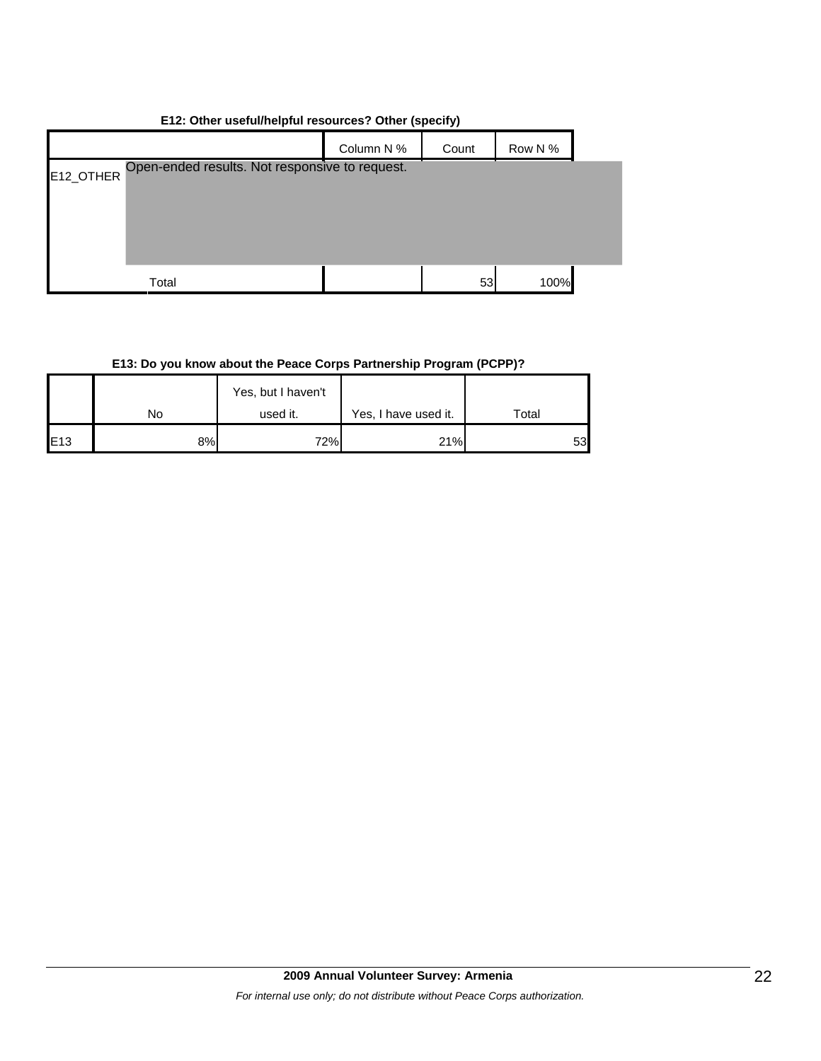**E12: Other useful/helpful resources? Other (specify)**

| | | Column N % | Count | Row N % |
|---|---|---|---|---|
| E12_OTHER | Open-ended results. Not responsive to request. | | | |
| | Total | | 53 | 100% |

**E13: Do you know about the Peace Corps Partnership Program (PCPP)?**

| | No | Yes, but I haven't used it. | Yes, I have used it. | Total |
|---|---|---|---|---|
| E13 | 8% | 72% | 21% | 53 |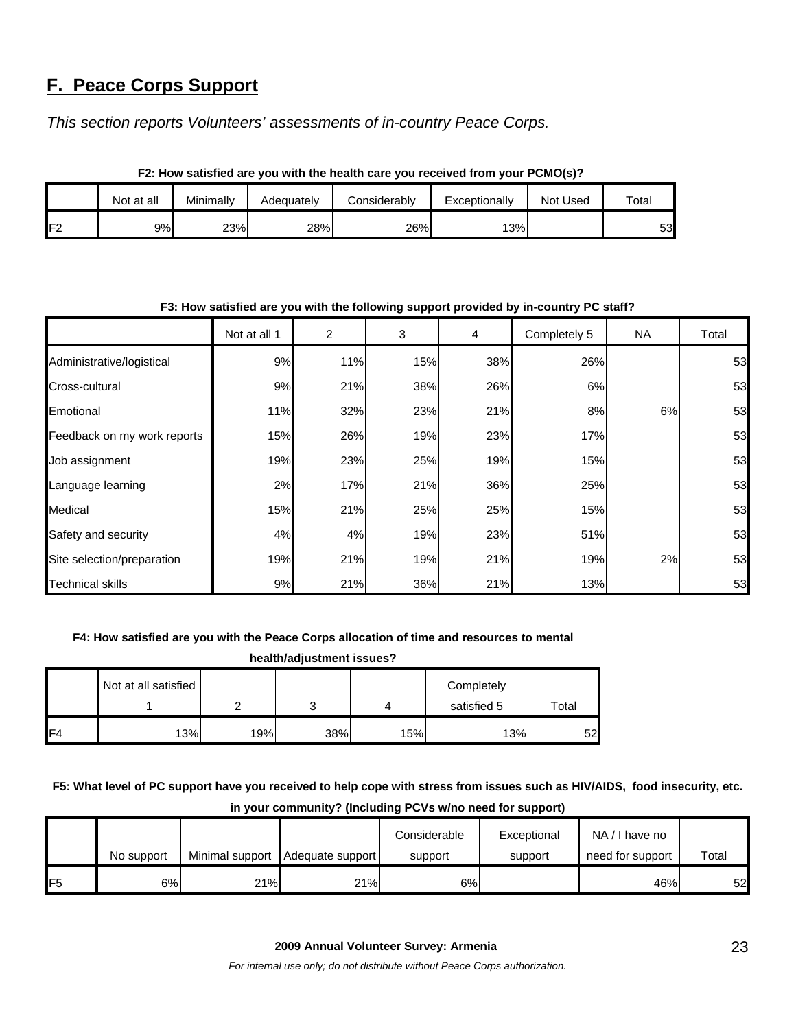## F. Peace Corps Support

*This section reports Volunteers' assessments of in-country Peace Corps.*

**F2: How satisfied are you with the health care you received from your PCMO(s)?**

| | Not at all | Minimally | Adequately | Considerably | Exceptionally | Not Used | Total |
|---|---|---|---|---|---|---|---|
| F2 | 9% | 23% | 28% | 26% | 13% | | 53 |

**F3: How satisfied are you with the following support provided by in-country PC staff?**

| | Not at all 1 | 2 | 3 | 4 | Completely 5 | NA | Total |
|---|---|---|---|---|---|---|---|
| Administrative/logistical | 9% | 11% | 15% | 38% | 26% | | 53 |
| Cross-cultural | 9% | 21% | 38% | 26% | 6% | | 53 |
| Emotional | 11% | 32% | 23% | 21% | 8% | 6% | 53 |
| Feedback on my work reports | 15% | 26% | 19% | 23% | 17% | | 53 |
| Job assignment | 19% | 23% | 25% | 19% | 15% | | 53 |
| Language learning | 2% | 17% | 21% | 36% | 25% | | 53 |
| Medical | 15% | 21% | 25% | 25% | 15% | | 53 |
| Safety and security | 4% | 4% | 19% | 23% | 51% | | 53 |
| Site selection/preparation | 19% | 21% | 19% | 21% | 19% | 2% | 53 |
| Technical skills | 9% | 21% | 36% | 21% | 13% | | 53 |

**F4: How satisfied are you with the Peace Corps allocation of time and resources to mental health/adjustment issues?**

| | Not at all satisfied 1 | 2 | 3 | 4 | Completely satisfied 5 | Total |
|---|---|---|---|---|---|---|
| F4 | 13% | 19% | 38% | 15% | 13% | 52 |

**F5: What level of PC support have you received to help cope with stress from issues such as HIV/AIDS, food insecurity, etc. in your community? (Including PCVs w/no need for support)**

| | No support | Minimal support | Adequate support | Considerable support | Exceptional support | NA / I have no need for support | Total |
|---|---|---|---|---|---|---|---|
| F5 | 6% | 21% | 21% | 6% | | 46% | 52 |

**2009 Annual Volunteer Survey: Armenia**

*For internal use only; do not distribute without Peace Corps authorization.*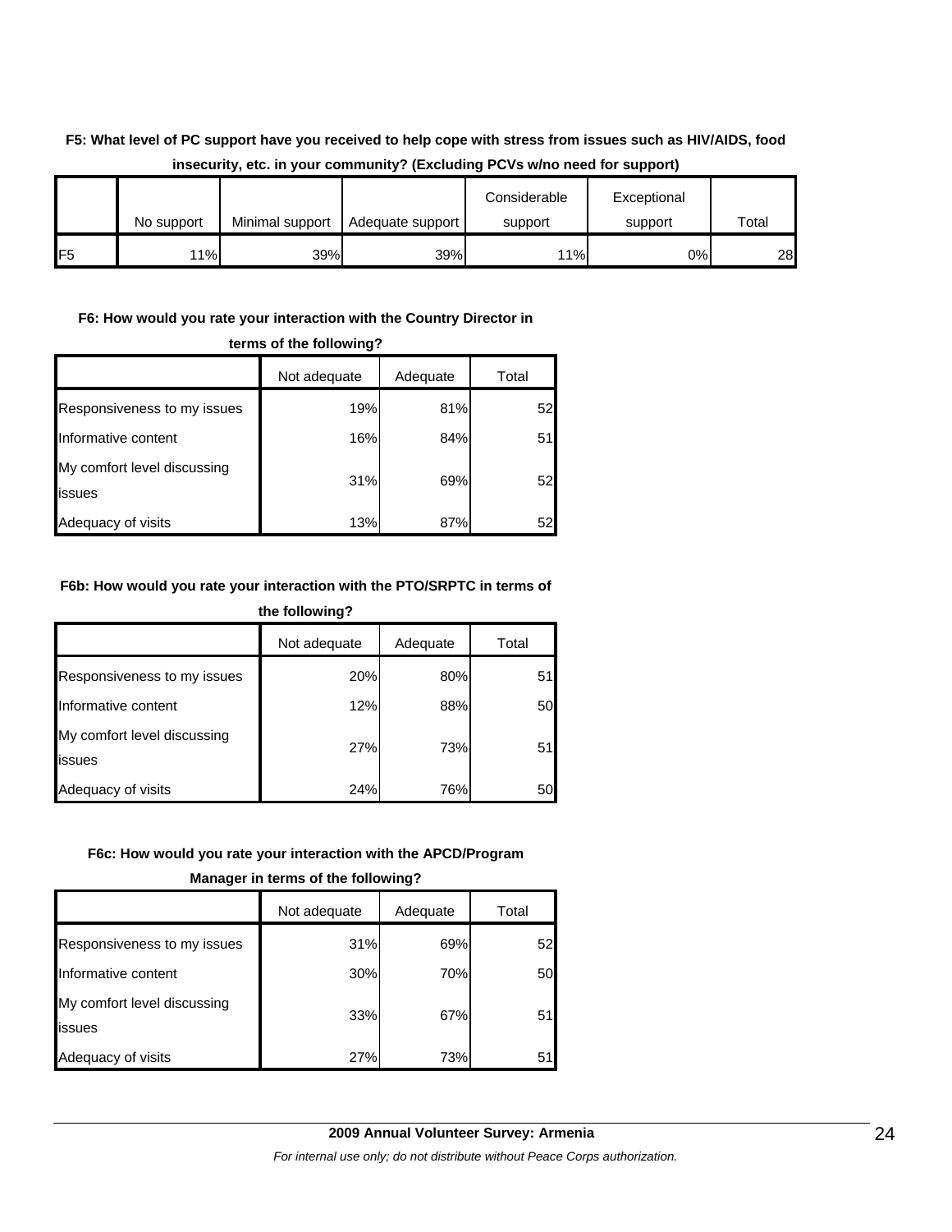**F5: What level of PC support have you received to help cope with stress from issues such as HIV/AIDS, food insecurity, etc. in your community? (Excluding PCVs w/no need for support)**

| | No support | Minimal support | Adequate support | Considerable support | Exceptional support | Total |
|---|---|---|---|---|---|---|
| F5 | 11% | 39% | 39% | 11% | 0% | 28 |

**F6: How would you rate your interaction with the Country Director in terms of the following?**

| | Not adequate | Adequate | Total |
|---|---|---|---|
| Responsiveness to my issues | 19% | 81% | 52 |
| Informative content | 16% | 84% | 51 |
| My comfort level discussing issues | 31% | 69% | 52 |
| Adequacy of visits | 13% | 87% | 52 |

**F6b: How would you rate your interaction with the PTO/SRPTC in terms of the following?**

| | Not adequate | Adequate | Total |
|---|---|---|---|
| Responsiveness to my issues | 20% | 80% | 51 |
| Informative content | 12% | 88% | 50 |
| My comfort level discussing issues | 27% | 73% | 51 |
| Adequacy of visits | 24% | 76% | 50 |

**F6c: How would you rate your interaction with the APCD/Program Manager in terms of the following?**

| | Not adequate | Adequate | Total |
|---|---|---|---|
| Responsiveness to my issues | 31% | 69% | 52 |
| Informative content | 30% | 70% | 50 |
| My comfort level discussing issues | 33% | 67% | 51 |
| Adequacy of visits | 27% | 73% | 51 |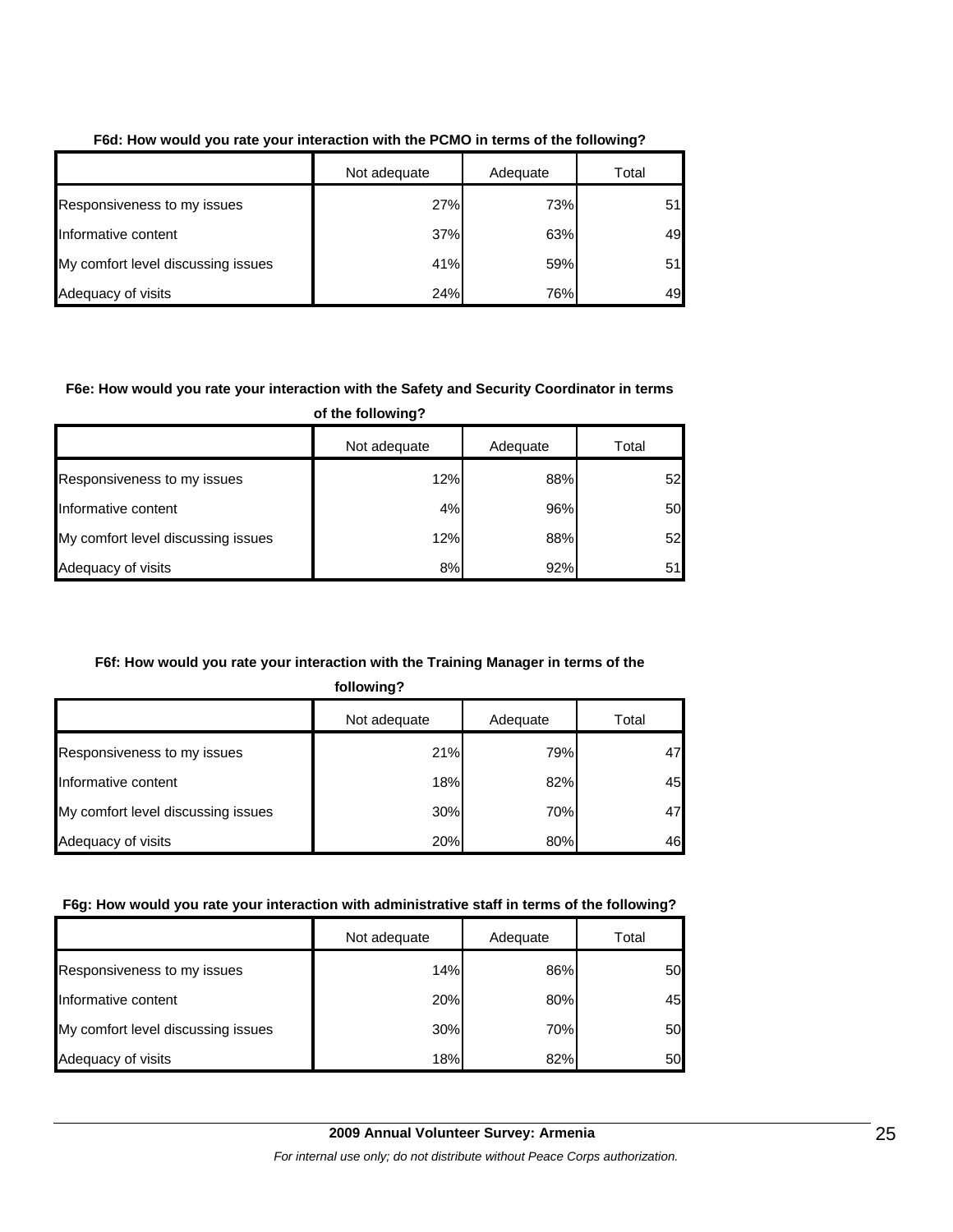**F6d: How would you rate your interaction with the PCMO in terms of the following?**

| | Not adequate | Adequate | Total |
|---|---|---|---|
| Responsiveness to my issues | 27% | 73% | 51 |
| Informative content | 37% | 63% | 49 |
| My comfort level discussing issues | 41% | 59% | 51 |
| Adequacy of visits | 24% | 76% | 49 |

**F6e: How would you rate your interaction with the Safety and Security Coordinator in terms of the following?**

| | Not adequate | Adequate | Total |
|---|---|---|---|
| Responsiveness to my issues | 12% | 88% | 52 |
| Informative content | 4% | 96% | 50 |
| My comfort level discussing issues | 12% | 88% | 52 |
| Adequacy of visits | 8% | 92% | 51 |

**F6f: How would you rate your interaction with the Training Manager in terms of the following?**

| | Not adequate | Adequate | Total |
|---|---|---|---|
| Responsiveness to my issues | 21% | 79% | 47 |
| Informative content | 18% | 82% | 45 |
| My comfort level discussing issues | 30% | 70% | 47 |
| Adequacy of visits | 20% | 80% | 46 |

**F6g: How would you rate your interaction with administrative staff in terms of the following?**

| | Not adequate | Adequate | Total |
|---|---|---|---|
| Responsiveness to my issues | 14% | 86% | 50 |
| Informative content | 20% | 80% | 45 |
| My comfort level discussing issues | 30% | 70% | 50 |
| Adequacy of visits | 18% | 82% | 50 |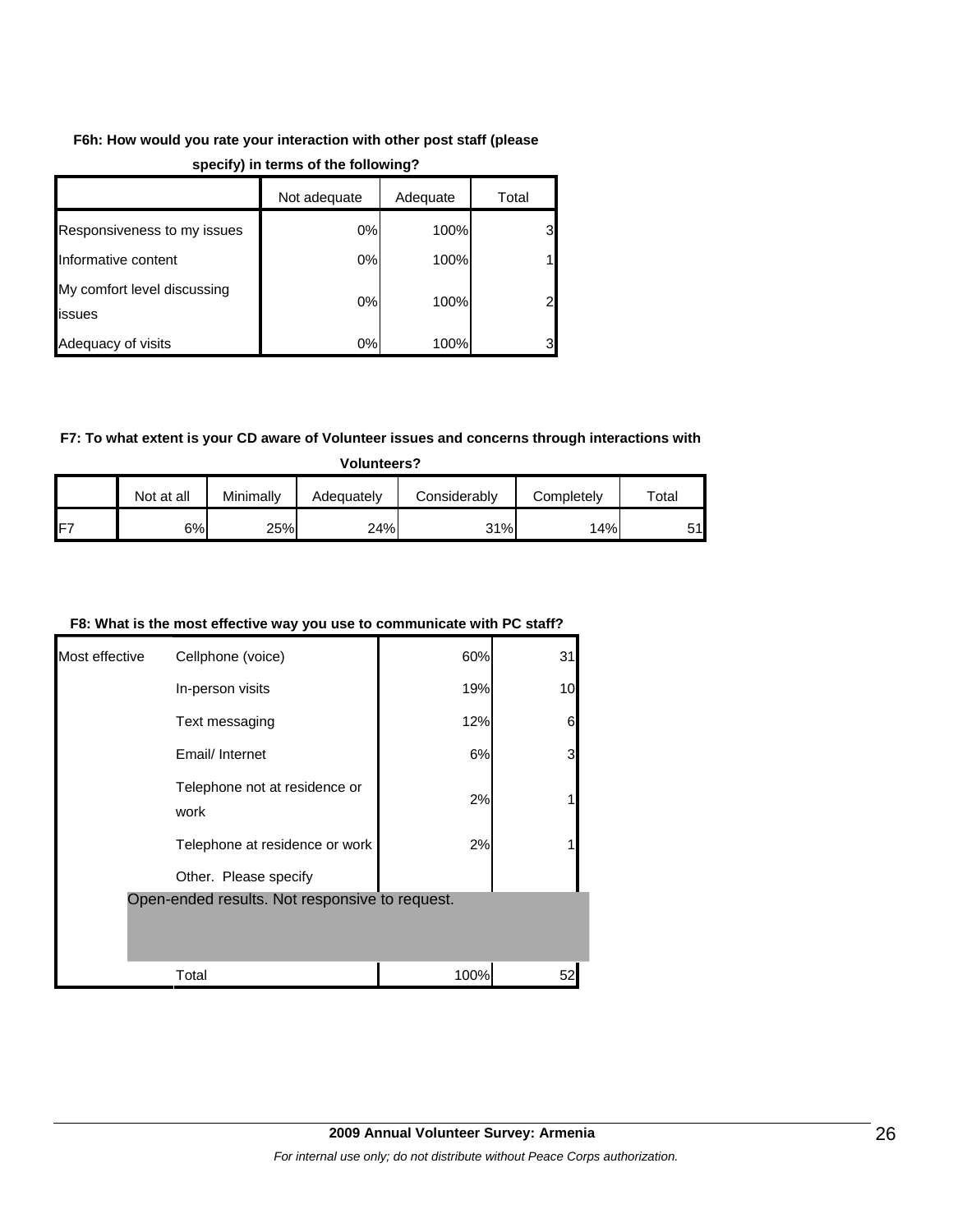**F6h: How would you rate your interaction with other post staff (please specify) in terms of the following?**

| | Not adequate | Adequate | Total |
|---|---|---|---|
| Responsiveness to my issues | 0% | 100% | 3 |
| Informative content | 0% | 100% | 1 |
| My comfort level discussing issues | 0% | 100% | 2 |
| Adequacy of visits | 0% | 100% | 3 |

**F7: To what extent is your CD aware of Volunteer issues and concerns through interactions with Volunteers?**

| | Not at all | Minimally | Adequately | Considerably | Completely | Total |
|---|---|---|---|---|---|---|
| F7 | 6% | 25% | 24% | 31% | 14% | 51 |

**F8: What is the most effective way you use to communicate with PC staff?**

| | | | |
|---|---|---|---|
| Most effective | Cellphone (voice) | 60% | 31 |
| | In-person visits | 19% | 10 |
| | Text messaging | 12% | 6 |
| | Email/ Internet | 6% | 3 |
| | Telephone not at residence or work | 2% | 1 |
| | Telephone at residence or work | 2% | 1 |
| | Other. Please specify | | |
| | Open-ended results. Not responsive to request. | | |
| | Total | 100% | 52 |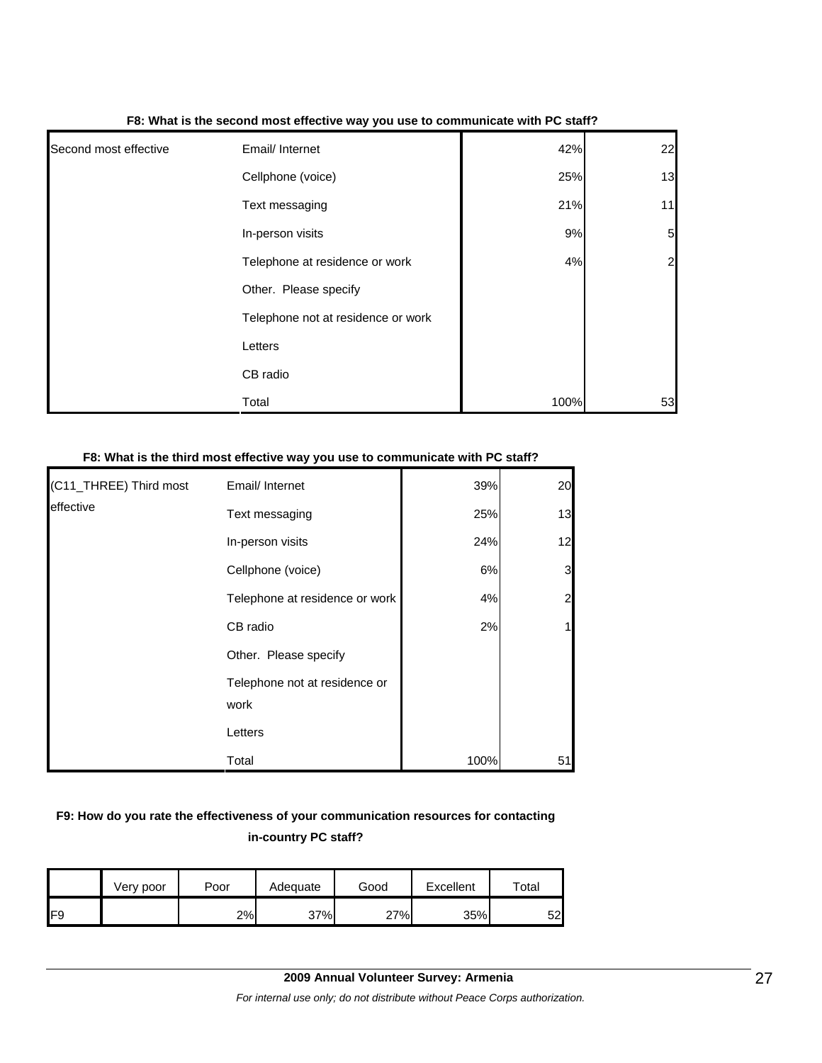**F8: What is the second most effective way you use to communicate with PC staff?**

| | | | |
|---|---|---|---|
| Second most effective | Email/ Internet | 42% | 22 |
| | Cellphone (voice) | 25% | 13 |
| | Text messaging | 21% | 11 |
| | In-person visits | 9% | 5 |
| | Telephone at residence or work | 4% | 2 |
| | Other. Please specify | | |
| | Telephone not at residence or work | | |
| | Letters | | |
| | CB radio | | |
| | Total | 100% | 53 |

**F8: What is the third most effective way you use to communicate with PC staff?**

| | | | |
|---|---|---|---|
| (C11_THREE) Third most effective | Email/ Internet | 39% | 20 |
| | Text messaging | 25% | 13 |
| | In-person visits | 24% | 12 |
| | Cellphone (voice) | 6% | 3 |
| | Telephone at residence or work | 4% | 2 |
| | CB radio | 2% | 1 |
| | Other. Please specify | | |
| | Telephone not at residence or work | | |
| | Letters | | |
| | Total | 100% | 51 |

**F9: How do you rate the effectiveness of your communication resources for contacting in-country PC staff?**

| | Very poor | Poor | Adequate | Good | Excellent | Total |
|---|---|---|---|---|---|---|
| F9 | | 2% | 37% | 27% | 35% | 52 |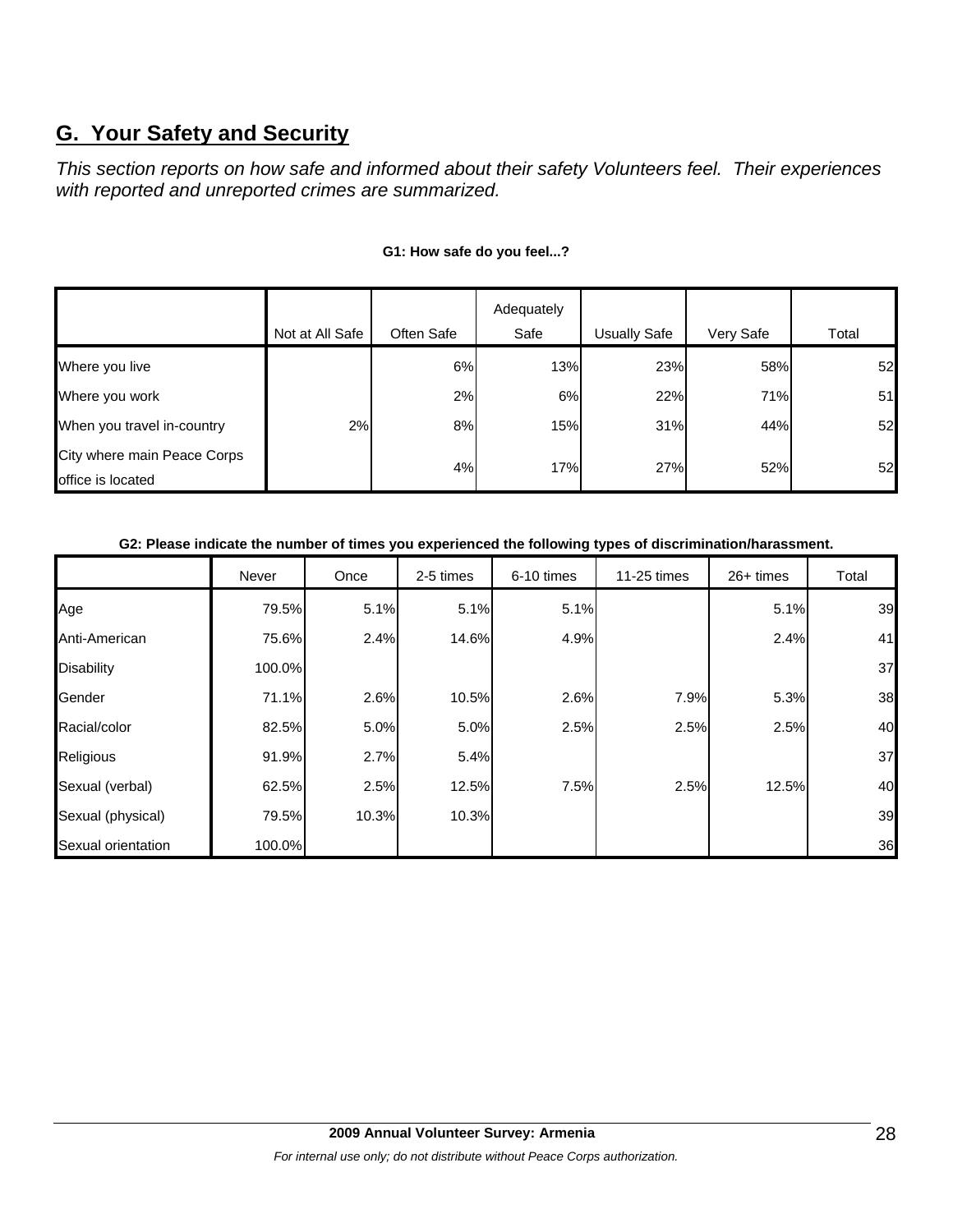## G.  Your Safety and Security

*This section reports on how safe and informed about their safety Volunteers feel.  Their experiences with reported and unreported crimes are summarized.*

**G1: How safe do you feel...?**

| | Not at All Safe | Often Safe | Adequately Safe | Usually Safe | Very Safe | Total |
|---|---|---|---|---|---|---|
| Where you live | | 6% | 13% | 23% | 58% | 52 |
| Where you work | | 2% | 6% | 22% | 71% | 51 |
| When you travel in-country | 2% | 8% | 15% | 31% | 44% | 52 |
| City where main Peace Corps office is located | | 4% | 17% | 27% | 52% | 52 |

**G2: Please indicate the number of times you experienced the following types of discrimination/harassment.**

| | Never | Once | 2-5 times | 6-10 times | 11-25 times | 26+ times | Total |
|---|---|---|---|---|---|---|---|
| Age | 79.5% | 5.1% | 5.1% | 5.1% | | 5.1% | 39 |
| Anti-American | 75.6% | 2.4% | 14.6% | 4.9% | | 2.4% | 41 |
| Disability | 100.0% | | | | | | 37 |
| Gender | 71.1% | 2.6% | 10.5% | 2.6% | 7.9% | 5.3% | 38 |
| Racial/color | 82.5% | 5.0% | 5.0% | 2.5% | 2.5% | 2.5% | 40 |
| Religious | 91.9% | 2.7% | 5.4% | | | | 37 |
| Sexual (verbal) | 62.5% | 2.5% | 12.5% | 7.5% | 2.5% | 12.5% | 40 |
| Sexual (physical) | 79.5% | 10.3% | 10.3% | | | | 39 |
| Sexual orientation | 100.0% | | | | | | 36 |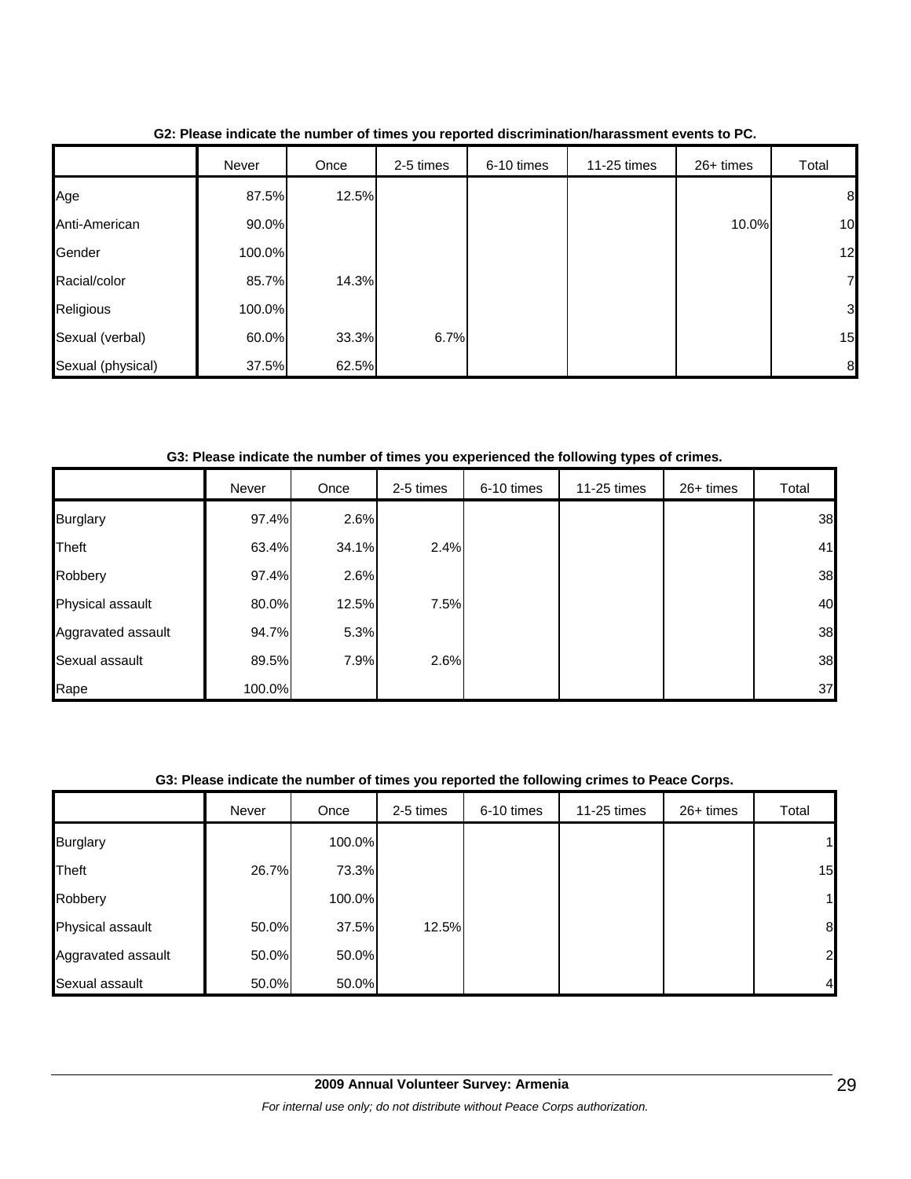**G2: Please indicate the number of times you reported discrimination/harassment events to PC.**

| | Never | Once | 2-5 times | 6-10 times | 11-25 times | 26+ times | Total |
|---|---|---|---|---|---|---|---|
| Age | 87.5% | 12.5% | | | | | 8 |
| Anti-American | 90.0% | | | | | 10.0% | 10 |
| Gender | 100.0% | | | | | | 12 |
| Racial/color | 85.7% | 14.3% | | | | | 7 |
| Religious | 100.0% | | | | | | 3 |
| Sexual (verbal) | 60.0% | 33.3% | 6.7% | | | | 15 |
| Sexual (physical) | 37.5% | 62.5% | | | | | 8 |

**G3: Please indicate the number of times you experienced the following types of crimes.**

| | Never | Once | 2-5 times | 6-10 times | 11-25 times | 26+ times | Total |
|---|---|---|---|---|---|---|---|
| Burglary | 97.4% | 2.6% | | | | | 38 |
| Theft | 63.4% | 34.1% | 2.4% | | | | 41 |
| Robbery | 97.4% | 2.6% | | | | | 38 |
| Physical assault | 80.0% | 12.5% | 7.5% | | | | 40 |
| Aggravated assault | 94.7% | 5.3% | | | | | 38 |
| Sexual assault | 89.5% | 7.9% | 2.6% | | | | 38 |
| Rape | 100.0% | | | | | | 37 |

**G3: Please indicate the number of times you reported the following crimes to Peace Corps.**

| | Never | Once | 2-5 times | 6-10 times | 11-25 times | 26+ times | Total |
|---|---|---|---|---|---|---|---|
| Burglary | | 100.0% | | | | | 1 |
| Theft | 26.7% | 73.3% | | | | | 15 |
| Robbery | | 100.0% | | | | | 1 |
| Physical assault | 50.0% | 37.5% | 12.5% | | | | 8 |
| Aggravated assault | 50.0% | 50.0% | | | | | 2 |
| Sexual assault | 50.0% | 50.0% | | | | | 4 |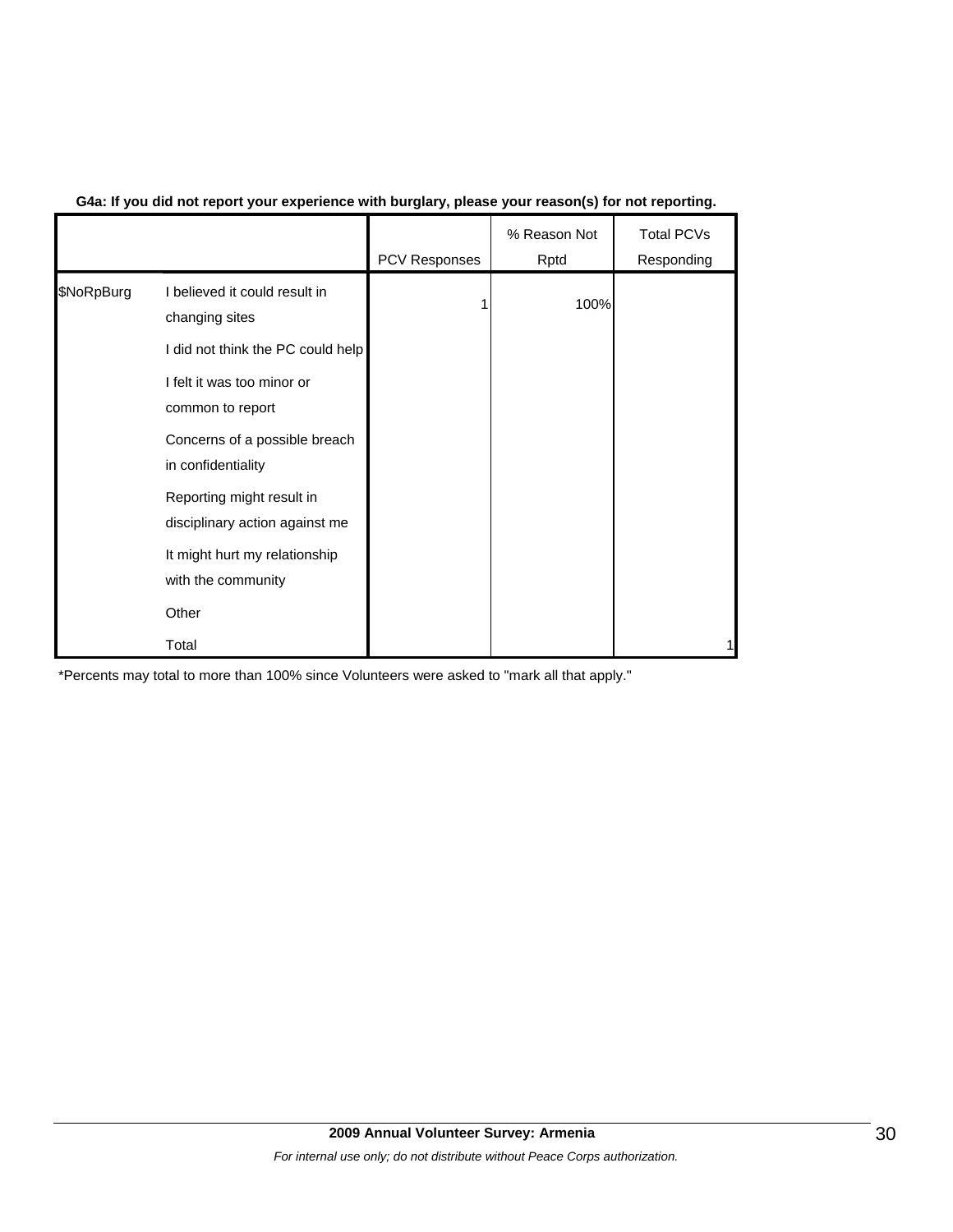**G4a: If you did not report your experience with burglary, please your reason(s) for not reporting.**

| | | PCV Responses | % Reason Not Rptd | Total PCVs Responding |
|---|---|---|---|---|
| $NoRpBurg | I believed it could result in changing sites | 1 | 100% | |
| | I did not think the PC could help | | | |
| | I felt it was too minor or common to report | | | |
| | Concerns of a possible breach in confidentiality | | | |
| | Reporting might result in disciplinary action against me | | | |
| | It might hurt my relationship with the community | | | |
| | Other | | | |
| | Total | | | 1 |

*Percents may total to more than 100% since Volunteers were asked to "mark all that apply."

**2009 Annual Volunteer Survey: Armenia**

*For internal use only; do not distribute without Peace Corps authorization.*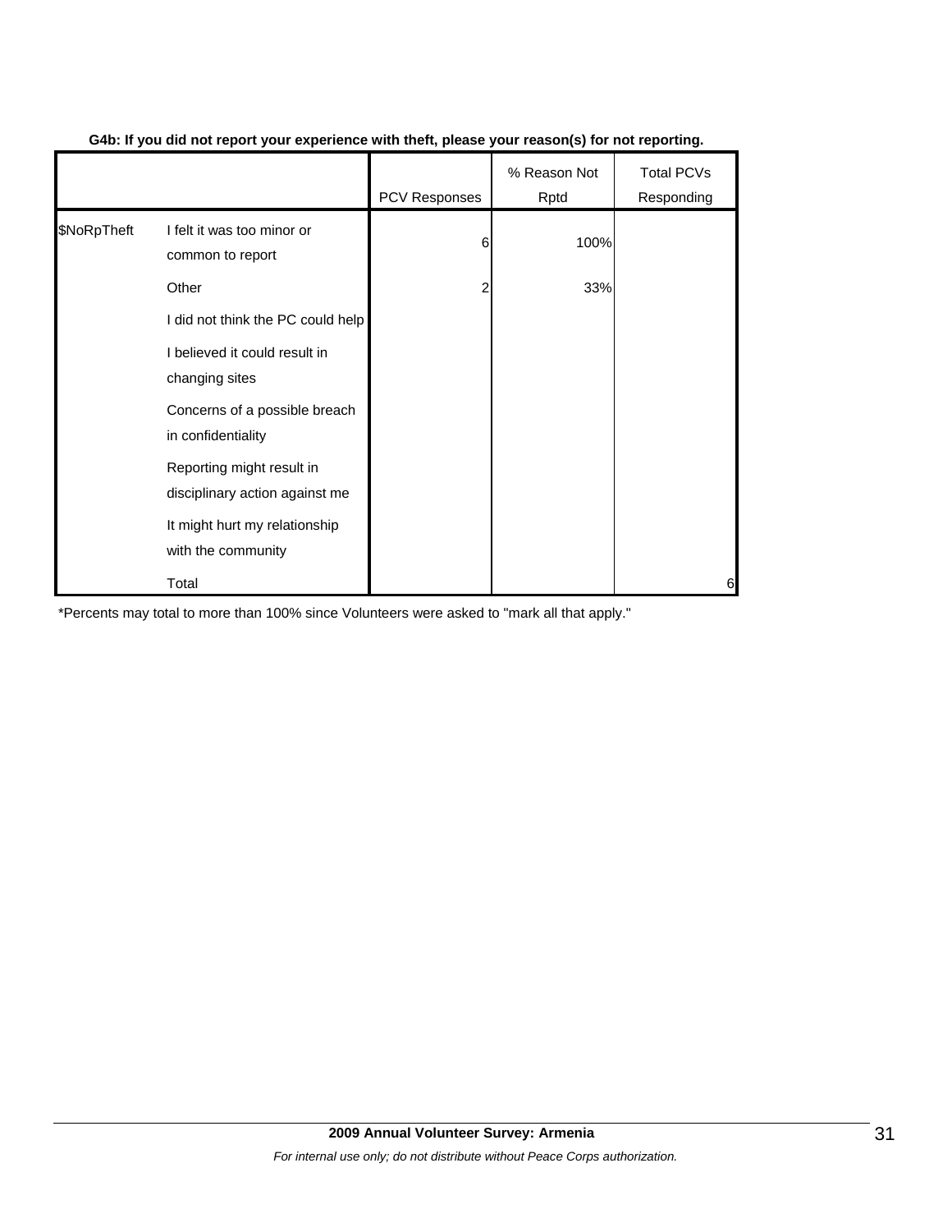**G4b: If you did not report your experience with theft, please your reason(s) for not reporting.**

| | | PCV Responses | % Reason Not Rptd | Total PCVs Responding |
|---|---|---|---|---|
| $NoRpTheft | I felt it was too minor or common to report | 6 | 100% | |
| | Other | 2 | 33% | |
| | I did not think the PC could help | | | |
| | I believed it could result in changing sites | | | |
| | Concerns of a possible breach in confidentiality | | | |
| | Reporting might result in disciplinary action against me | | | |
| | It might hurt my relationship with the community | | | |
| | Total | | | 6 |

*Percents may total to more than 100% since Volunteers were asked to "mark all that apply."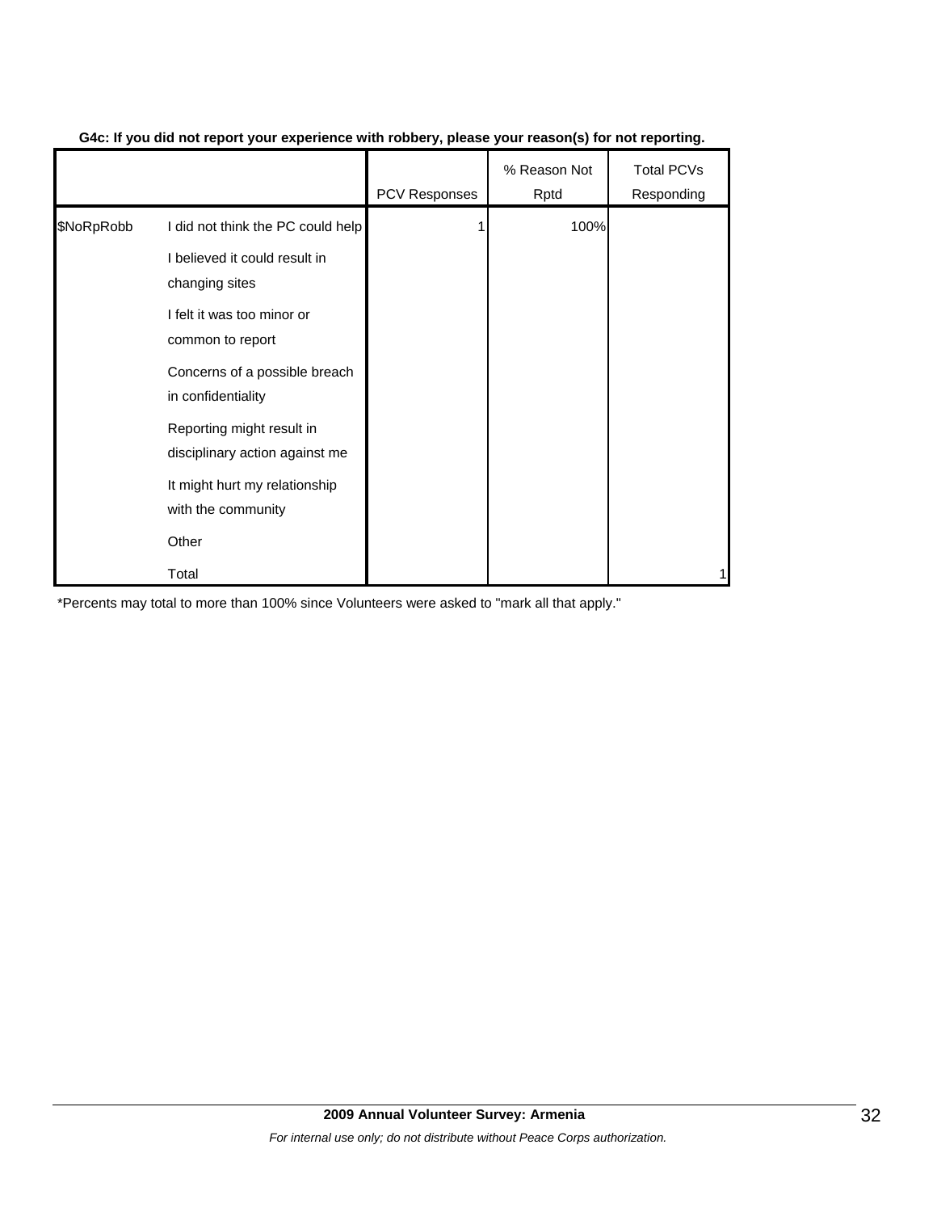**G4c: If you did not report your experience with robbery, please your reason(s) for not reporting.**

| | | PCV Responses | % Reason Not Rptd | Total PCVs Responding |
|---|---|---|---|---|
| $NoRpRobb | I did not think the PC could help | 1 | 100% | |
| | I believed it could result in changing sites | | | |
| | I felt it was too minor or common to report | | | |
| | Concerns of a possible breach in confidentiality | | | |
| | Reporting might result in disciplinary action against me | | | |
| | It might hurt my relationship with the community | | | |
| | Other | | | |
| | Total | | | 1 |

*Percents may total to more than 100% since Volunteers were asked to "mark all that apply."

**2009 Annual Volunteer Survey: Armenia**

*For internal use only; do not distribute without Peace Corps authorization.*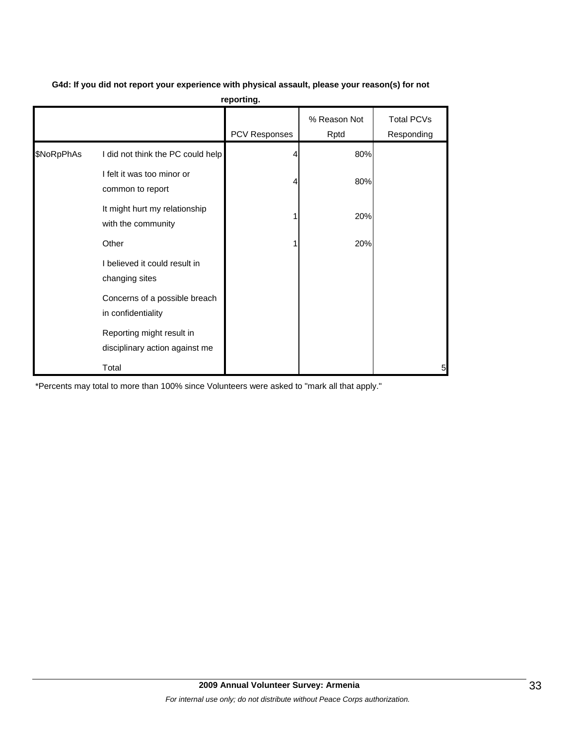**G4d: If you did not report your experience with physical assault, please your reason(s) for not reporting.**

| | | PCV Responses | % Reason Not Rptd | Total PCVs Responding |
|---|---|---|---|---|
| $NoRpPhAs | I did not think the PC could help | 4 | 80% | |
| | I felt it was too minor or common to report | 4 | 80% | |
| | It might hurt my relationship with the community | 1 | 20% | |
| | Other | 1 | 20% | |
| | I believed it could result in changing sites | | | |
| | Concerns of a possible breach in confidentiality | | | |
| | Reporting might result in disciplinary action against me | | | |
| | Total | | | 5 |

*Percents may total to more than 100% since Volunteers were asked to "mark all that apply."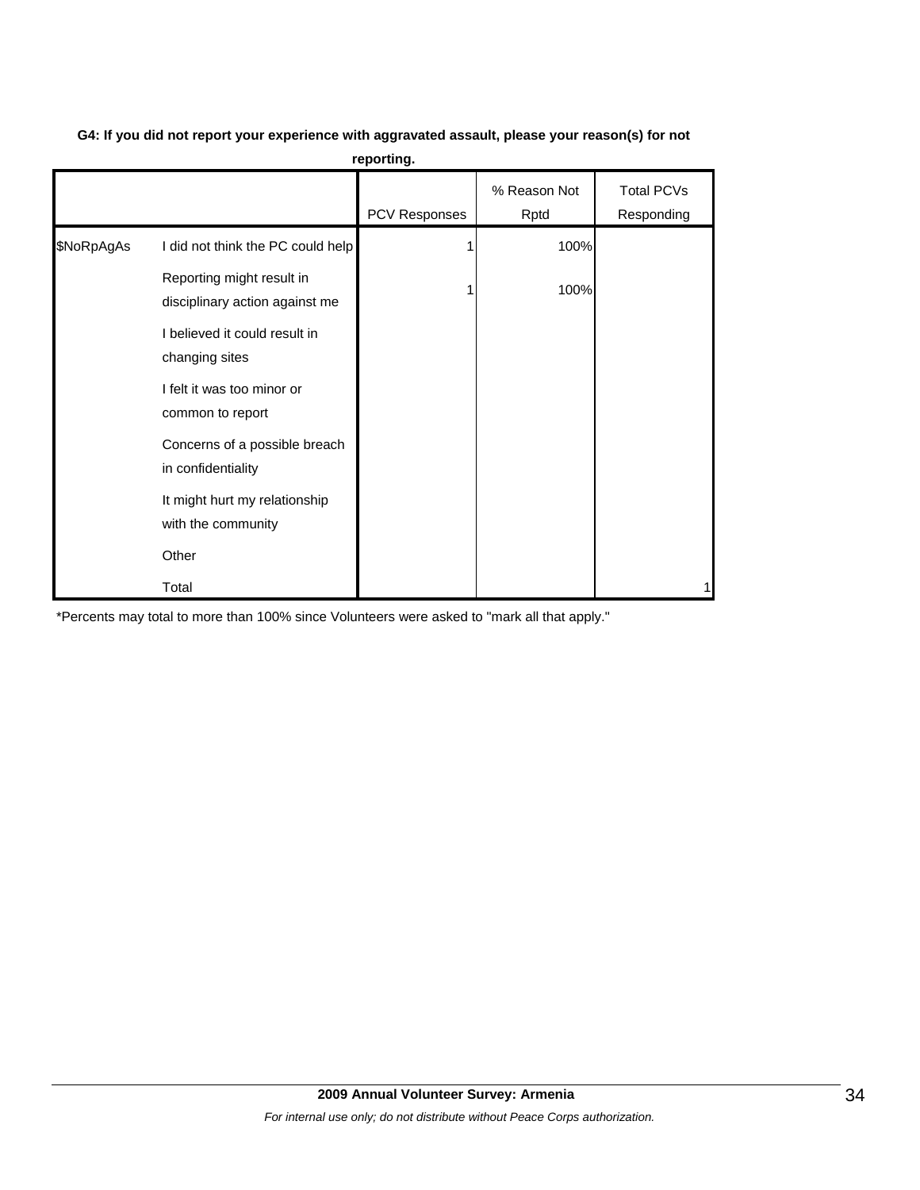**G4: If you did not report your experience with aggravated assault, please your reason(s) for not reporting.**

| | | PCV Responses | % Reason Not Rptd | Total PCVs Responding |
|---|---|---|---|---|
| $NoRpAgAs | I did not think the PC could help | 1 | 100% | |
| | Reporting might result in disciplinary action against me | 1 | 100% | |
| | I believed it could result in changing sites | | | |
| | I felt it was too minor or common to report | | | |
| | Concerns of a possible breach in confidentiality | | | |
| | It might hurt my relationship with the community | | | |
| | Other | | | |
| | Total | | | 1 |

*Percents may total to more than 100% since Volunteers were asked to "mark all that apply."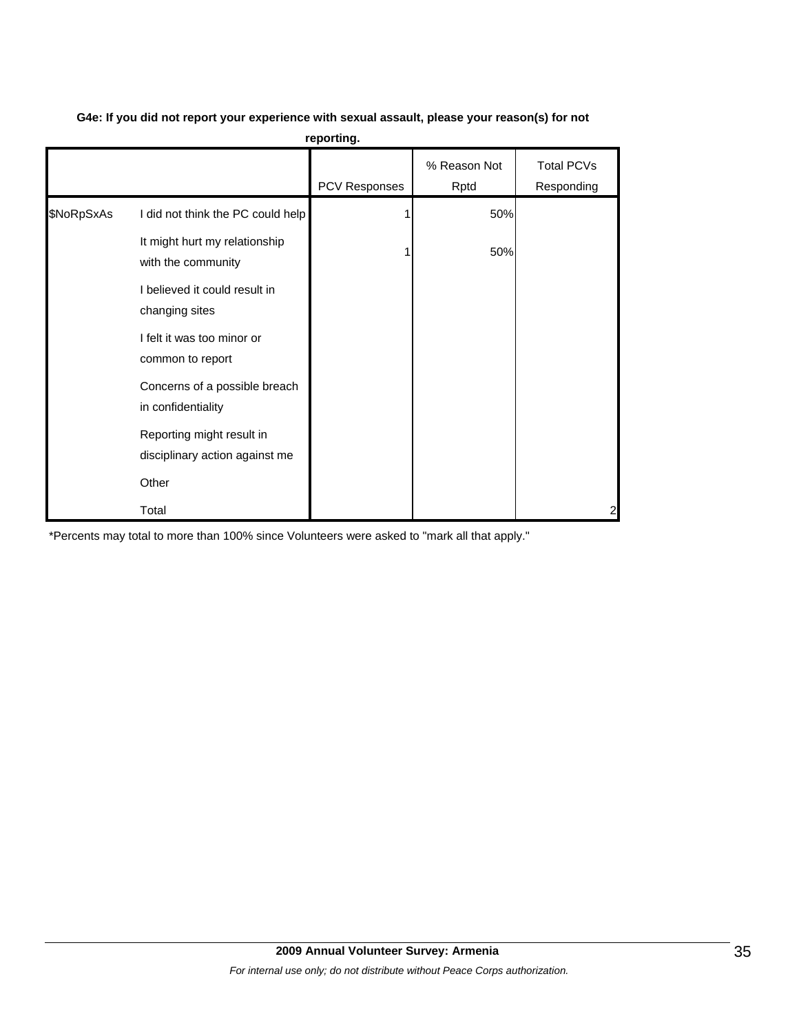**G4e: If you did not report your experience with sexual assault, please your reason(s) for not reporting.**

| | | PCV Responses | % Reason Not Rptd | Total PCVs Responding |
|---|---|---|---|---|
| $NoRpSxAs | I did not think the PC could help | 1 | 50% | |
| | It might hurt my relationship with the community | 1 | 50% | |
| | I believed it could result in changing sites | | | |
| | I felt it was too minor or common to report | | | |
| | Concerns of a possible breach in confidentiality | | | |
| | Reporting might result in disciplinary action against me | | | |
| | Other | | | |
| | Total | | | 2 |

*Percents may total to more than 100% since Volunteers were asked to "mark all that apply."

**2009 Annual Volunteer Survey: Armenia**

*For internal use only; do not distribute without Peace Corps authorization.*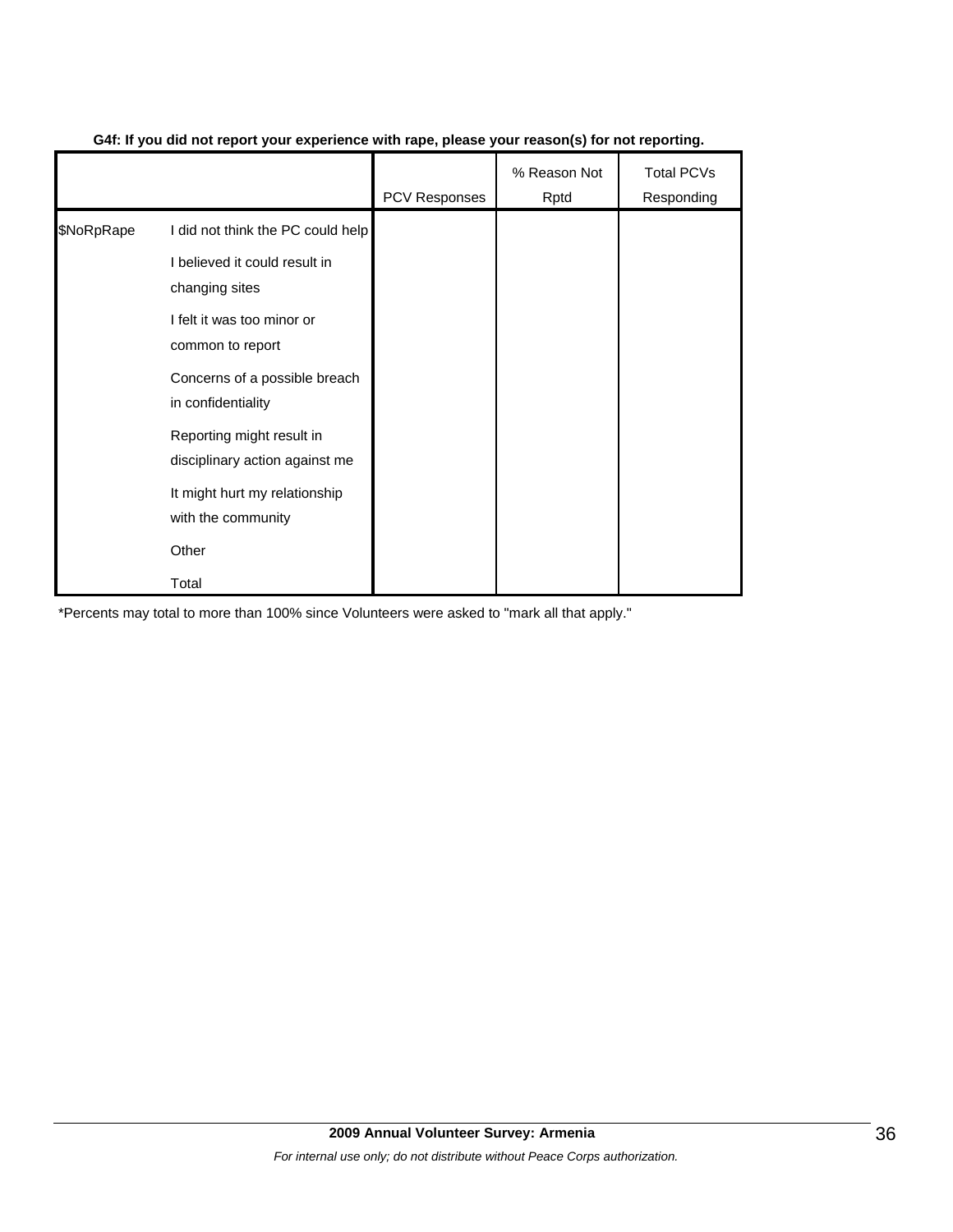**G4f: If you did not report your experience with rape, please your reason(s) for not reporting.**

| | | PCV Responses | % Reason Not Rptd | Total PCVs Responding |
|---|---|---|---|---|
| $NoRpRape | I did not think the PC could help | | | |
| | I believed it could result in changing sites | | | |
| | I felt it was too minor or common to report | | | |
| | Concerns of a possible breach in confidentiality | | | |
| | Reporting might result in disciplinary action against me | | | |
| | It might hurt my relationship with the community | | | |
| | Other | | | |
| | Total | | | |

*Percents may total to more than 100% since Volunteers were asked to "mark all that apply."

**2009 Annual Volunteer Survey: Armenia**

*For internal use only; do not distribute without Peace Corps authorization.*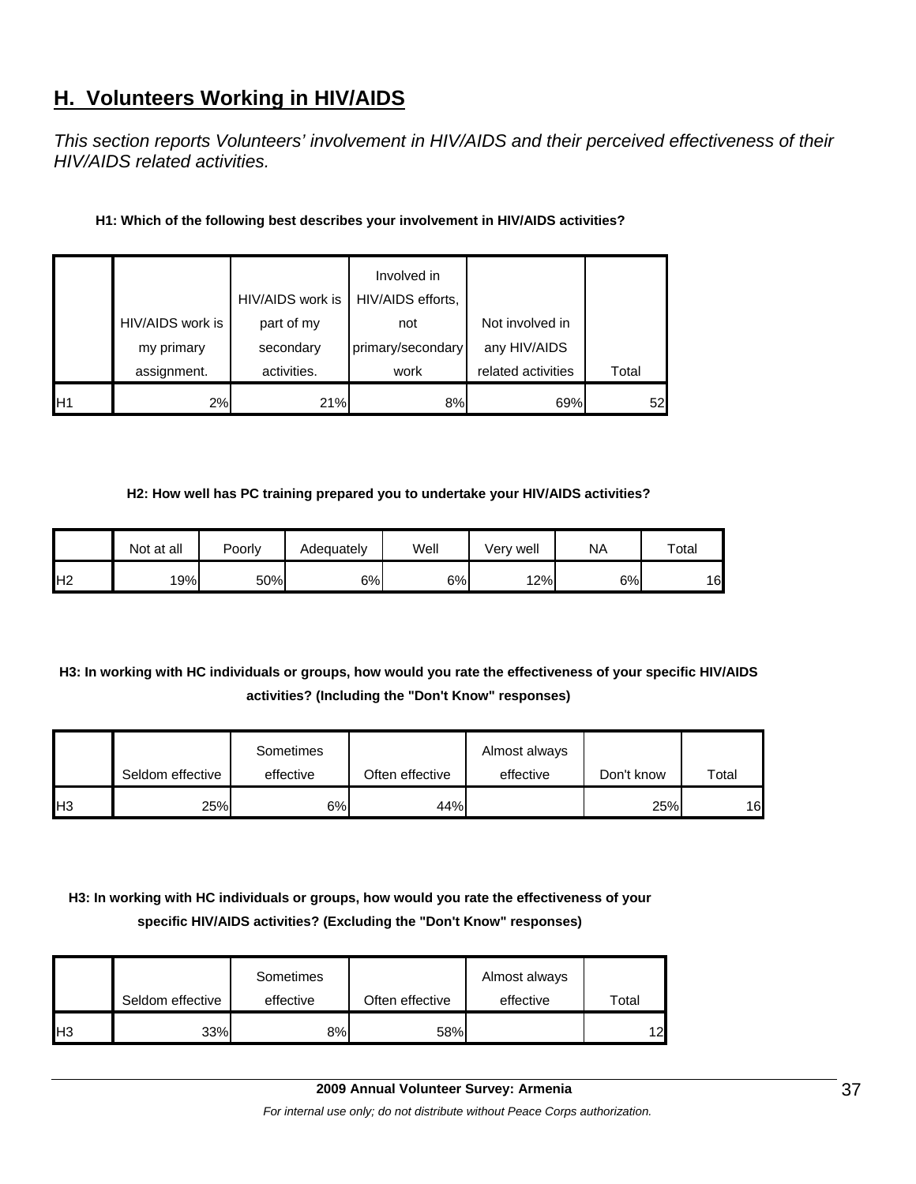## H. Volunteers Working in HIV/AIDS

*This section reports Volunteers' involvement in HIV/AIDS and their perceived effectiveness of their HIV/AIDS related activities.*

**H1: Which of the following best describes your involvement in HIV/AIDS activities?**

| | HIV/AIDS work is my primary assignment. | HIV/AIDS work is part of my secondary activities. | Involved in HIV/AIDS efforts, not primary/secondary work | Not involved in any HIV/AIDS related activities | Total |
|---|---|---|---|---|---|
| H1 | 2% | 21% | 8% | 69% | 52 |

**H2: How well has PC training prepared you to undertake your HIV/AIDS activities?**

| | Not at all | Poorly | Adequately | Well | Very well | NA | Total |
|---|---|---|---|---|---|---|---|
| H2 | 19% | 50% | 6% | 6% | 12% | 6% | 16 |

**H3: In working with HC individuals or groups, how would you rate the effectiveness of your specific HIV/AIDS activities? (Including the "Don't Know" responses)**

| | Seldom effective | Sometimes effective | Often effective | Almost always effective | Don't know | Total |
|---|---|---|---|---|---|---|
| H3 | 25% | 6% | 44% | | 25% | 16 |

**H3: In working with HC individuals or groups, how would you rate the effectiveness of your specific HIV/AIDS activities? (Excluding the "Don't Know" responses)**

| | Seldom effective | Sometimes effective | Often effective | Almost always effective | Total |
|---|---|---|---|---|---|
| H3 | 33% | 8% | 58% | | 12 |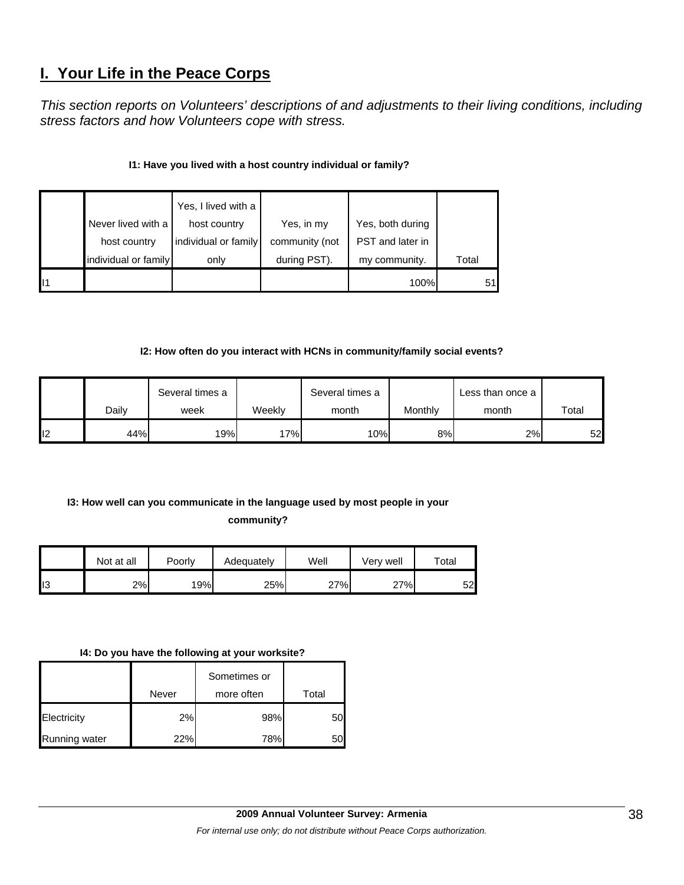# I. Your Life in the Peace Corps

*This section reports on Volunteers' descriptions of and adjustments to their living conditions, including stress factors and how Volunteers cope with stress.*

**I1: Have you lived with a host country individual or family?**

| | Never lived with a host country individual or family | Yes, I lived with a host country individual or family only | Yes, in my community (not during PST). | Yes, both during PST and later in my community. | Total |
|---|---|---|---|---|---|
| I1 | | | | 100% | 51 |

**I2: How often do you interact with HCNs in community/family social events?**

| | Daily | Several times a week | Weekly | Several times a month | Monthly | Less than once a month | Total |
|---|---|---|---|---|---|---|---|
| I2 | 44% | 19% | 17% | 10% | 8% | 2% | 52 |

**I3: How well can you communicate in the language used by most people in your community?**

| | Not at all | Poorly | Adequately | Well | Very well | Total |
|---|---|---|---|---|---|---|
| I3 | 2% | 19% | 25% | 27% | 27% | 52 |

**I4: Do you have the following at your worksite?**

| | Never | Sometimes or more often | Total |
|---|---|---|---|
| Electricity | 2% | 98% | 50 |
| Running water | 22% | 78% | 50 |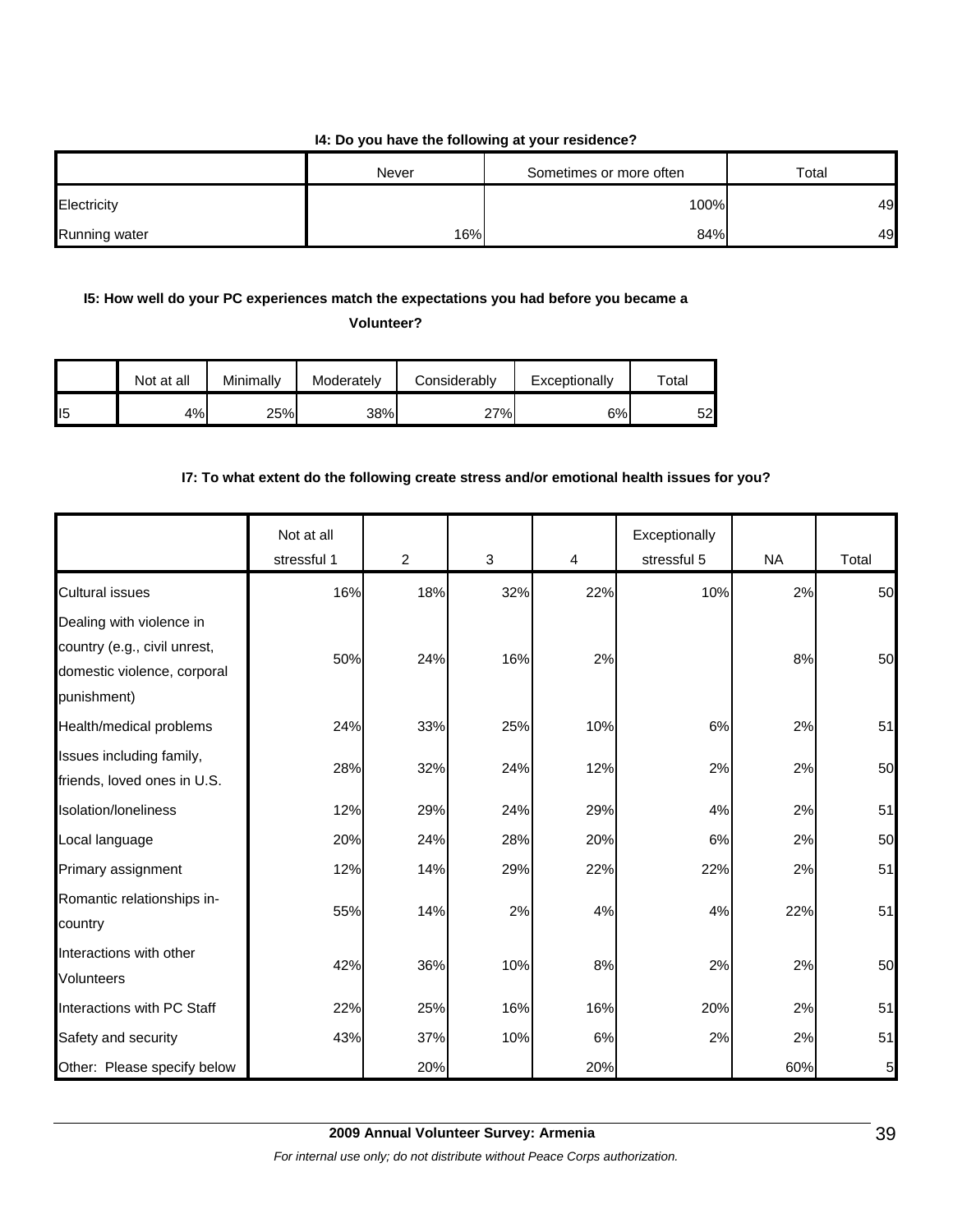**I4: Do you have the following at your residence?**

| | Never | Sometimes or more often | Total |
|---|---|---|---|
| Electricity | | 100% | 49 |
| Running water | 16% | 84% | 49 |

**I5: How well do your PC experiences match the expectations you had before you became a Volunteer?**

| | Not at all | Minimally | Moderately | Considerably | Exceptionally | Total |
|---|---|---|---|---|---|---|
| I5 | 4% | 25% | 38% | 27% | 6% | 52 |

**I7: To what extent do the following create stress and/or emotional health issues for you?**

| | Not at all stressful 1 | 2 | 3 | 4 | Exceptionally stressful 5 | NA | Total |
|---|---|---|---|---|---|---|---|
| Cultural issues | 16% | 18% | 32% | 22% | 10% | 2% | 50 |
| Dealing with violence in country (e.g., civil unrest, domestic violence, corporal punishment) | 50% | 24% | 16% | 2% | | 8% | 50 |
| Health/medical problems | 24% | 33% | 25% | 10% | 6% | 2% | 51 |
| Issues including family, friends, loved ones in U.S. | 28% | 32% | 24% | 12% | 2% | 2% | 50 |
| Isolation/loneliness | 12% | 29% | 24% | 29% | 4% | 2% | 51 |
| Local language | 20% | 24% | 28% | 20% | 6% | 2% | 50 |
| Primary assignment | 12% | 14% | 29% | 22% | 22% | 2% | 51 |
| Romantic relationships in-country | 55% | 14% | 2% | 4% | 4% | 22% | 51 |
| Interactions with other Volunteers | 42% | 36% | 10% | 8% | 2% | 2% | 50 |
| Interactions with PC Staff | 22% | 25% | 16% | 16% | 20% | 2% | 51 |
| Safety and security | 43% | 37% | 10% | 6% | 2% | 2% | 51 |
| Other: Please specify below | | 20% | | 20% | | 60% | 5 |

**2009 Annual Volunteer Survey: Armenia**

*For internal use only; do not distribute without Peace Corps authorization.*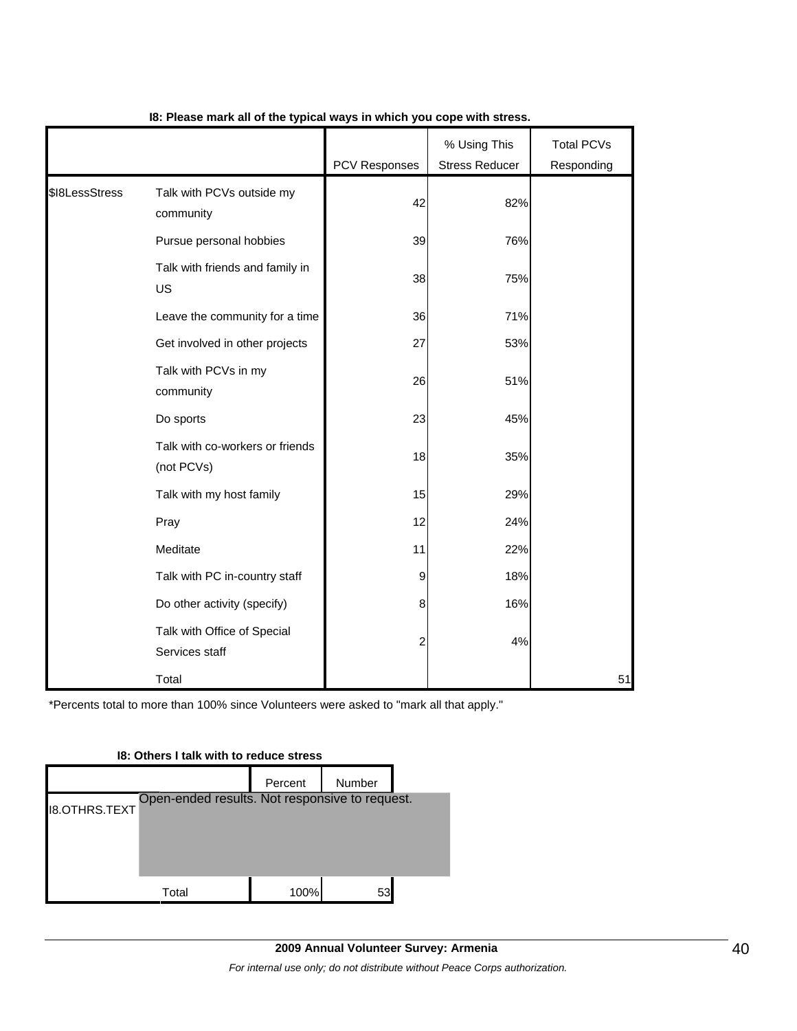**I8: Please mark all of the typical ways in which you cope with stress.**

| | | PCV Responses | % Using This Stress Reducer | Total PCVs Responding |
|---|---|---|---|---|
| $I8LessStress | Talk with PCVs outside my community | 42 | 82% | |
| | Pursue personal hobbies | 39 | 76% | |
| | Talk with friends and family in US | 38 | 75% | |
| | Leave the community for a time | 36 | 71% | |
| | Get involved in other projects | 27 | 53% | |
| | Talk with PCVs in my community | 26 | 51% | |
| | Do sports | 23 | 45% | |
| | Talk with co-workers or friends (not PCVs) | 18 | 35% | |
| | Talk with my host family | 15 | 29% | |
| | Pray | 12 | 24% | |
| | Meditate | 11 | 22% | |
| | Talk with PC in-country staff | 9 | 18% | |
| | Do other activity (specify) | 8 | 16% | |
| | Talk with Office of Special Services staff | 2 | 4% | |
| | Total | | | 51 |

*Percents total to more than 100% since Volunteers were asked to "mark all that apply."

**I8: Others I talk with to reduce stress**

| | | Percent | Number |
|---|---|---|---|
| I8.OTHRS.TEXT | Open-ended results. Not responsive to request. | | |
| | Total | 100% | 53 |

**2009 Annual Volunteer Survey: Armenia**

*For internal use only; do not distribute without Peace Corps authorization.*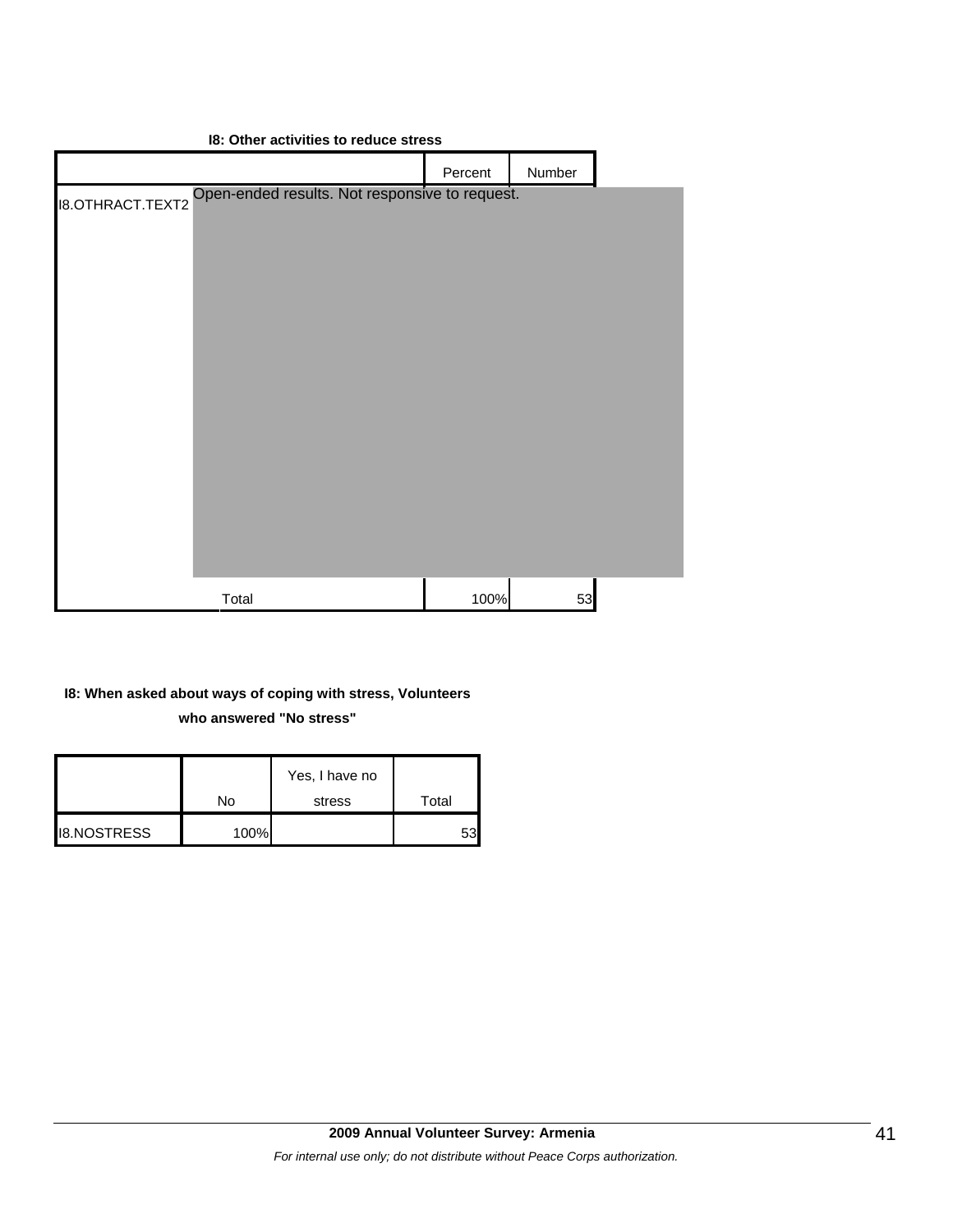**I8: Other activities to reduce stress**

| | Percent | Number |
|---|---|---|
| I8.OTHRACT.TEXT2 | Open-ended results. Not responsive to request. | |
| Total | 100% | 53 |

**I8: When asked about ways of coping with stress, Volunteers who answered "No stress"**

| | No | Yes, I have no stress | Total |
|---|---|---|---|
| I8.NOSTRESS | 100% | | 53 |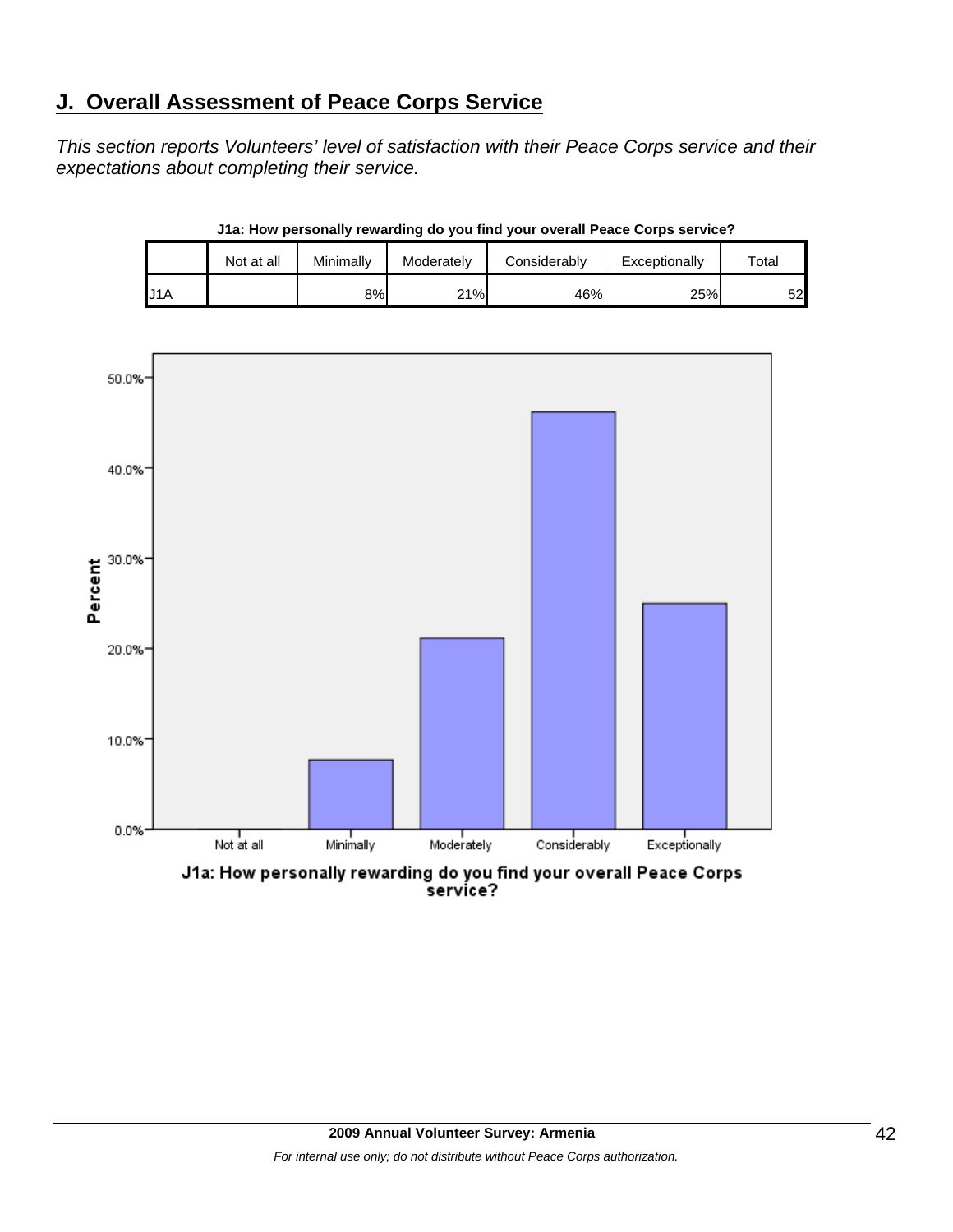## J. Overall Assessment of Peace Corps Service

*This section reports Volunteers' level of satisfaction with their Peace Corps service and their expectations about completing their service.*

**J1a: How personally rewarding do you find your overall Peace Corps service?**

| | Not at all | Minimally | Moderately | Considerably | Exceptionally | Total |
|---|---|---|---|---|---|---|
| J1A | | 8% | 21% | 46% | 25% | 52 |

J1a: How personally rewarding do you find your overall Peace Corps service?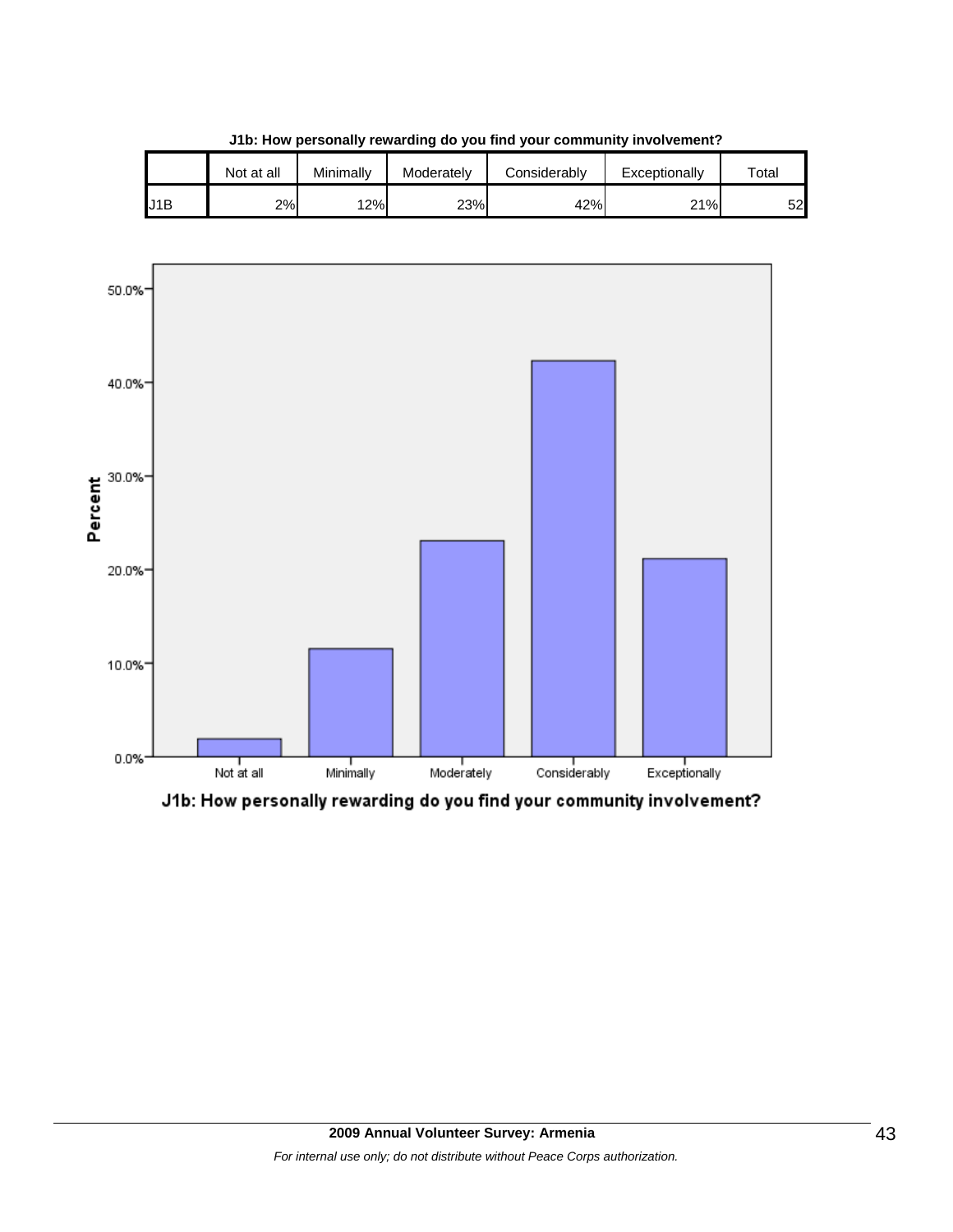**J1b: How personally rewarding do you find your community involvement?**

| | Not at all | Minimally | Moderately | Considerably | Exceptionally | Total |
|---|---|---|---|---|---|---|
| J1B | 2% | 12% | 23% | 42% | 21% | 52 |

J1b: How personally rewarding do you find your community involvement?

*For internal use only; do not distribute without Peace Corps authorization.*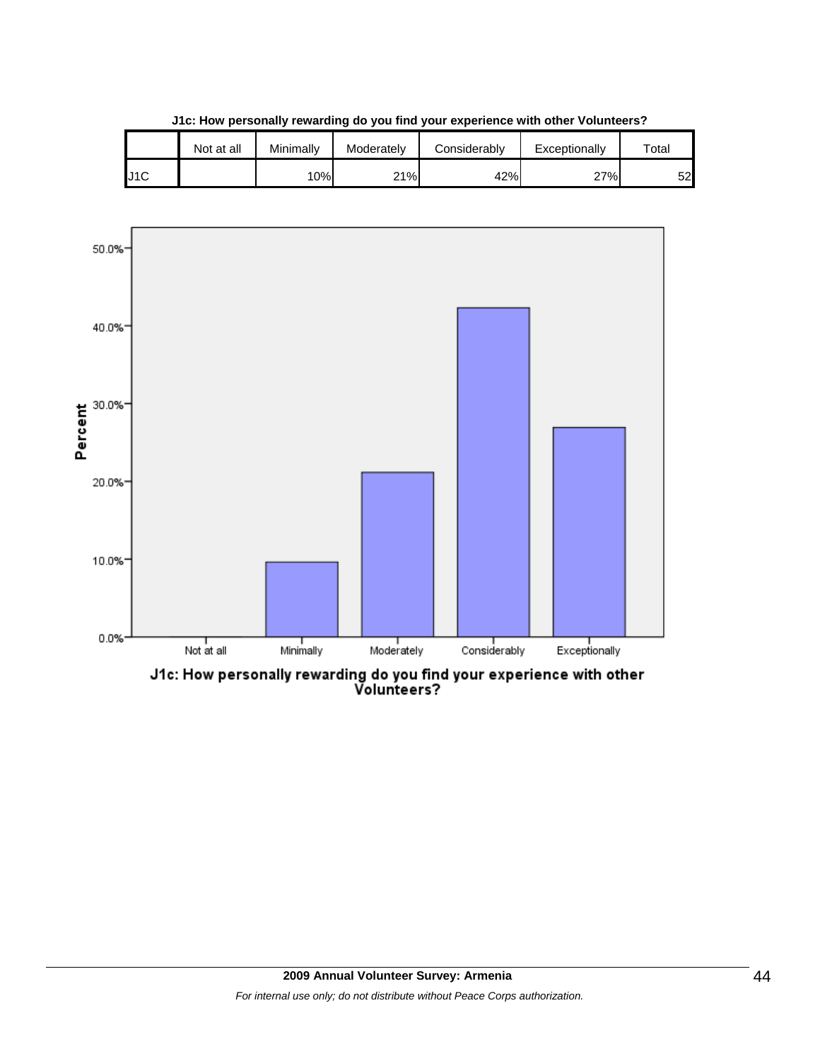**J1c: How personally rewarding do you find your experience with other Volunteers?**

| | Not at all | Minimally | Moderately | Considerably | Exceptionally | Total |
|---|---|---|---|---|---|---|
| J1C | | 10% | 21% | 42% | 27% | 52 |

Percent

50.0%
40.0%
30.0%
20.0%
10.0%
0.0%

Not at all | Minimally | Moderately | Considerably | Exceptionally

J1c: How personally rewarding do you find your experience with other Volunteers?

**2009 Annual Volunteer Survey: Armenia**

*For internal use only; do not distribute without Peace Corps authorization.*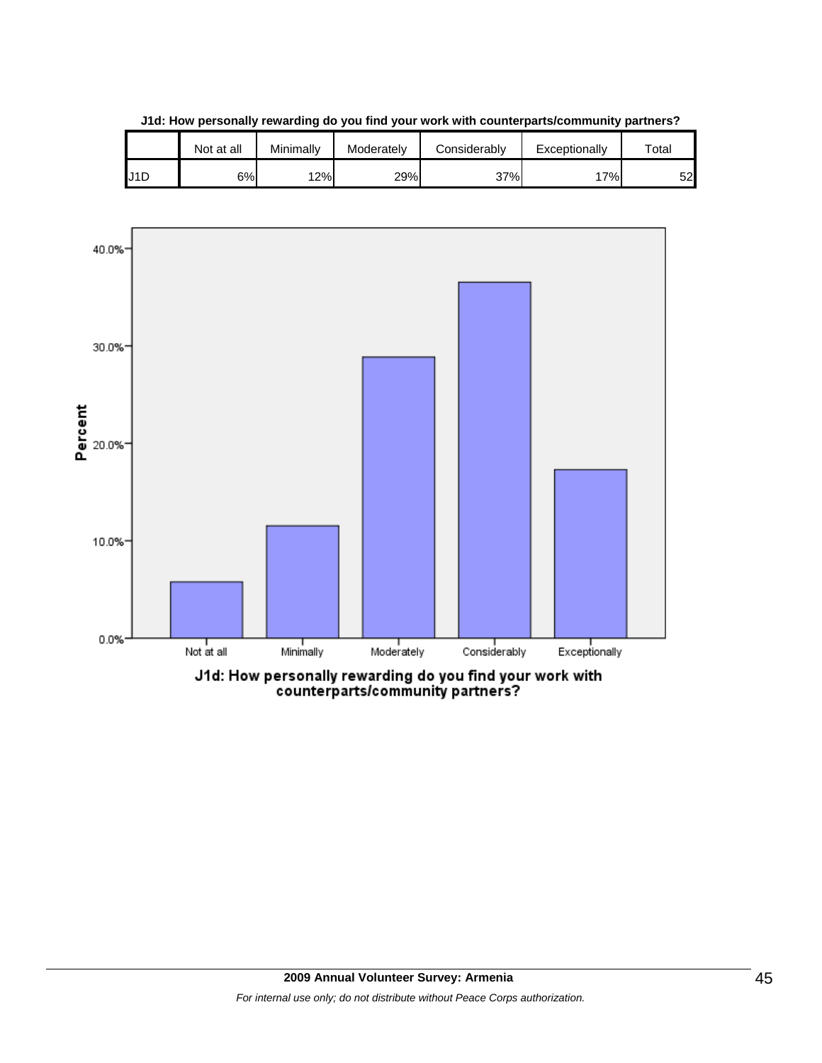**J1d: How personally rewarding do you find your work with counterparts/community partners?**

| | Not at all | Minimally | Moderately | Considerably | Exceptionally | Total |
|---|---|---|---|---|---|---|
| J1D | 6% | 12% | 29% | 37% | 17% | 52 |

J1d: How personally rewarding do you find your work with counterparts/community partners?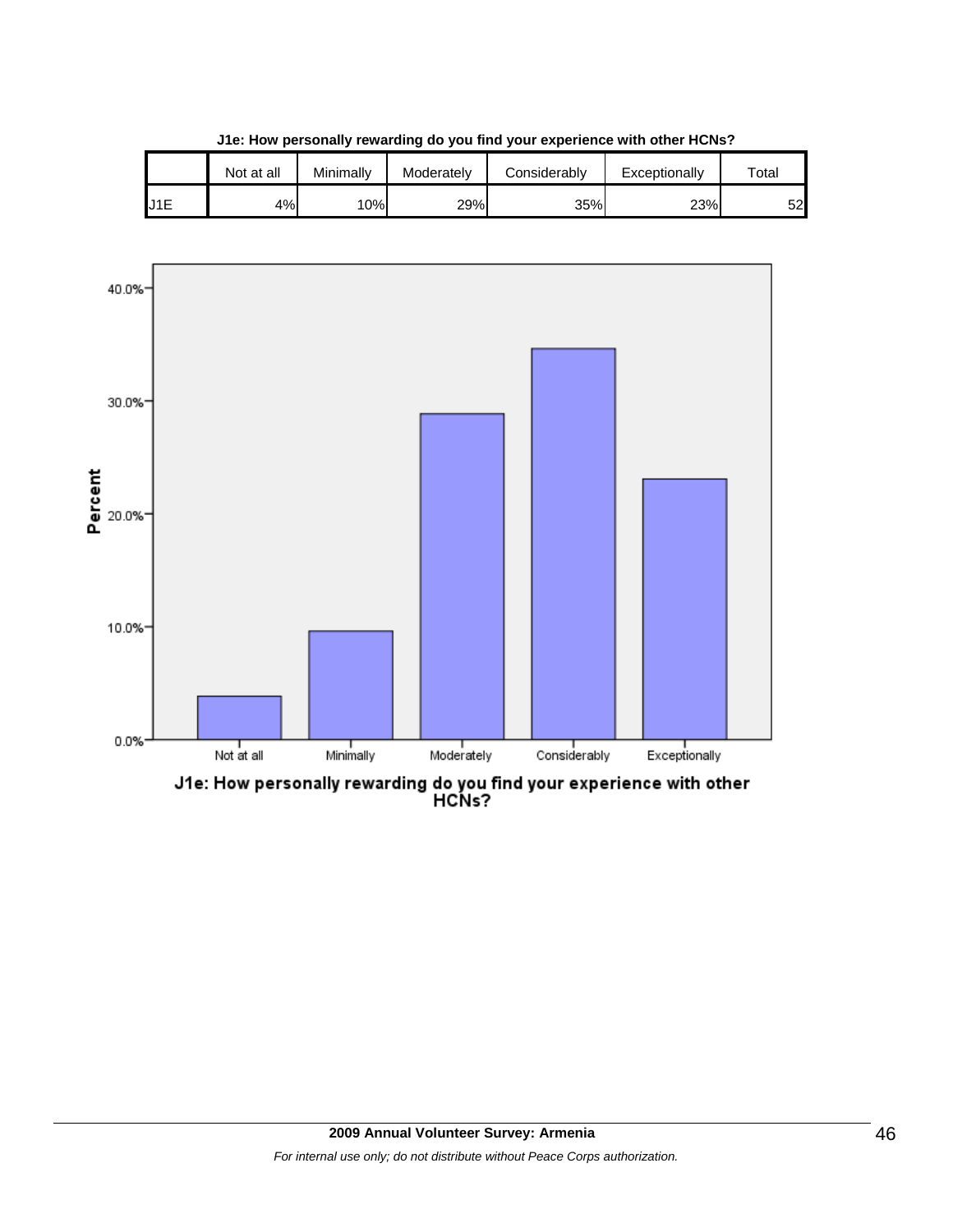**J1e: How personally rewarding do you find your experience with other HCNs?**

| | Not at all | Minimally | Moderately | Considerably | Exceptionally | Total |
|---|---|---|---|---|---|---|
| J1E | 4% | 10% | 29% | 35% | 23% | 52 |

J1e: How personally rewarding do you find your experience with other HCNs?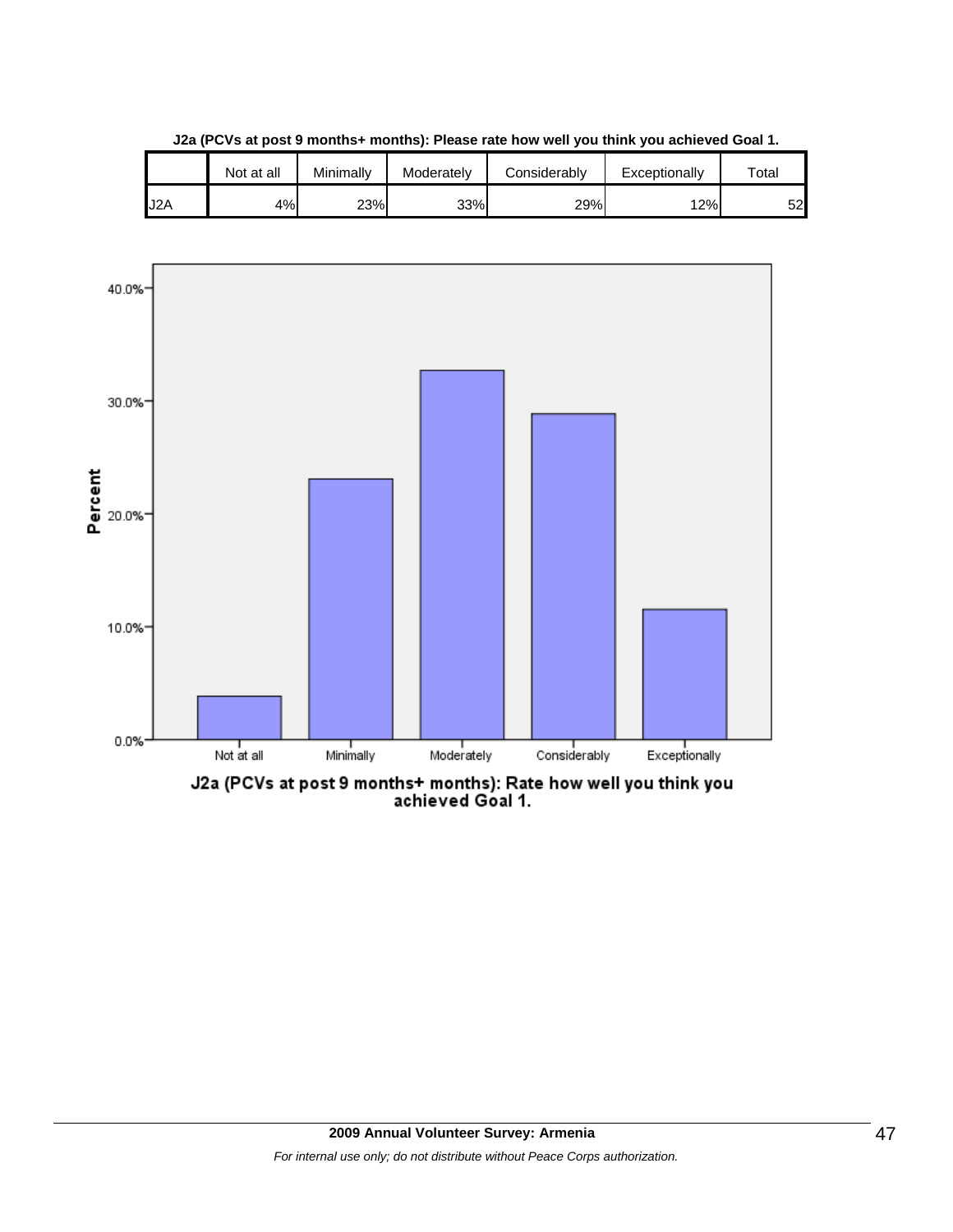**J2a (PCVs at post 9 months+ months): Please rate how well you think you achieved Goal 1.**

| | Not at all | Minimally | Moderately | Considerably | Exceptionally | Total |
|---|---|---|---|---|---|---|
| J2A | 4% | 23% | 33% | 29% | 12% | 52 |

J2a (PCVs at post 9 months+ months): Rate how well you think you achieved Goal 1.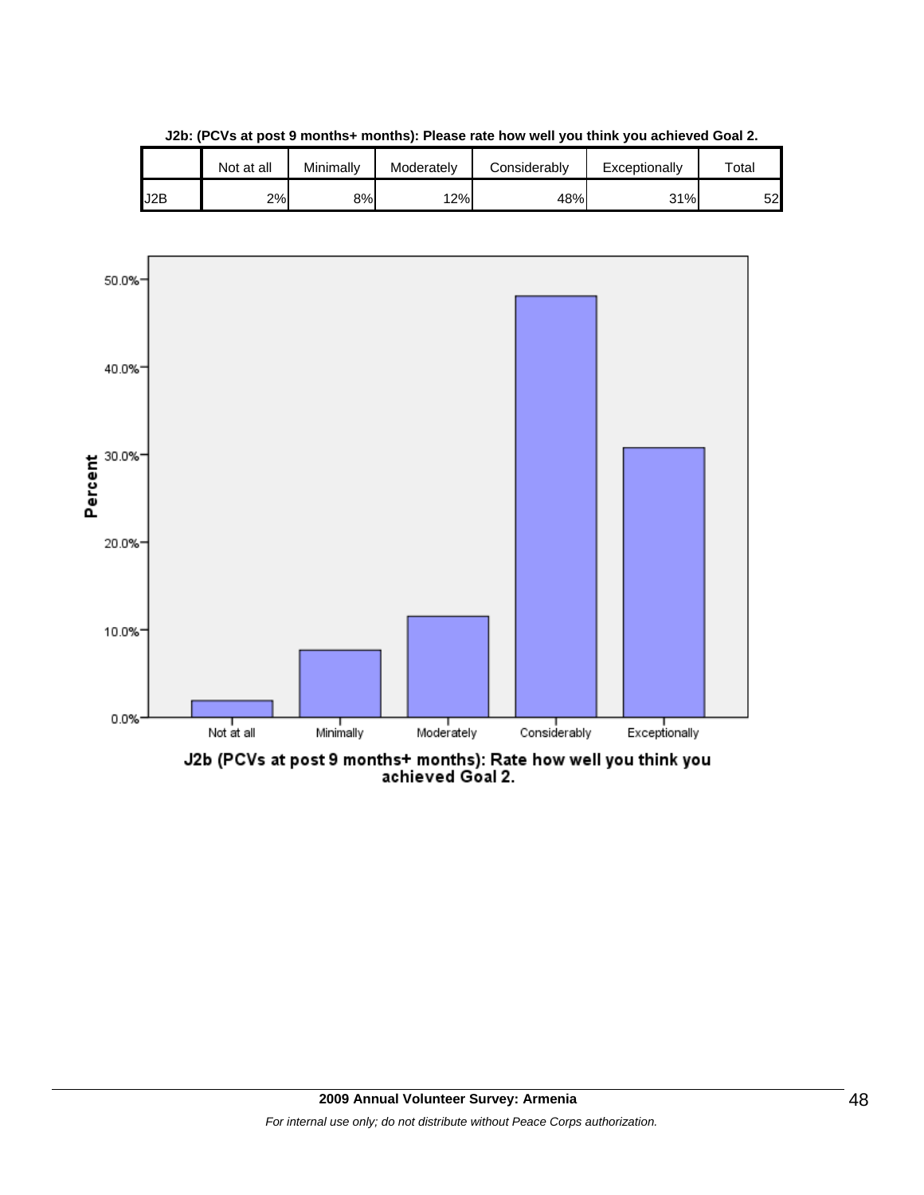**J2b: (PCVs at post 9 months+ months): Please rate how well you think you achieved Goal 2.**

| | Not at all | Minimally | Moderately | Considerably | Exceptionally | Total |
|---|---|---|---|---|---|---|
| J2B | 2% | 8% | 12% | 48% | 31% | 52 |

J2b (PCVs at post 9 months+ months): Rate how well you think you achieved Goal 2.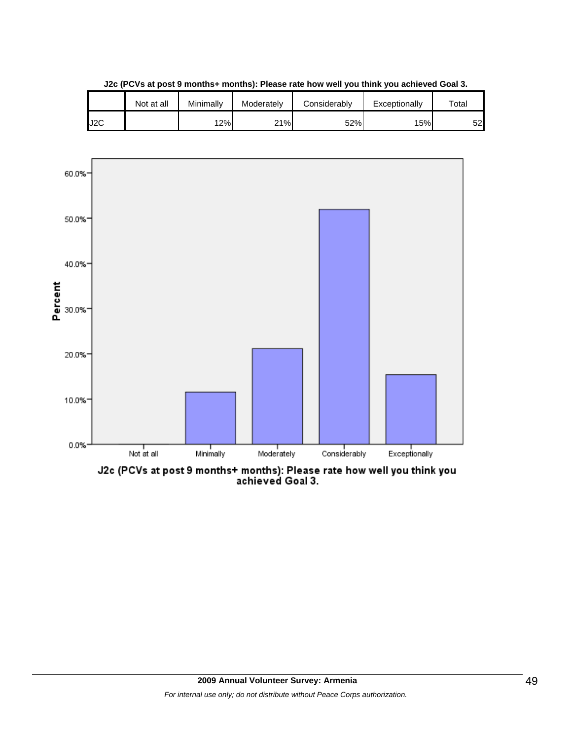**J2c (PCVs at post 9 months+ months): Please rate how well you think you achieved Goal 3.**

| | Not at all | Minimally | Moderately | Considerably | Exceptionally | Total |
|---|---|---|---|---|---|---|
| J2C | | 12% | 21% | 52% | 15% | 52 |

J2c (PCVs at post 9 months+ months): Please rate how well you think you achieved Goal 3.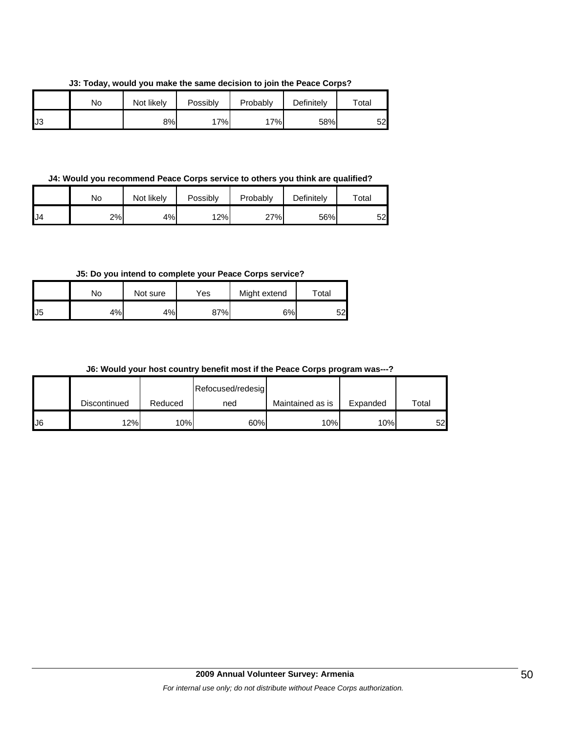**J3: Today, would you make the same decision to join the Peace Corps?**

| | No | Not likely | Possibly | Probably | Definitely | Total |
|---|---|---|---|---|---|---|
| J3 | | 8% | 17% | 17% | 58% | 52 |

**J4: Would you recommend Peace Corps service to others you think are qualified?**

| | No | Not likely | Possibly | Probably | Definitely | Total |
|---|---|---|---|---|---|---|
| J4 | 2% | 4% | 12% | 27% | 56% | 52 |

**J5: Do you intend to complete your Peace Corps service?**

| | No | Not sure | Yes | Might extend | Total |
|---|---|---|---|---|---|
| J5 | 4% | 4% | 87% | 6% | 52 |

**J6: Would your host country benefit most if the Peace Corps program was---?**

| | Discontinued | Reduced | Refocused/redesigned | Maintained as is | Expanded | Total |
|---|---|---|---|---|---|---|
| J6 | 12% | 10% | 60% | 10% | 10% | 52 |

**2009 Annual Volunteer Survey: Armenia**

*For internal use only; do not distribute without Peace Corps authorization.*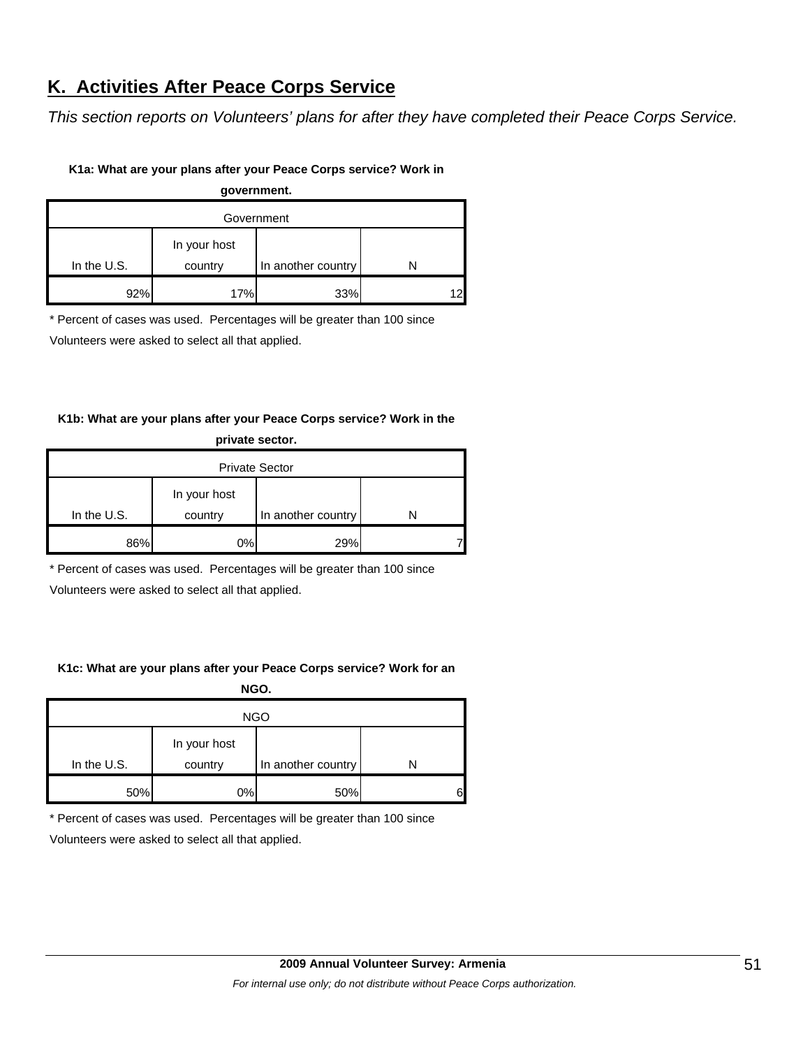## K. Activities After Peace Corps Service

*This section reports on Volunteers' plans for after they have completed their Peace Corps Service.*

**K1a: What are your plans after your Peace Corps service? Work in government.**

| Government | | | |
|---|---|---|---|
| In the U.S. | In your host country | In another country | N |
| 92% | 17% | 33% | 12 |

\* Percent of cases was used. Percentages will be greater than 100 since Volunteers were asked to select all that applied.

**K1b: What are your plans after your Peace Corps service? Work in the private sector.**

| Private Sector | | | |
|---|---|---|---|
| In the U.S. | In your host country | In another country | N |
| 86% | 0% | 29% | 7 |

\* Percent of cases was used. Percentages will be greater than 100 since Volunteers were asked to select all that applied.

**K1c: What are your plans after your Peace Corps service? Work for an NGO.**

| NGO | | | |
|---|---|---|---|
| In the U.S. | In your host country | In another country | N |
| 50% | 0% | 50% | 6 |

\* Percent of cases was used. Percentages will be greater than 100 since Volunteers were asked to select all that applied.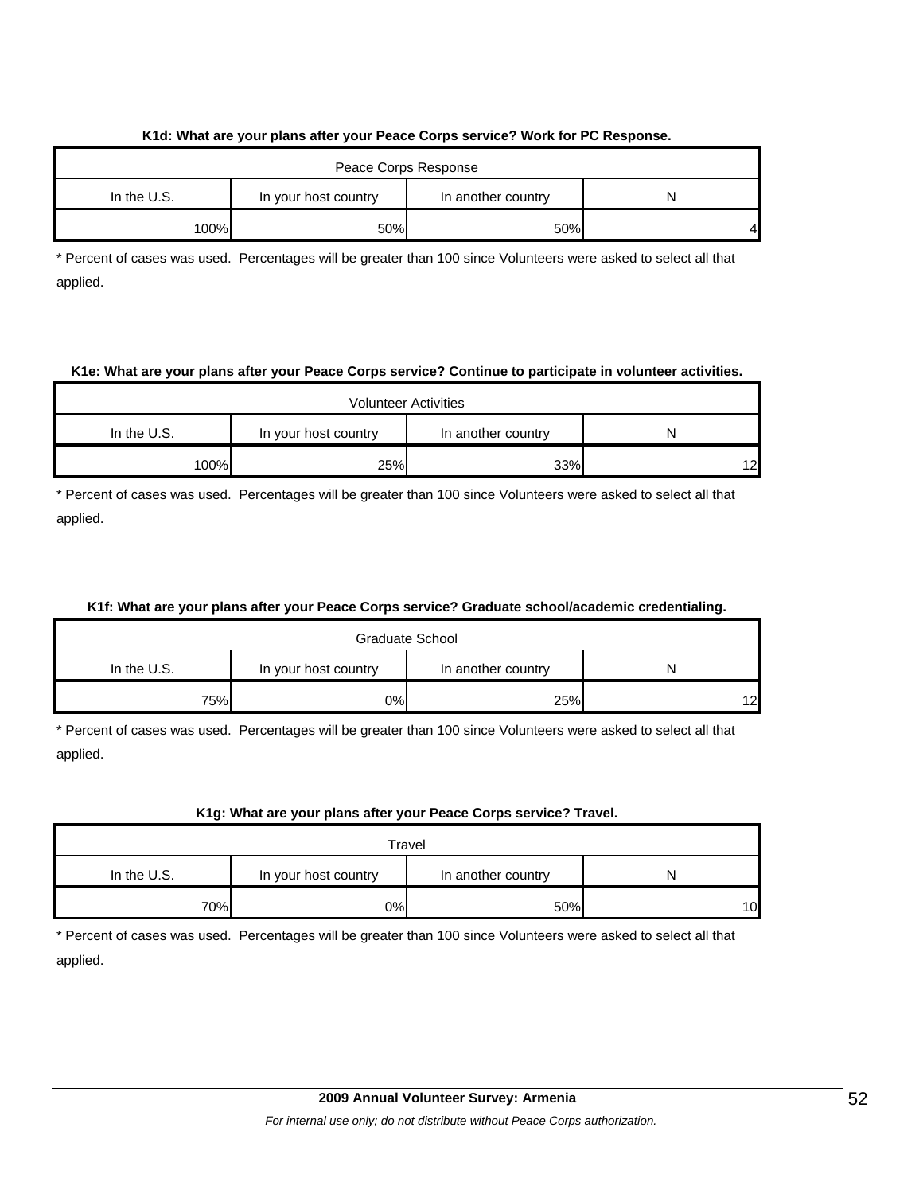**K1d: What are your plans after your Peace Corps service? Work for PC Response.**

| Peace Corps Response | | | |
|---|---|---|---|
| In the U.S. | In your host country | In another country | N |
| 100% | 50% | 50% | 4 |

* Percent of cases was used. Percentages will be greater than 100 since Volunteers were asked to select all that applied.

**K1e: What are your plans after your Peace Corps service? Continue to participate in volunteer activities.**

| Volunteer Activities | | | |
|---|---|---|---|
| In the U.S. | In your host country | In another country | N |
| 100% | 25% | 33% | 12 |

* Percent of cases was used. Percentages will be greater than 100 since Volunteers were asked to select all that applied.

**K1f: What are your plans after your Peace Corps service? Graduate school/academic credentialing.**

| Graduate School | | | |
|---|---|---|---|
| In the U.S. | In your host country | In another country | N |
| 75% | 0% | 25% | 12 |

* Percent of cases was used. Percentages will be greater than 100 since Volunteers were asked to select all that applied.

**K1g: What are your plans after your Peace Corps service? Travel.**

| Travel | | | |
|---|---|---|---|
| In the U.S. | In your host country | In another country | N |
| 70% | 0% | 50% | 10 |

* Percent of cases was used. Percentages will be greater than 100 since Volunteers were asked to select all that applied.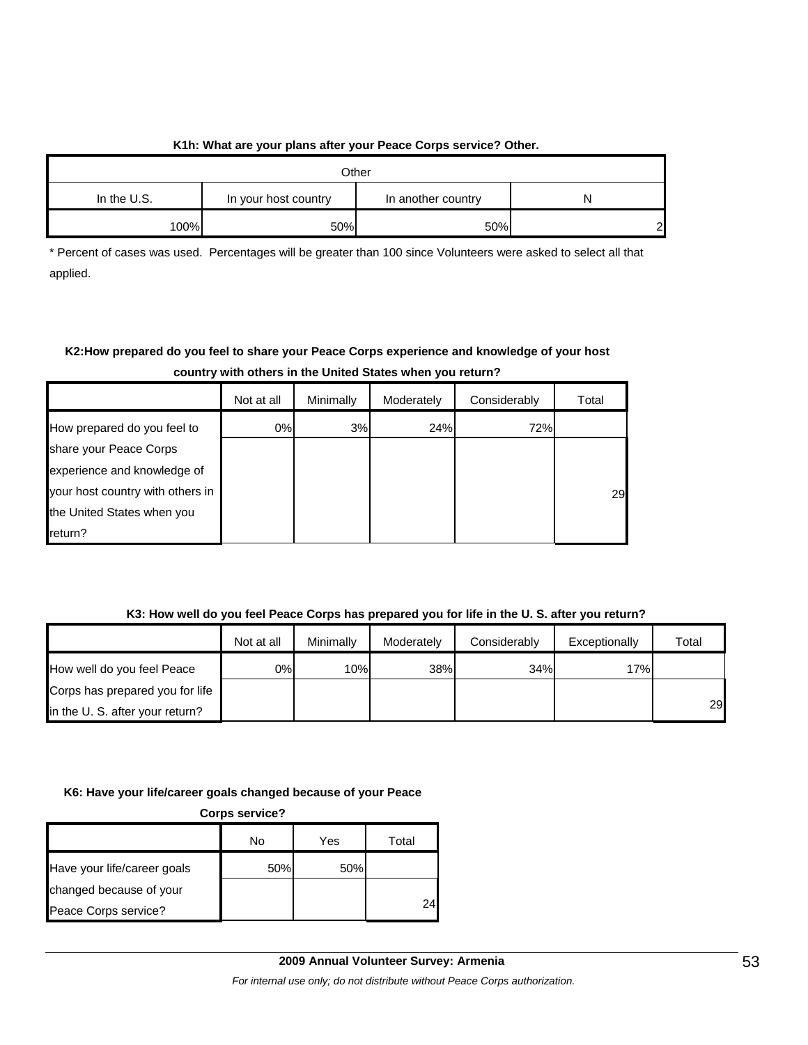**K1h: What are your plans after your Peace Corps service? Other.**

| Other | | | |
|---|---|---|---|
| In the U.S. | In your host country | In another country | N |
| 100% | 50% | 50% | 2 |

* Percent of cases was used. Percentages will be greater than 100 since Volunteers were asked to select all that applied.

**K2:How prepared do you feel to share your Peace Corps experience and knowledge of your host country with others in the United States when you return?**

| | Not at all | Minimally | Moderately | Considerably | Total |
|---|---|---|---|---|---|
| How prepared do you feel to share your Peace Corps experience and knowledge of your host country with others in the United States when you return? | 0% | 3% | 24% | 72% | 29 |

**K3: How well do you feel Peace Corps has prepared you for life in the U. S. after you return?**

| | Not at all | Minimally | Moderately | Considerably | Exceptionally | Total |
|---|---|---|---|---|---|---|
| How well do you feel Peace Corps has prepared you for life in the U. S. after you return? | 0% | 10% | 38% | 34% | 17% | 29 |

**K6: Have your life/career goals changed because of your Peace Corps service?**

| | No | Yes | Total |
|---|---|---|---|
| Have your life/career goals changed because of your Peace Corps service? | 50% | 50% | 24 |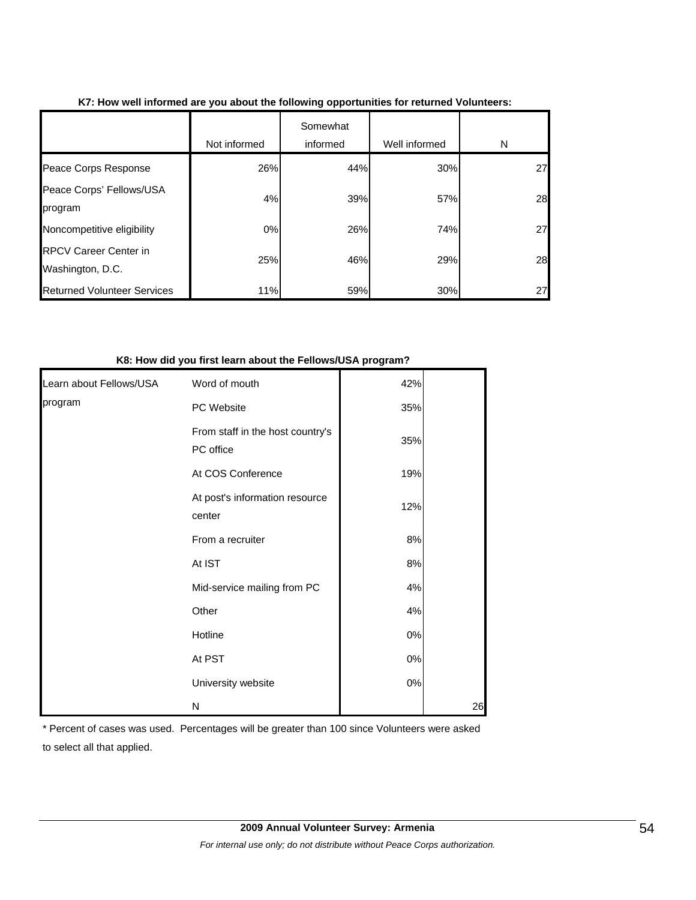**K7: How well informed are you about the following opportunities for returned Volunteers:**

| | Not informed | Somewhat informed | Well informed | N |
|---|---|---|---|---|
| Peace Corps Response | 26% | 44% | 30% | 27 |
| Peace Corps' Fellows/USA program | 4% | 39% | 57% | 28 |
| Noncompetitive eligibility | 0% | 26% | 74% | 27 |
| RPCV Career Center in Washington, D.C. | 25% | 46% | 29% | 28 |
| Returned Volunteer Services | 11% | 59% | 30% | 27 |

**K8: How did you first learn about the Fellows/USA program?**

| | | | |
|---|---|---|---|
| Learn about Fellows/USA program | Word of mouth | 42% | |
| | PC Website | 35% | |
| | From staff in the host country's PC office | 35% | |
| | At COS Conference | 19% | |
| | At post's information resource center | 12% | |
| | From a recruiter | 8% | |
| | At IST | 8% | |
| | Mid-service mailing from PC | 4% | |
| | Other | 4% | |
| | Hotline | 0% | |
| | At PST | 0% | |
| | University website | 0% | |
| | N | | 26 |

* Percent of cases was used. Percentages will be greater than 100 since Volunteers were asked to select all that applied.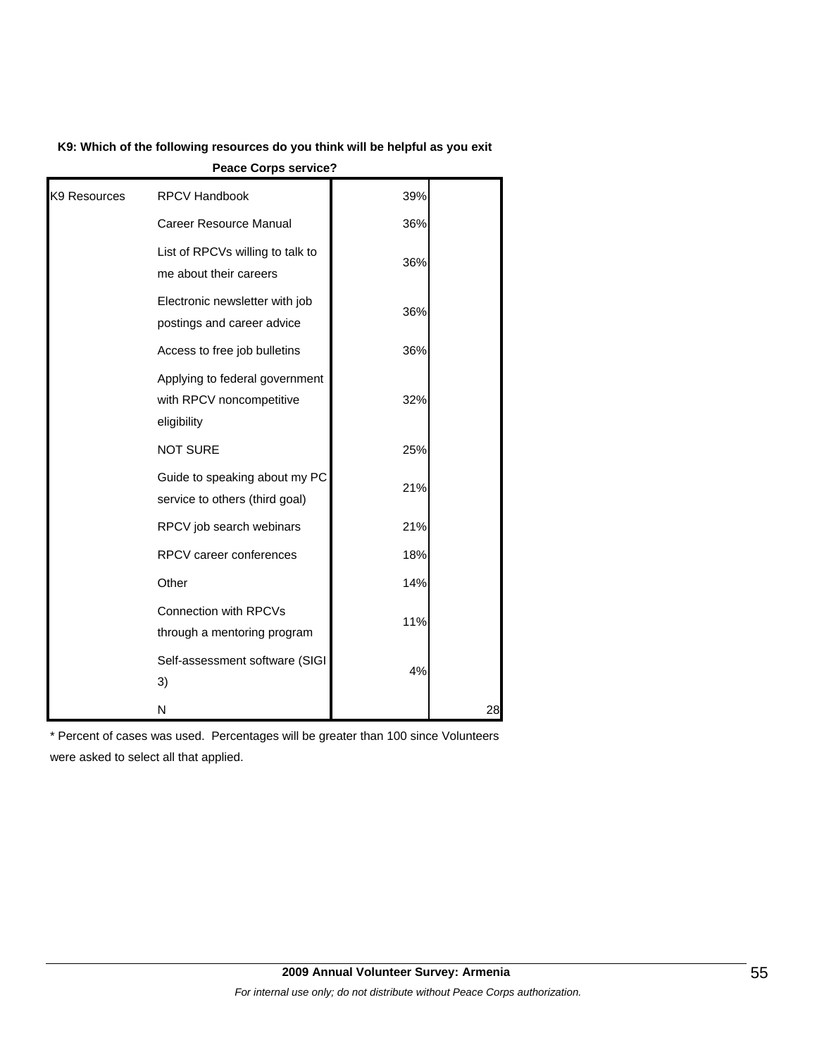**K9: Which of the following resources do you think will be helpful as you exit Peace Corps service?**

| | | | |
|---|---|---|---|
| K9 Resources | RPCV Handbook | 39% | |
| | Career Resource Manual | 36% | |
| | List of RPCVs willing to talk to me about their careers | 36% | |
| | Electronic newsletter with job postings and career advice | 36% | |
| | Access to free job bulletins | 36% | |
| | Applying to federal government with RPCV noncompetitive eligibility | 32% | |
| | NOT SURE | 25% | |
| | Guide to speaking about my PC service to others (third goal) | 21% | |
| | RPCV job search webinars | 21% | |
| | RPCV career conferences | 18% | |
| | Other | 14% | |
| | Connection with RPCVs through a mentoring program | 11% | |
| | Self-assessment software (SIGI 3) | 4% | |
| | N | | 28 |

* Percent of cases was used. Percentages will be greater than 100 since Volunteers were asked to select all that applied.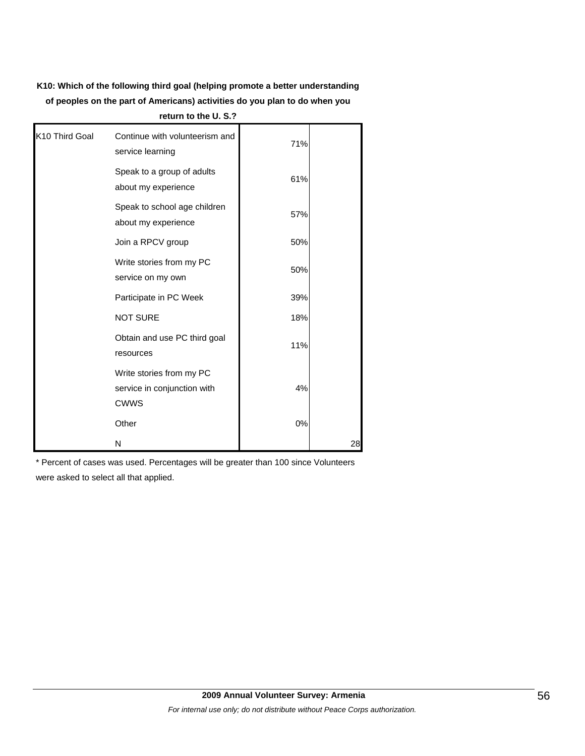**K10: Which of the following third goal (helping promote a better understanding of peoples on the part of Americans) activities do you plan to do when you return to the U. S.?**

| | | | |
|---|---|---|---|
| K10 Third Goal | Continue with volunteerism and service learning | 71% | |
| | Speak to a group of adults about my experience | 61% | |
| | Speak to school age children about my experience | 57% | |
| | Join a RPCV group | 50% | |
| | Write stories from my PC service on my own | 50% | |
| | Participate in PC Week | 39% | |
| | NOT SURE | 18% | |
| | Obtain and use PC third goal resources | 11% | |
| | Write stories from my PC service in conjunction with CWWS | 4% | |
| | Other | 0% | |
| | N | | 28 |

* Percent of cases was used. Percentages will be greater than 100 since Volunteers were asked to select all that applied.